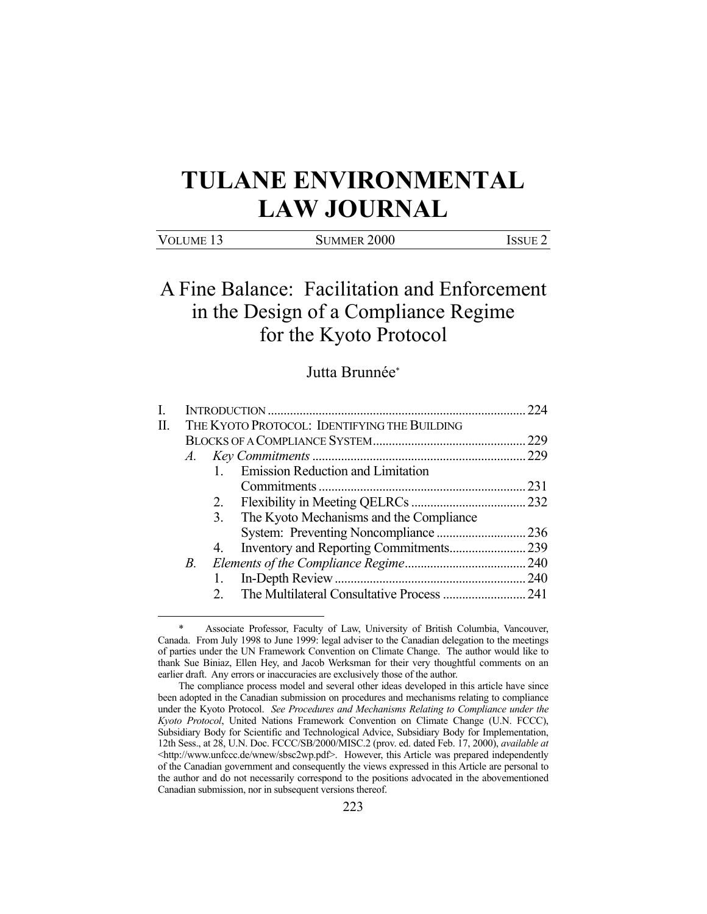# TULANE ENVIRONMENTAL LAW JOURNAL

VOLUME 13 SUMMER 2000 ISSUE 2

## A Fine Balance: Facilitation and Enforcement in the Design of a Compliance Regime for the Kyoto Protocol

Jutta Brunnée*

I. INTRODUCTION ..... 224
II. THE KYOTO PROTOCOL: IDENTIFYING THE BUILDING BLOCKS OF A COMPLIANCE SYSTEM ..... 229
  *A. Key Commitments* ..... 229
    1. Emission Reduction and Limitation Commitments ..... 231
    2. Flexibility in Meeting QELRCs ..... 232
    3. The Kyoto Mechanisms and the Compliance System: Preventing Noncompliance ..... 236
    4. Inventory and Reporting Commitments ..... 239
  *B. Elements of the Compliance Regime* ..... 240
    1. In-Depth Review ..... 240
    2. The Multilateral Consultative Process ..... 241

---

\* Associate Professor, Faculty of Law, University of British Columbia, Vancouver, Canada. From July 1998 to June 1999: legal adviser to the Canadian delegation to the meetings of parties under the UN Framework Convention on Climate Change. The author would like to thank Sue Biniaz, Ellen Hey, and Jacob Werksman for their very thoughtful comments on an earlier draft. Any errors or inaccuracies are exclusively those of the author.

The compliance process model and several other ideas developed in this article have since been adopted in the Canadian submission on procedures and mechanisms relating to compliance under the Kyoto Protocol. *See Procedures and Mechanisms Relating to Compliance under the Kyoto Protocol*, United Nations Framework Convention on Climate Change (U.N. FCCC), Subsidiary Body for Scientific and Technological Advice, Subsidiary Body for Implementation, 12th Sess., at 28, U.N. Doc. FCCC/SB/2000/MISC.2 (prov. ed. dated Feb. 17, 2000), *available at* <http://www.unfccc.de/wnew/sbsc2wp.pdf>. However, this Article was prepared independently of the Canadian government and consequently the views expressed in this Article are personal to the author and do not necessarily correspond to the positions advocated in the abovementioned Canadian submission, nor in subsequent versions thereof.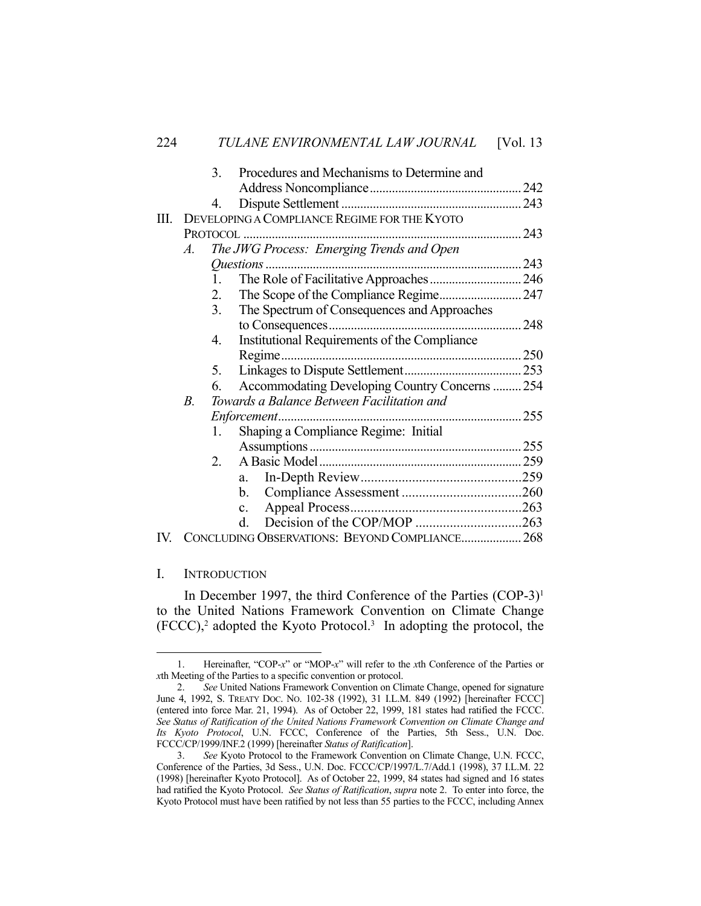3. Procedures and Mechanisms to Determine and Address Noncompliance ........ 242
4. Dispute Settlement ........ 243

III. DEVELOPING A COMPLIANCE REGIME FOR THE KYOTO PROTOCOL ........ 243

*A. The JWG Process: Emerging Trends and Open Questions* ........ 243

1. The Role of Facilitative Approaches ........ 246
2. The Scope of the Compliance Regime ........ 247
3. The Spectrum of Consequences and Approaches to Consequences ........ 248
4. Institutional Requirements of the Compliance Regime ........ 250
5. Linkages to Dispute Settlement ........ 253
6. Accommodating Developing Country Concerns ........ 254

*B. Towards a Balance Between Facilitation and Enforcement* ........ 255

1. Shaping a Compliance Regime: Initial Assumptions ........ 255
2. A Basic Model ........ 259
   a. In-Depth Review ........ 259
   b. Compliance Assessment ........ 260
   c. Appeal Process ........ 263
   d. Decision of the COP/MOP ........ 263

IV. CONCLUDING OBSERVATIONS: BEYOND COMPLIANCE ........ 268

## I. INTRODUCTION

In December 1997, the third Conference of the Parties (COP-3)[1] to the United Nations Framework Convention on Climate Change (FCCC),[2] adopted the Kyoto Protocol.[3] In adopting the protocol, the

---

1. Hereinafter, "COP-*x*" or "MOP-*x*" will refer to the *x*th Conference of the Parties or *x*th Meeting of the Parties to a specific convention or protocol.

2. *See* United Nations Framework Convention on Climate Change, opened for signature June 4, 1992, S. TREATY DOC. NO. 102-38 (1992), 31 I.L.M. 849 (1992) [hereinafter FCCC] (entered into force Mar. 21, 1994). As of October 22, 1999, 181 states had ratified the FCCC. *See Status of Ratification of the United Nations Framework Convention on Climate Change and Its Kyoto Protocol*, U.N. FCCC, Conference of the Parties, 5th Sess., U.N. Doc. FCCC/CP/1999/INF.2 (1999) [hereinafter *Status of Ratification*].

3. *See* Kyoto Protocol to the Framework Convention on Climate Change, U.N. FCCC, Conference of the Parties, 3d Sess., U.N. Doc. FCCC/CP/1997/L.7/Add.1 (1998), 37 I.L.M. 22 (1998) [hereinafter Kyoto Protocol]. As of October 22, 1999, 84 states had signed and 16 states had ratified the Kyoto Protocol. *See Status of Ratification*, *supra* note 2. To enter into force, the Kyoto Protocol must have been ratified by not less than 55 parties to the FCCC, including Annex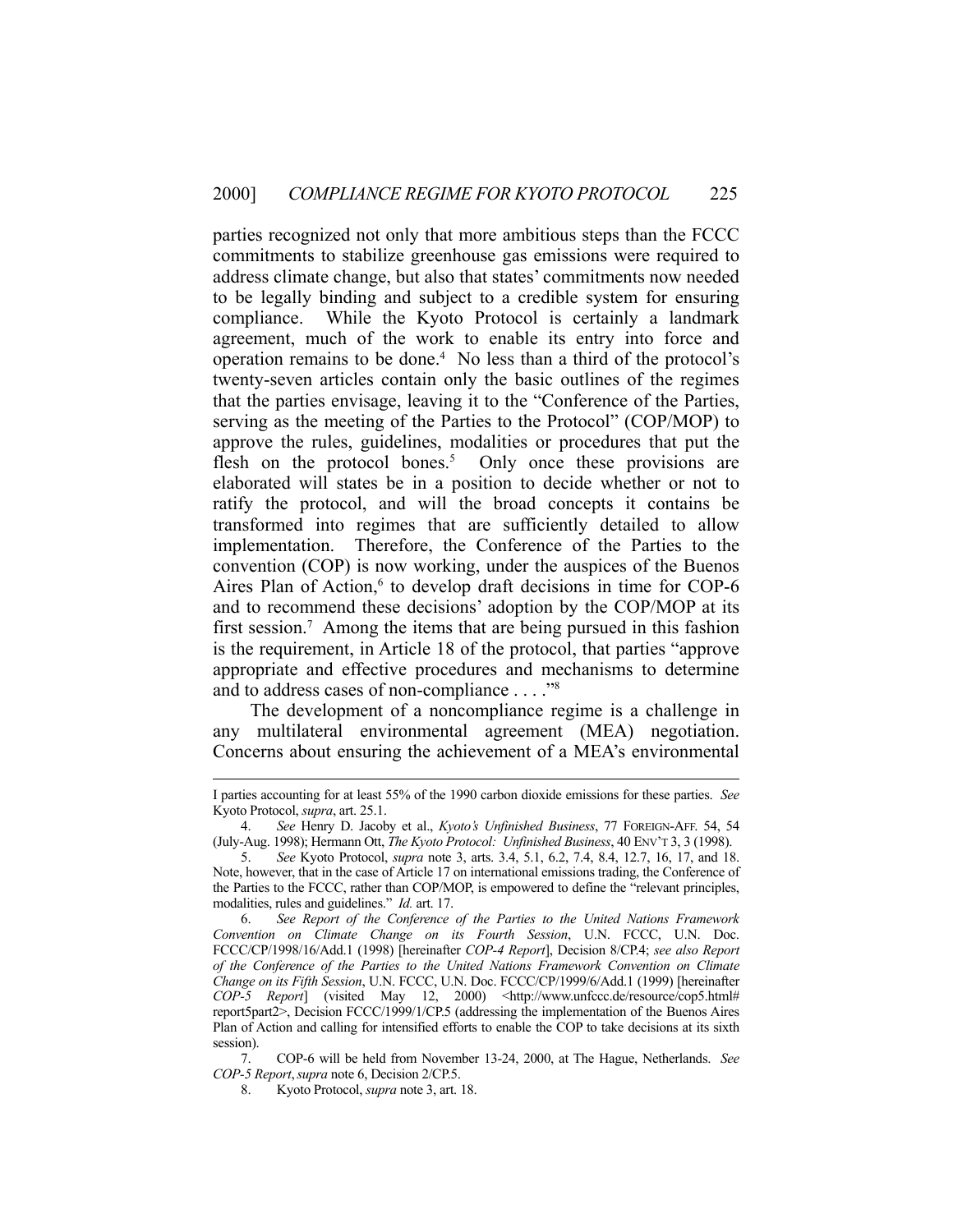parties recognized not only that more ambitious steps than the FCCC commitments to stabilize greenhouse gas emissions were required to address climate change, but also that states' commitments now needed to be legally binding and subject to a credible system for ensuring compliance. While the Kyoto Protocol is certainly a landmark agreement, much of the work to enable its entry into force and operation remains to be done.[4] No less than a third of the protocol's twenty-seven articles contain only the basic outlines of the regimes that the parties envisage, leaving it to the "Conference of the Parties, serving as the meeting of the Parties to the Protocol" (COP/MOP) to approve the rules, guidelines, modalities or procedures that put the flesh on the protocol bones.[5] Only once these provisions are elaborated will states be in a position to decide whether or not to ratify the protocol, and will the broad concepts it contains be transformed into regimes that are sufficiently detailed to allow implementation. Therefore, the Conference of the Parties to the convention (COP) is now working, under the auspices of the Buenos Aires Plan of Action,[6] to develop draft decisions in time for COP-6 and to recommend these decisions' adoption by the COP/MOP at its first session.[7] Among the items that are being pursued in this fashion is the requirement, in Article 18 of the protocol, that parties "approve appropriate and effective procedures and mechanisms to determine and to address cases of non-compliance . . . ."[8]

The development of a noncompliance regime is a challenge in any multilateral environmental agreement (MEA) negotiation. Concerns about ensuring the achievement of a MEA's environmental

---

I parties accounting for at least 55% of the 1990 carbon dioxide emissions for these parties. *See* Kyoto Protocol, *supra*, art. 25.1.

4. *See* Henry D. Jacoby et al., *Kyoto's Unfinished Business*, 77 FOREIGN-AFF. 54, 54 (July-Aug. 1998); Hermann Ott, *The Kyoto Protocol: Unfinished Business*, 40 ENV'T 3, 3 (1998).

5. *See* Kyoto Protocol, *supra* note 3, arts. 3.4, 5.1, 6.2, 7.4, 8.4, 12.7, 16, 17, and 18. Note, however, that in the case of Article 17 on international emissions trading, the Conference of the Parties to the FCCC, rather than COP/MOP, is empowered to define the "relevant principles, modalities, rules and guidelines." *Id.* art. 17.

6. *See Report of the Conference of the Parties to the United Nations Framework Convention on Climate Change on its Fourth Session*, U.N. FCCC, U.N. Doc. FCCC/CP/1998/16/Add.1 (1998) [hereinafter *COP-4 Report*], Decision 8/CP.4; *see also Report of the Conference of the Parties to the United Nations Framework Convention on Climate Change on its Fifth Session*, U.N. FCCC, U.N. Doc. FCCC/CP/1999/6/Add.1 (1999) [hereinafter *COP-5 Report*] (visited May 12, 2000) <http://www.unfccc.de/resource/cop5.html#report5part2>, Decision FCCC/1999/1/CP.5 (addressing the implementation of the Buenos Aires Plan of Action and calling for intensified efforts to enable the COP to take decisions at its sixth session).

7. COP-6 will be held from November 13-24, 2000, at The Hague, Netherlands. *See COP-5 Report*, *supra* note 6, Decision 2/CP.5.

8. Kyoto Protocol, *supra* note 3, art. 18.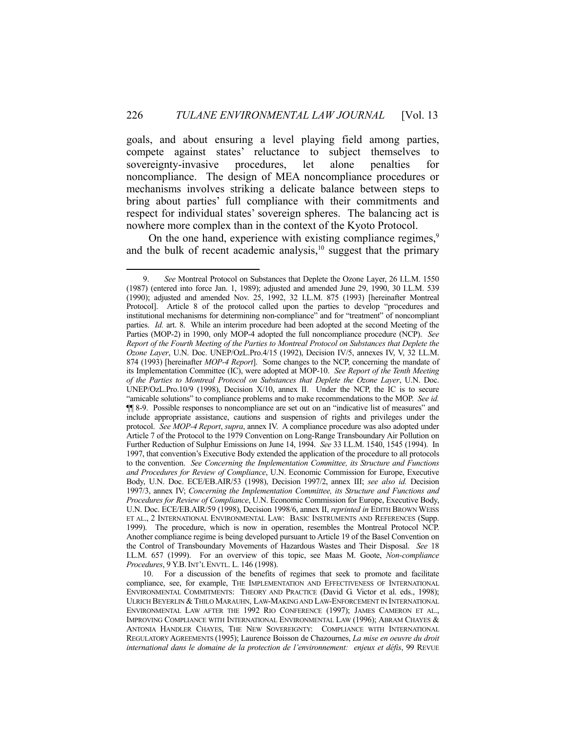goals, and about ensuring a level playing field among parties, compete against states' reluctance to subject themselves to sovereignty-invasive procedures, let alone penalties for noncompliance. The design of MEA noncompliance procedures or mechanisms involves striking a delicate balance between steps to bring about parties' full compliance with their commitments and respect for individual states' sovereign spheres. The balancing act is nowhere more complex than in the context of the Kyoto Protocol.

On the one hand, experience with existing compliance regimes,[9] and the bulk of recent academic analysis,[10] suggest that the primary

---

9. *See* Montreal Protocol on Substances that Deplete the Ozone Layer, 26 I.L.M. 1550 (1987) (entered into force Jan. 1, 1989); adjusted and amended June 29, 1990, 30 I.L.M. 539 (1990); adjusted and amended Nov. 25, 1992, 32 I.L.M. 875 (1993) [hereinafter Montreal Protocol]. Article 8 of the protocol called upon the parties to develop "procedures and institutional mechanisms for determining non-compliance" and for "treatment" of noncompliant parties. *Id.* art. 8. While an interim procedure had been adopted at the second Meeting of the Parties (MOP-2) in 1990, only MOP-4 adopted the full noncompliance procedure (NCP). *See Report of the Fourth Meeting of the Parties to Montreal Protocol on Substances that Deplete the Ozone Layer*, U.N. Doc. UNEP/OzL.Pro.4/15 (1992), Decision IV/5, annexes IV, V, 32 I.L.M. 874 (1993) [hereinafter *MOP-4 Report*]. Some changes to the NCP, concerning the mandate of its Implementation Committee (IC), were adopted at MOP-10. *See Report of the Tenth Meeting of the Parties to Montreal Protocol on Substances that Deplete the Ozone Layer*, U.N. Doc. UNEP/OzL.Pro.10/9 (1998), Decision X/10, annex II. Under the NCP, the IC is to secure "amicable solutions" to compliance problems and to make recommendations to the MOP. *See id.* ¶¶ 8-9. Possible responses to noncompliance are set out on an "indicative list of measures" and include appropriate assistance, cautions and suspension of rights and privileges under the protocol. *See MOP-4 Report*, *supra*, annex IV. A compliance procedure was also adopted under Article 7 of the Protocol to the 1979 Convention on Long-Range Transboundary Air Pollution on Further Reduction of Sulphur Emissions on June 14, 1994. *See* 33 I.L.M. 1540, 1545 (1994). In 1997, that convention's Executive Body extended the application of the procedure to all protocols to the convention. *See Concerning the Implementation Committee, its Structure and Functions and Procedures for Review of Compliance*, U.N. Economic Commission for Europe, Executive Body, U.N. Doc. ECE/EB.AIR/53 (1998), Decision 1997/2, annex III; *see also id.* Decision 1997/3, annex IV; *Concerning the Implementation Committee, its Structure and Functions and Procedures for Review of Compliance*, U.N. Economic Commission for Europe, Executive Body, U.N. Doc. ECE/EB.AIR/59 (1998), Decision 1998/6, annex II, *reprinted in* EDITH BROWN WEISS ET AL., 2 INTERNATIONAL ENVIRONMENTAL LAW: BASIC INSTRUMENTS AND REFERENCES (Supp. 1999). The procedure, which is now in operation, resembles the Montreal Protocol NCP. Another compliance regime is being developed pursuant to Article 19 of the Basel Convention on the Control of Transboundary Movements of Hazardous Wastes and Their Disposal. *See* 18 I.L.M. 657 (1999). For an overview of this topic, see Maas M. Goote, *Non-compliance Procedures*, 9 Y.B. INT'L ENVTL. L. 146 (1998).

10. For a discussion of the benefits of regimes that seek to promote and facilitate compliance, see, for example, THE IMPLEMENTATION AND EFFECTIVENESS OF INTERNATIONAL ENVIRONMENTAL COMMITMENTS: THEORY AND PRACTICE (David G. Victor et al. eds., 1998); ULRICH BEYERLIN & THILO MARAUHN, LAW-MAKING AND LAW-ENFORCEMENT IN INTERNATIONAL ENVIRONMENTAL LAW AFTER THE 1992 RIO CONFERENCE (1997); JAMES CAMERON ET AL., IMPROVING COMPLIANCE WITH INTERNATIONAL ENVIRONMENTAL LAW (1996); ABRAM CHAYES & ANTONIA HANDLER CHAYES, THE NEW SOVEREIGNTY: COMPLIANCE WITH INTERNATIONAL REGULATORY AGREEMENTS (1995); Laurence Boisson de Chazournes, *La mise en oeuvre du droit international dans le domaine de la protection de l'environnement: enjeux et défis*, 99 REVUE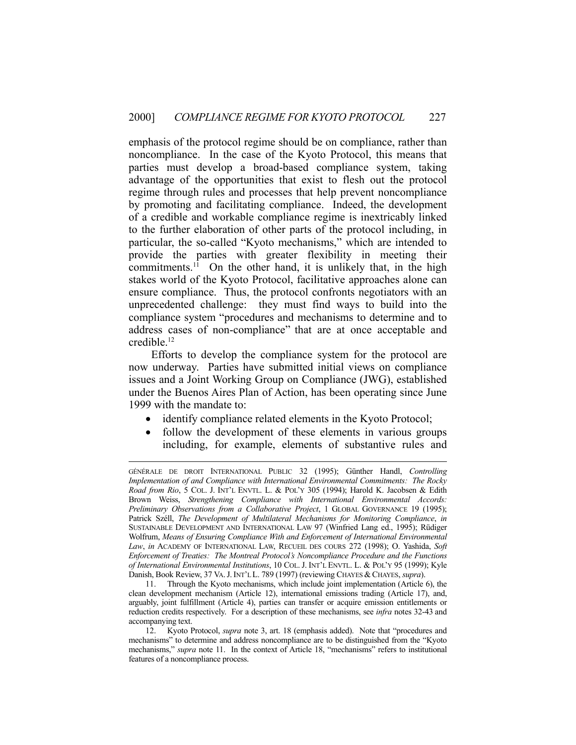emphasis of the protocol regime should be on compliance, rather than noncompliance. In the case of the Kyoto Protocol, this means that parties must develop a broad-based compliance system, taking advantage of the opportunities that exist to flesh out the protocol regime through rules and processes that help prevent noncompliance by promoting and facilitating compliance. Indeed, the development of a credible and workable compliance regime is inextricably linked to the further elaboration of other parts of the protocol including, in particular, the so-called "Kyoto mechanisms," which are intended to provide the parties with greater flexibility in meeting their commitments.[11] On the other hand, it is unlikely that, in the high stakes world of the Kyoto Protocol, facilitative approaches alone can ensure compliance. Thus, the protocol confronts negotiators with an unprecedented challenge: they must find ways to build into the compliance system "procedures and mechanisms to determine and to address cases of non-compliance" that are at once acceptable and credible.[12]

Efforts to develop the compliance system for the protocol are now underway. Parties have submitted initial views on compliance issues and a Joint Working Group on Compliance (JWG), established under the Buenos Aires Plan of Action, has been operating since June 1999 with the mandate to:

- identify compliance related elements in the Kyoto Protocol;
- follow the development of these elements in various groups including, for example, elements of substantive rules and

---

GÉNÉRALE DE DROIT INTERNATIONAL PUBLIC 32 (1995); Günther Handl, *Controlling Implementation of and Compliance with International Environmental Commitments: The Rocky Road from Rio*, 5 COL. J. INT'L ENVTL. L. & POL'Y 305 (1994); Harold K. Jacobsen & Edith Brown Weiss, *Strengthening Compliance with International Environmental Accords: Preliminary Observations from a Collaborative Project*, 1 GLOBAL GOVERNANCE 19 (1995); Patrick Széll, *The Development of Multilateral Mechanisms for Monitoring Compliance*, *in* SUSTAINABLE DEVELOPMENT AND INTERNATIONAL LAW 97 (Winfried Lang ed., 1995); Rüdiger Wolfrum, *Means of Ensuring Compliance With and Enforcement of International Environmental Law*, *in* ACADEMY OF INTERNATIONAL LAW, RECUEIL DES COURS 272 (1998); O. Yashida, *Soft Enforcement of Treaties: The Montreal Protocol's Noncompliance Procedure and the Functions of International Environmental Institutions*, 10 COL. J. INT'L ENVTL. L. & POL'Y 95 (1999); Kyle Danish, Book Review, 37 VA. J. INT'L L. 789 (1997) (reviewing CHAYES & CHAYES, *supra*).

11. Through the Kyoto mechanisms, which include joint implementation (Article 6), the clean development mechanism (Article 12), international emissions trading (Article 17), and, arguably, joint fulfillment (Article 4), parties can transfer or acquire emission entitlements or reduction credits respectively. For a description of these mechanisms, see *infra* notes 32-43 and accompanying text.

12. Kyoto Protocol, *supra* note 3, art. 18 (emphasis added). Note that "procedures and mechanisms" to determine and address noncompliance are to be distinguished from the "Kyoto mechanisms," *supra* note 11. In the context of Article 18, "mechanisms" refers to institutional features of a noncompliance process.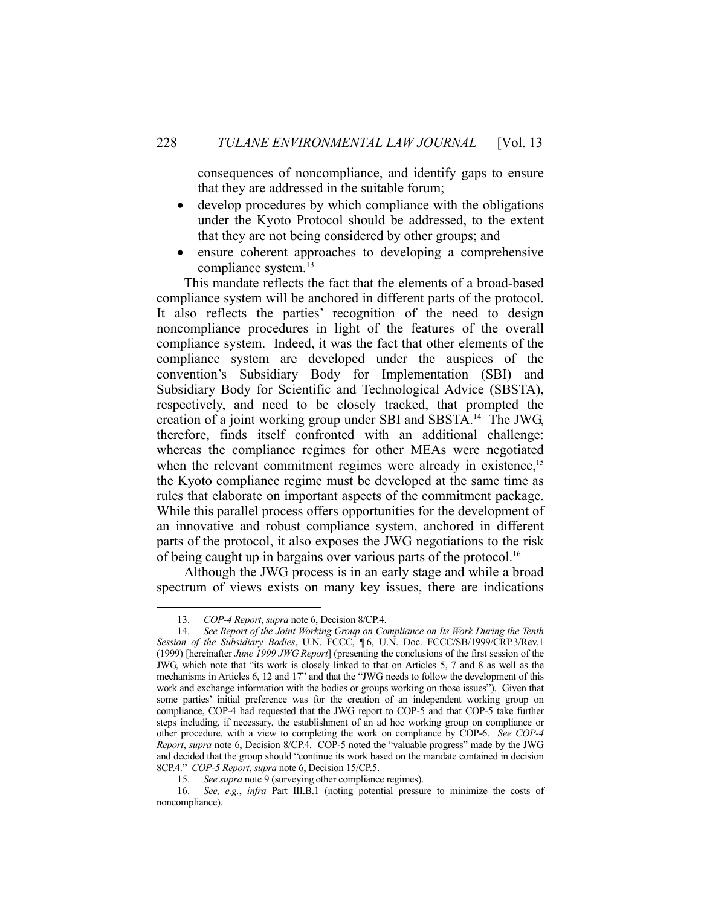consequences of noncompliance, and identify gaps to ensure that they are addressed in the suitable forum;

- develop procedures by which compliance with the obligations under the Kyoto Protocol should be addressed, to the extent that they are not being considered by other groups; and
- ensure coherent approaches to developing a comprehensive compliance system.[13]

This mandate reflects the fact that the elements of a broad-based compliance system will be anchored in different parts of the protocol. It also reflects the parties' recognition of the need to design noncompliance procedures in light of the features of the overall compliance system. Indeed, it was the fact that other elements of the compliance system are developed under the auspices of the convention's Subsidiary Body for Implementation (SBI) and Subsidiary Body for Scientific and Technological Advice (SBSTA), respectively, and need to be closely tracked, that prompted the creation of a joint working group under SBI and SBSTA.[14] The JWG, therefore, finds itself confronted with an additional challenge: whereas the compliance regimes for other MEAs were negotiated when the relevant commitment regimes were already in existence,[15] the Kyoto compliance regime must be developed at the same time as rules that elaborate on important aspects of the commitment package. While this parallel process offers opportunities for the development of an innovative and robust compliance system, anchored in different parts of the protocol, it also exposes the JWG negotiations to the risk of being caught up in bargains over various parts of the protocol.[16]

Although the JWG process is in an early stage and while a broad spectrum of views exists on many key issues, there are indications

---

13. *COP-4 Report*, *supra* note 6, Decision 8/CP.4.

14. *See Report of the Joint Working Group on Compliance on Its Work During the Tenth Session of the Subsidiary Bodies*, U.N. FCCC, ¶ 6, U.N. Doc. FCCC/SB/1999/CRP.3/Rev.1 (1999) [hereinafter *June 1999 JWG Report*] (presenting the conclusions of the first session of the JWG, which note that "its work is closely linked to that on Articles 5, 7 and 8 as well as the mechanisms in Articles 6, 12 and 17" and that the "JWG needs to follow the development of this work and exchange information with the bodies or groups working on those issues"). Given that some parties' initial preference was for the creation of an independent working group on compliance, COP-4 had requested that the JWG report to COP-5 and that COP-5 take further steps including, if necessary, the establishment of an ad hoc working group on compliance or other procedure, with a view to completing the work on compliance by COP-6. *See COP-4 Report*, *supra* note 6, Decision 8/CP.4. COP-5 noted the "valuable progress" made by the JWG and decided that the group should "continue its work based on the mandate contained in decision 8CP.4." *COP-5 Report*, *supra* note 6, Decision 15/CP.5.

15. *See supra* note 9 (surveying other compliance regimes).

16. *See, e.g.*, *infra* Part III.B.1 (noting potential pressure to minimize the costs of noncompliance).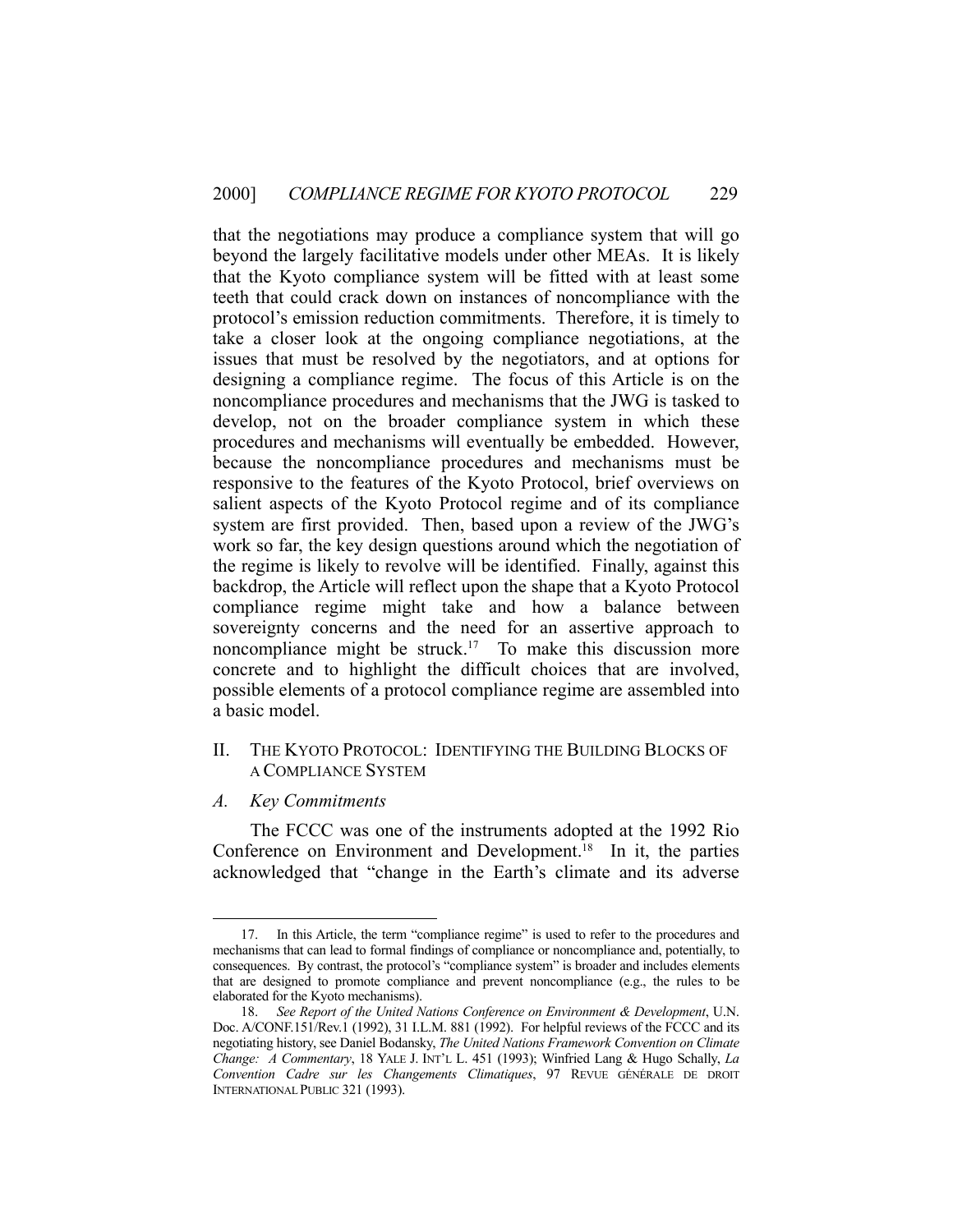that the negotiations may produce a compliance system that will go beyond the largely facilitative models under other MEAs. It is likely that the Kyoto compliance system will be fitted with at least some teeth that could crack down on instances of noncompliance with the protocol's emission reduction commitments. Therefore, it is timely to take a closer look at the ongoing compliance negotiations, at the issues that must be resolved by the negotiators, and at options for designing a compliance regime. The focus of this Article is on the noncompliance procedures and mechanisms that the JWG is tasked to develop, not on the broader compliance system in which these procedures and mechanisms will eventually be embedded. However, because the noncompliance procedures and mechanisms must be responsive to the features of the Kyoto Protocol, brief overviews on salient aspects of the Kyoto Protocol regime and of its compliance system are first provided. Then, based upon a review of the JWG's work so far, the key design questions around which the negotiation of the regime is likely to revolve will be identified. Finally, against this backdrop, the Article will reflect upon the shape that a Kyoto Protocol compliance regime might take and how a balance between sovereignty concerns and the need for an assertive approach to noncompliance might be struck.[17] To make this discussion more concrete and to highlight the difficult choices that are involved, possible elements of a protocol compliance regime are assembled into a basic model.

## II. THE KYOTO PROTOCOL: IDENTIFYING THE BUILDING BLOCKS OF A COMPLIANCE SYSTEM

### *A. Key Commitments*

The FCCC was one of the instruments adopted at the 1992 Rio Conference on Environment and Development.[18] In it, the parties acknowledged that "change in the Earth's climate and its adverse

---

17. In this Article, the term "compliance regime" is used to refer to the procedures and mechanisms that can lead to formal findings of compliance or noncompliance and, potentially, to consequences. By contrast, the protocol's "compliance system" is broader and includes elements that are designed to promote compliance and prevent noncompliance (e.g., the rules to be elaborated for the Kyoto mechanisms).

18. *See Report of the United Nations Conference on Environment & Development*, U.N. Doc. A/CONF.151/Rev.1 (1992), 31 I.L.M. 881 (1992). For helpful reviews of the FCCC and its negotiating history, see Daniel Bodansky, *The United Nations Framework Convention on Climate Change: A Commentary*, 18 YALE J. INT'L L. 451 (1993); Winfried Lang & Hugo Schally, *La Convention Cadre sur les Changements Climatiques*, 97 REVUE GÉNÉRALE DE DROIT INTERNATIONAL PUBLIC 321 (1993).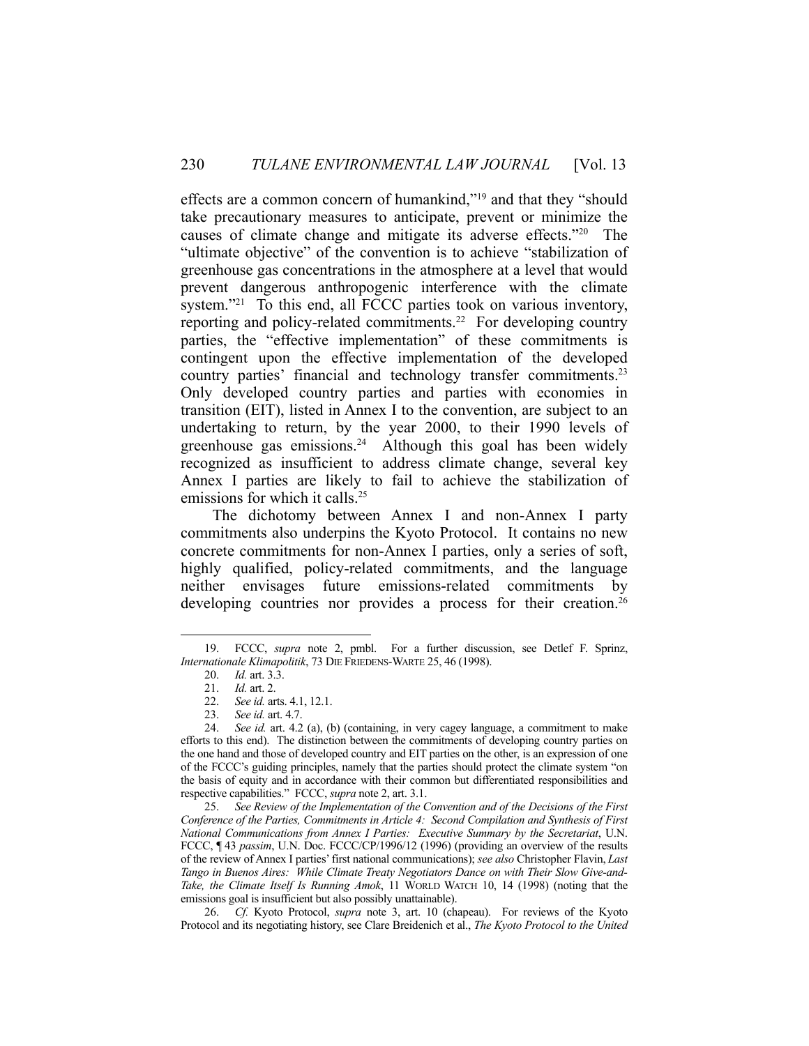effects are a common concern of humankind,"[19] and that they "should take precautionary measures to anticipate, prevent or minimize the causes of climate change and mitigate its adverse effects."[20] The "ultimate objective" of the convention is to achieve "stabilization of greenhouse gas concentrations in the atmosphere at a level that would prevent dangerous anthropogenic interference with the climate system."[21] To this end, all FCCC parties took on various inventory, reporting and policy-related commitments.[22] For developing country parties, the "effective implementation" of these commitments is contingent upon the effective implementation of the developed country parties' financial and technology transfer commitments.[23] Only developed country parties and parties with economies in transition (EIT), listed in Annex I to the convention, are subject to an undertaking to return, by the year 2000, to their 1990 levels of greenhouse gas emissions.[24] Although this goal has been widely recognized as insufficient to address climate change, several key Annex I parties are likely to fail to achieve the stabilization of emissions for which it calls.[25]

The dichotomy between Annex I and non-Annex I party commitments also underpins the Kyoto Protocol. It contains no new concrete commitments for non-Annex I parties, only a series of soft, highly qualified, policy-related commitments, and the language neither envisages future emissions-related commitments by developing countries nor provides a process for their creation.[26]

---

19. FCCC, *supra* note 2, pmbl. For a further discussion, see Detlef F. Sprinz, *Internationale Klimapolitik*, 73 DIE FRIEDENS-WARTE 25, 46 (1998).

20. *Id.* art. 3.3.

21. *Id.* art. 2.

22. *See id.* arts. 4.1, 12.1.

23. *See id.* art. 4.7.

24. *See id.* art. 4.2 (a), (b) (containing, in very cagey language, a commitment to make efforts to this end). The distinction between the commitments of developing country parties on the one hand and those of developed country and EIT parties on the other, is an expression of one of the FCCC's guiding principles, namely that the parties should protect the climate system "on the basis of equity and in accordance with their common but differentiated responsibilities and respective capabilities." FCCC, *supra* note 2, art. 3.1.

25. *See Review of the Implementation of the Convention and of the Decisions of the First Conference of the Parties, Commitments in Article 4: Second Compilation and Synthesis of First National Communications from Annex I Parties: Executive Summary by the Secretariat*, U.N. FCCC, ¶ 43 *passim*, U.N. Doc. FCCC/CP/1996/12 (1996) (providing an overview of the results of the review of Annex I parties' first national communications); *see also* Christopher Flavin, *Last Tango in Buenos Aires: While Climate Treaty Negotiators Dance on with Their Slow Give-and-Take, the Climate Itself Is Running Amok*, 11 WORLD WATCH 10, 14 (1998) (noting that the emissions goal is insufficient but also possibly unattainable).

26. *Cf.* Kyoto Protocol, *supra* note 3, art. 10 (chapeau). For reviews of the Kyoto Protocol and its negotiating history, see Clare Breidenich et al., *The Kyoto Protocol to the United*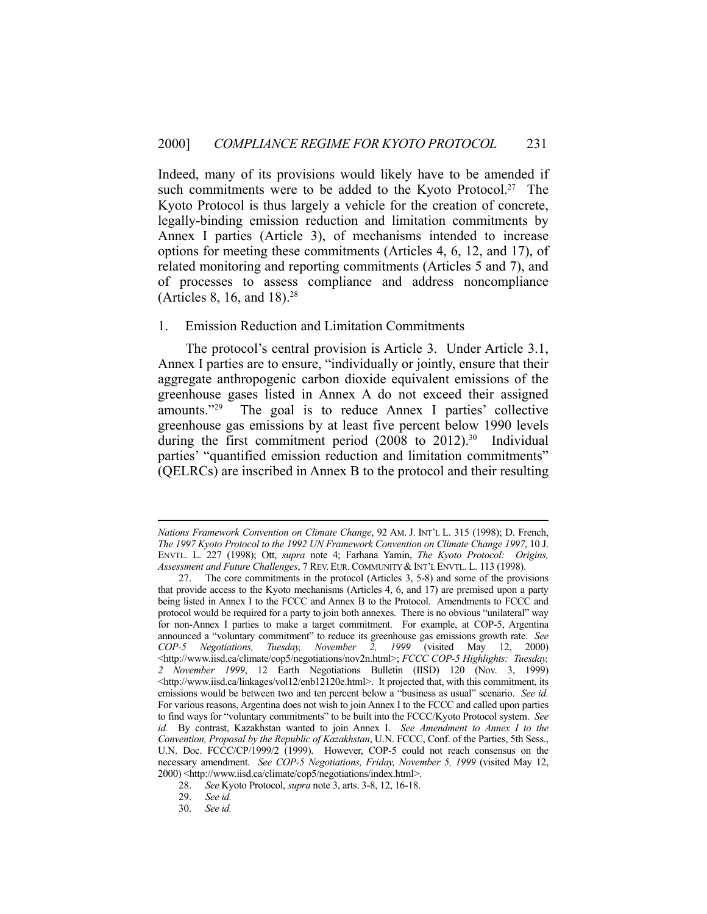Indeed, many of its provisions would likely have to be amended if such commitments were to be added to the Kyoto Protocol.[27] The Kyoto Protocol is thus largely a vehicle for the creation of concrete, legally-binding emission reduction and limitation commitments by Annex I parties (Article 3), of mechanisms intended to increase options for meeting these commitments (Articles 4, 6, 12, and 17), of related monitoring and reporting commitments (Articles 5 and 7), and of processes to assess compliance and address noncompliance (Articles 8, 16, and 18).[28]

## 1. Emission Reduction and Limitation Commitments

The protocol's central provision is Article 3. Under Article 3.1, Annex I parties are to ensure, "individually or jointly, ensure that their aggregate anthropogenic carbon dioxide equivalent emissions of the greenhouse gases listed in Annex A do not exceed their assigned amounts."[29] The goal is to reduce Annex I parties' collective greenhouse gas emissions by at least five percent below 1990 levels during the first commitment period (2008 to 2012).[30] Individual parties' "quantified emission reduction and limitation commitments" (QELRCs) are inscribed in Annex B to the protocol and their resulting

---

*Nations Framework Convention on Climate Change*, 92 AM. J. INT'L L. 315 (1998); D. French, *The 1997 Kyoto Protocol to the 1992 UN Framework Convention on Climate Change 1997*, 10 J. ENVTL. L. 227 (1998); Ott, *supra* note 4; Farhana Yamin, *The Kyoto Protocol: Origins, Assessment and Future Challenges*, 7 REV. EUR. COMMUNITY & INT'L ENVTL. L. 113 (1998).

27. The core commitments in the protocol (Articles 3, 5-8) and some of the provisions that provide access to the Kyoto mechanisms (Articles 4, 6, and 17) are premised upon a party being listed in Annex I to the FCCC and Annex B to the Protocol. Amendments to FCCC and protocol would be required for a party to join both annexes. There is no obvious "unilateral" way for non-Annex I parties to make a target commitment. For example, at COP-5, Argentina announced a "voluntary commitment" to reduce its greenhouse gas emissions growth rate. *See COP-5 Negotiations, Tuesday, November 2, 1999* (visited May 12, 2000) <http://www.iisd.ca/climate/cop5/negotiations/nov2n.html>; *FCCC COP-5 Highlights: Tuesday, 2 November 1999*, 12 Earth Negotiations Bulletin (IISD) 120 (Nov. 3, 1999) <http://www.iisd.ca/linkages/vol12/enb12120e.html>. It projected that, with this commitment, its emissions would be between two and ten percent below a "business as usual" scenario. *See id.* For various reasons, Argentina does not wish to join Annex I to the FCCC and called upon parties to find ways for "voluntary commitments" to be built into the FCCC/Kyoto Protocol system. *See id.* By contrast, Kazakhstan wanted to join Annex I. *See Amendment to Annex I to the Convention, Proposal by the Republic of Kazakhstan*, U.N. FCCC, Conf. of the Parties, 5th Sess., U.N. Doc. FCCC/CP/1999/2 (1999). However, COP-5 could not reach consensus on the necessary amendment. *See COP-5 Negotiations, Friday, November 5, 1999* (visited May 12, 2000) <http://www.iisd.ca/climate/cop5/negotiations/index.html>.

28. *See* Kyoto Protocol, *supra* note 3, arts. 3-8, 12, 16-18.

29. *See id.*

30. *See id.*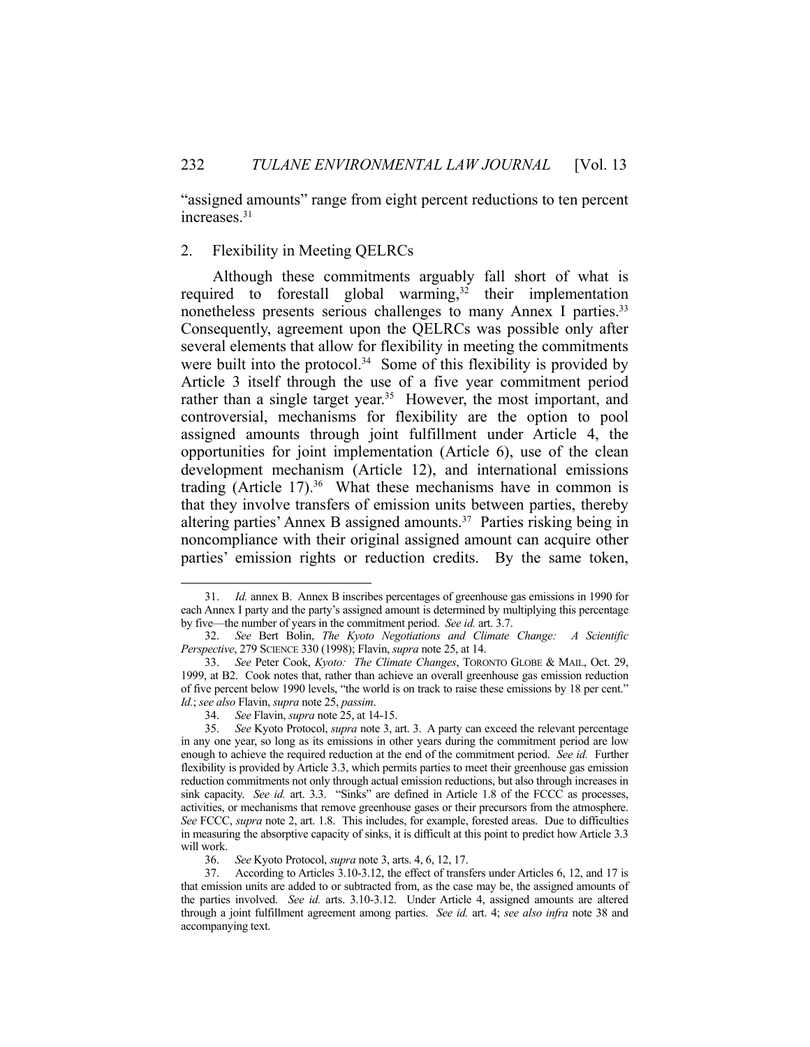"assigned amounts" range from eight percent reductions to ten percent increases.[31]

### 2. Flexibility in Meeting QELRCs

Although these commitments arguably fall short of what is required to forestall global warming,[32] their implementation nonetheless presents serious challenges to many Annex I parties.[33] Consequently, agreement upon the QELRCs was possible only after several elements that allow for flexibility in meeting the commitments were built into the protocol.[34] Some of this flexibility is provided by Article 3 itself through the use of a five year commitment period rather than a single target year.[35] However, the most important, and controversial, mechanisms for flexibility are the option to pool assigned amounts through joint fulfillment under Article 4, the opportunities for joint implementation (Article 6), use of the clean development mechanism (Article 12), and international emissions trading (Article 17).[36] What these mechanisms have in common is that they involve transfers of emission units between parties, thereby altering parties' Annex B assigned amounts.[37] Parties risking being in noncompliance with their original assigned amount can acquire other parties' emission rights or reduction credits. By the same token,

---

31. *Id.* annex B. Annex B inscribes percentages of greenhouse gas emissions in 1990 for each Annex I party and the party's assigned amount is determined by multiplying this percentage by five—the number of years in the commitment period. *See id.* art. 3.7.

32. *See* Bert Bolin, *The Kyoto Negotiations and Climate Change: A Scientific Perspective*, 279 SCIENCE 330 (1998); Flavin, *supra* note 25, at 14.

33. *See* Peter Cook, *Kyoto: The Climate Changes*, TORONTO GLOBE & MAIL, Oct. 29, 1999, at B2. Cook notes that, rather than achieve an overall greenhouse gas emission reduction of five percent below 1990 levels, "the world is on track to raise these emissions by 18 per cent." *Id.*; *see also* Flavin, *supra* note 25, *passim*.

34. *See* Flavin, *supra* note 25, at 14-15.

35. *See* Kyoto Protocol, *supra* note 3, art. 3. A party can exceed the relevant percentage in any one year, so long as its emissions in other years during the commitment period are low enough to achieve the required reduction at the end of the commitment period. *See id.* Further flexibility is provided by Article 3.3, which permits parties to meet their greenhouse gas emission reduction commitments not only through actual emission reductions, but also through increases in sink capacity. *See id.* art. 3.3. "Sinks" are defined in Article 1.8 of the FCCC as processes, activities, or mechanisms that remove greenhouse gases or their precursors from the atmosphere. *See* FCCC, *supra* note 2, art. 1.8. This includes, for example, forested areas. Due to difficulties in measuring the absorptive capacity of sinks, it is difficult at this point to predict how Article 3.3 will work.

36. *See* Kyoto Protocol, *supra* note 3, arts. 4, 6, 12, 17.

37. According to Articles 3.10-3.12, the effect of transfers under Articles 6, 12, and 17 is that emission units are added to or subtracted from, as the case may be, the assigned amounts of the parties involved. *See id.* arts. 3.10-3.12. Under Article 4, assigned amounts are altered through a joint fulfillment agreement among parties. *See id.* art. 4; *see also infra* note 38 and accompanying text.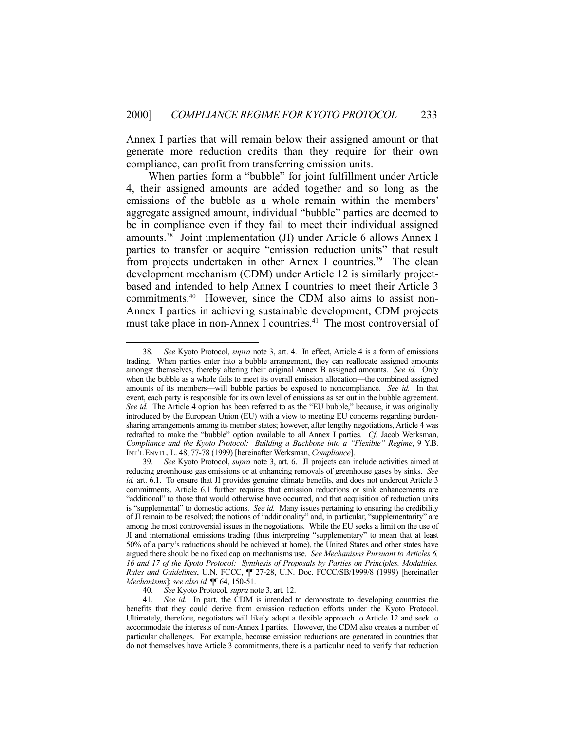Annex I parties that will remain below their assigned amount or that generate more reduction credits than they require for their own compliance, can profit from transferring emission units.

When parties form a "bubble" for joint fulfillment under Article 4, their assigned amounts are added together and so long as the emissions of the bubble as a whole remain within the members' aggregate assigned amount, individual "bubble" parties are deemed to be in compliance even if they fail to meet their individual assigned amounts.[38] Joint implementation (JI) under Article 6 allows Annex I parties to transfer or acquire "emission reduction units" that result from projects undertaken in other Annex I countries.[39] The clean development mechanism (CDM) under Article 12 is similarly project-based and intended to help Annex I countries to meet their Article 3 commitments.[40] However, since the CDM also aims to assist non-Annex I parties in achieving sustainable development, CDM projects must take place in non-Annex I countries.[41] The most controversial of

---

38. *See* Kyoto Protocol, *supra* note 3, art. 4. In effect, Article 4 is a form of emissions trading. When parties enter into a bubble arrangement, they can reallocate assigned amounts amongst themselves, thereby altering their original Annex B assigned amounts. *See id.* Only when the bubble as a whole fails to meet its overall emission allocation—the combined assigned amounts of its members—will bubble parties be exposed to noncompliance. *See id.* In that event, each party is responsible for its own level of emissions as set out in the bubble agreement. *See id.* The Article 4 option has been referred to as the "EU bubble," because, it was originally introduced by the European Union (EU) with a view to meeting EU concerns regarding burden-sharing arrangements among its member states; however, after lengthy negotiations, Article 4 was redrafted to make the "bubble" option available to all Annex I parties. *Cf.* Jacob Werksman, *Compliance and the Kyoto Protocol: Building a Backbone into a "Flexible" Regime*, 9 Y.B. INT'L ENVTL. L. 48, 77-78 (1999) [hereinafter Werksman, *Compliance*].

39. *See* Kyoto Protocol, *supra* note 3, art. 6. JI projects can include activities aimed at reducing greenhouse gas emissions or at enhancing removals of greenhouse gases by sinks. *See id.* art. 6.1. To ensure that JI provides genuine climate benefits, and does not undercut Article 3 commitments, Article 6.1 further requires that emission reductions or sink enhancements are "additional" to those that would otherwise have occurred, and that acquisition of reduction units is "supplemental" to domestic actions. *See id.* Many issues pertaining to ensuring the credibility of JI remain to be resolved; the notions of "additionality" and, in particular, "supplementarity" are among the most controversial issues in the negotiations. While the EU seeks a limit on the use of JI and international emissions trading (thus interpreting "supplementary" to mean that at least 50% of a party's reductions should be achieved at home), the United States and other states have argued there should be no fixed cap on mechanisms use. *See Mechanisms Pursuant to Articles 6, 16 and 17 of the Kyoto Protocol: Synthesis of Proposals by Parties on Principles, Modalities, Rules and Guidelines*, U.N. FCCC, ¶¶ 27-28, U.N. Doc. FCCC/SB/1999/8 (1999) [hereinafter *Mechanisms*]; *see also id.* ¶¶ 64, 150-51.

40. *See* Kyoto Protocol, *supra* note 3, art. 12.

41. *See id.* In part, the CDM is intended to demonstrate to developing countries the benefits that they could derive from emission reduction efforts under the Kyoto Protocol. Ultimately, therefore, negotiators will likely adopt a flexible approach to Article 12 and seek to accommodate the interests of non-Annex I parties. However, the CDM also creates a number of particular challenges. For example, because emission reductions are generated in countries that do not themselves have Article 3 commitments, there is a particular need to verify that reduction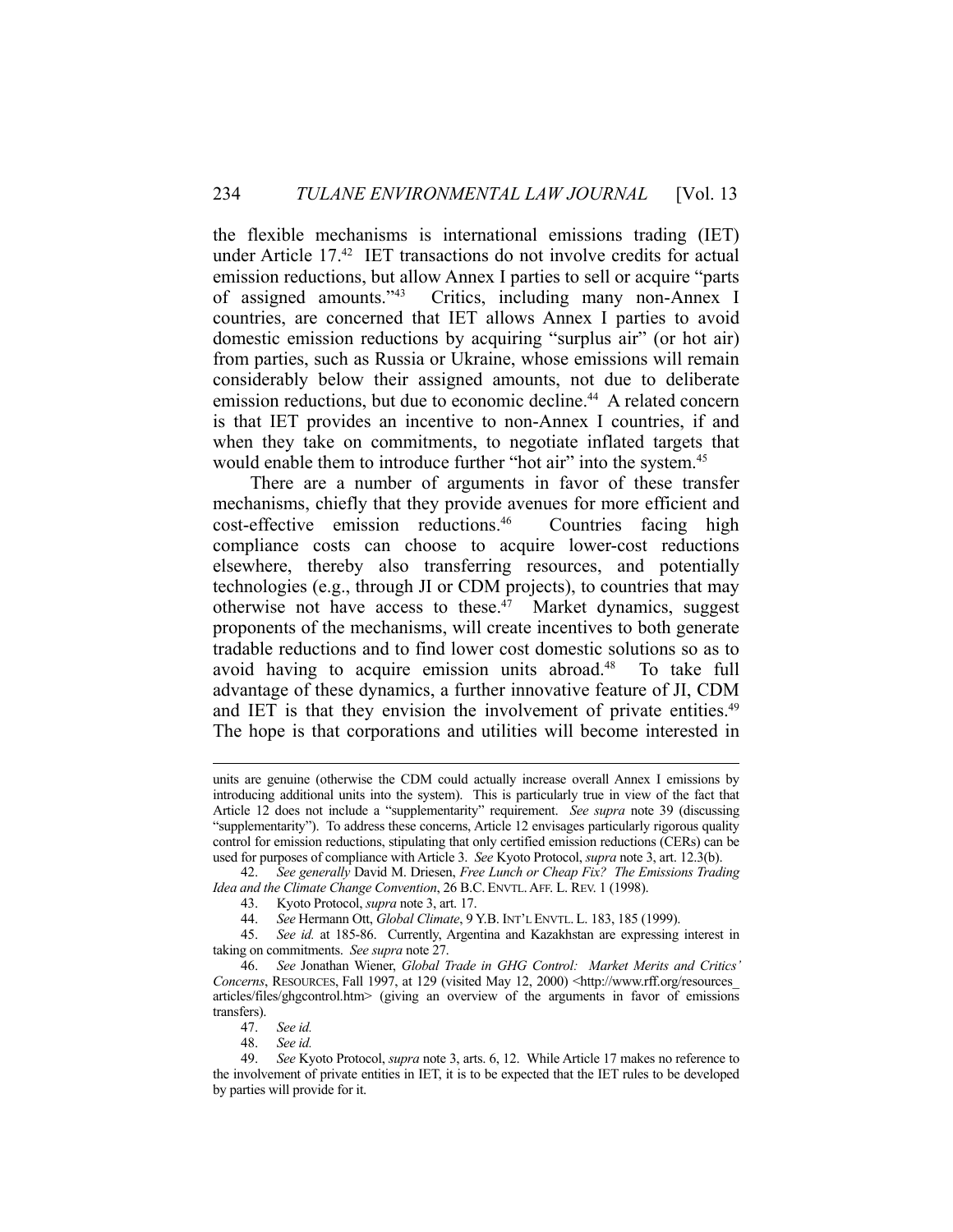the flexible mechanisms is international emissions trading (IET) under Article 17.[42] IET transactions do not involve credits for actual emission reductions, but allow Annex I parties to sell or acquire "parts of assigned amounts."[43] Critics, including many non-Annex I countries, are concerned that IET allows Annex I parties to avoid domestic emission reductions by acquiring "surplus air" (or hot air) from parties, such as Russia or Ukraine, whose emissions will remain considerably below their assigned amounts, not due to deliberate emission reductions, but due to economic decline.[44] A related concern is that IET provides an incentive to non-Annex I countries, if and when they take on commitments, to negotiate inflated targets that would enable them to introduce further "hot air" into the system.[45]

There are a number of arguments in favor of these transfer mechanisms, chiefly that they provide avenues for more efficient and cost-effective emission reductions.[46] Countries facing high compliance costs can choose to acquire lower-cost reductions elsewhere, thereby also transferring resources, and potentially technologies (e.g., through JI or CDM projects), to countries that may otherwise not have access to these.[47] Market dynamics, suggest proponents of the mechanisms, will create incentives to both generate tradable reductions and to find lower cost domestic solutions so as to avoid having to acquire emission units abroad.[48] To take full advantage of these dynamics, a further innovative feature of JI, CDM and IET is that they envision the involvement of private entities.[49] The hope is that corporations and utilities will become interested in

---

units are genuine (otherwise the CDM could actually increase overall Annex I emissions by introducing additional units into the system). This is particularly true in view of the fact that Article 12 does not include a "supplementarity" requirement. *See supra* note 39 (discussing "supplementarity"). To address these concerns, Article 12 envisages particularly rigorous quality control for emission reductions, stipulating that only certified emission reductions (CERs) can be used for purposes of compliance with Article 3. *See* Kyoto Protocol, *supra* note 3, art. 12.3(b).

42. *See generally* David M. Driesen, *Free Lunch or Cheap Fix? The Emissions Trading Idea and the Climate Change Convention*, 26 B.C. ENVTL. AFF. L. REV. 1 (1998).

43. Kyoto Protocol, *supra* note 3, art. 17.

44. *See* Hermann Ott, *Global Climate*, 9 Y.B. INT'L ENVTL. L. 183, 185 (1999).

45. *See id.* at 185-86. Currently, Argentina and Kazakhstan are expressing interest in taking on commitments. *See supra* note 27.

46. *See* Jonathan Wiener, *Global Trade in GHG Control: Market Merits and Critics' Concerns*, RESOURCES, Fall 1997, at 129 (visited May 12, 2000) <http://www.rff.org/resources_articles/files/ghgcontrol.htm> (giving an overview of the arguments in favor of emissions transfers).

47. *See id.*

48. *See id.*

49. *See* Kyoto Protocol, *supra* note 3, arts. 6, 12. While Article 17 makes no reference to the involvement of private entities in IET, it is to be expected that the IET rules to be developed by parties will provide for it.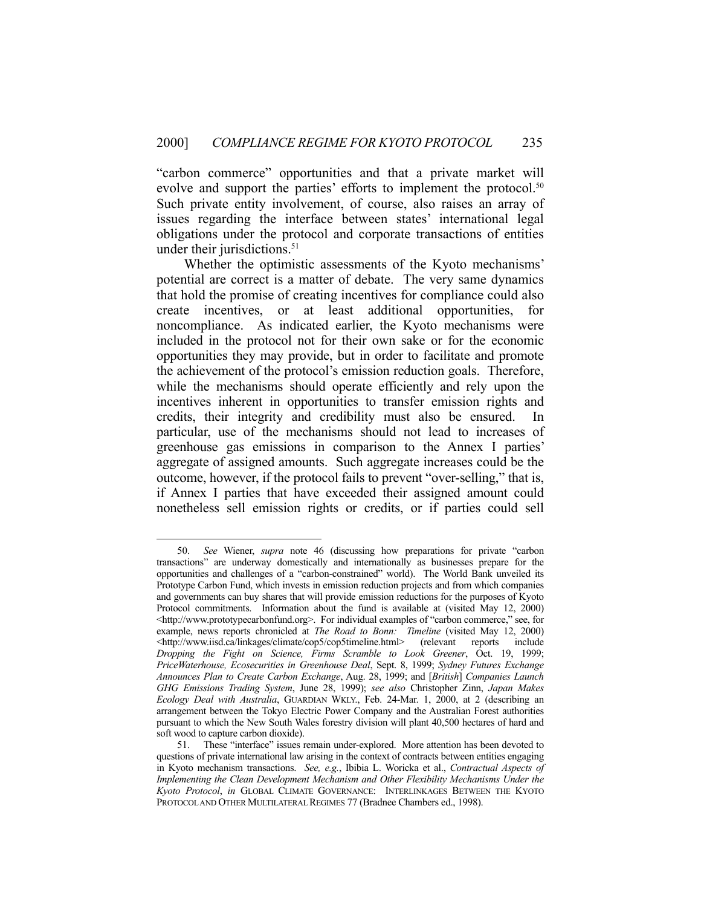"carbon commerce" opportunities and that a private market will evolve and support the parties' efforts to implement the protocol.[50] Such private entity involvement, of course, also raises an array of issues regarding the interface between states' international legal obligations under the protocol and corporate transactions of entities under their jurisdictions.[51]

Whether the optimistic assessments of the Kyoto mechanisms' potential are correct is a matter of debate. The very same dynamics that hold the promise of creating incentives for compliance could also create incentives, or at least additional opportunities, for noncompliance. As indicated earlier, the Kyoto mechanisms were included in the protocol not for their own sake or for the economic opportunities they may provide, but in order to facilitate and promote the achievement of the protocol's emission reduction goals. Therefore, while the mechanisms should operate efficiently and rely upon the incentives inherent in opportunities to transfer emission rights and credits, their integrity and credibility must also be ensured. In particular, use of the mechanisms should not lead to increases of greenhouse gas emissions in comparison to the Annex I parties' aggregate of assigned amounts. Such aggregate increases could be the outcome, however, if the protocol fails to prevent "over-selling," that is, if Annex I parties that have exceeded their assigned amount could nonetheless sell emission rights or credits, or if parties could sell

---

50. *See* Wiener, *supra* note 46 (discussing how preparations for private "carbon transactions" are underway domestically and internationally as businesses prepare for the opportunities and challenges of a "carbon-constrained" world). The World Bank unveiled its Prototype Carbon Fund, which invests in emission reduction projects and from which companies and governments can buy shares that will provide emission reductions for the purposes of Kyoto Protocol commitments. Information about the fund is available at (visited May 12, 2000) <http://www.prototypecarbonfund.org>. For individual examples of "carbon commerce," see, for example, news reports chronicled at *The Road to Bonn: Timeline* (visited May 12, 2000) <http://www.iisd.ca/linkages/climate/cop5/cop5timeline.html> (relevant reports include *Dropping the Fight on Science, Firms Scramble to Look Greener*, Oct. 19, 1999; *PriceWaterhouse, Ecosecurities in Greenhouse Deal*, Sept. 8, 1999; *Sydney Futures Exchange Announces Plan to Create Carbon Exchange*, Aug. 28, 1999; and [*British*] *Companies Launch GHG Emissions Trading System*, June 28, 1999); *see also* Christopher Zinn, *Japan Makes Ecology Deal with Australia*, GUARDIAN WKLY., Feb. 24-Mar. 1, 2000, at 2 (describing an arrangement between the Tokyo Electric Power Company and the Australian Forest authorities pursuant to which the New South Wales forestry division will plant 40,500 hectares of hard and soft wood to capture carbon dioxide).

51. These "interface" issues remain under-explored. More attention has been devoted to questions of private international law arising in the context of contracts between entities engaging in Kyoto mechanism transactions. *See, e.g.*, Ibibia L. Woricka et al., *Contractual Aspects of Implementing the Clean Development Mechanism and Other Flexibility Mechanisms Under the Kyoto Protocol*, *in* GLOBAL CLIMATE GOVERNANCE: INTERLINKAGES BETWEEN THE KYOTO PROTOCOL AND OTHER MULTILATERAL REGIMES 77 (Bradnee Chambers ed., 1998).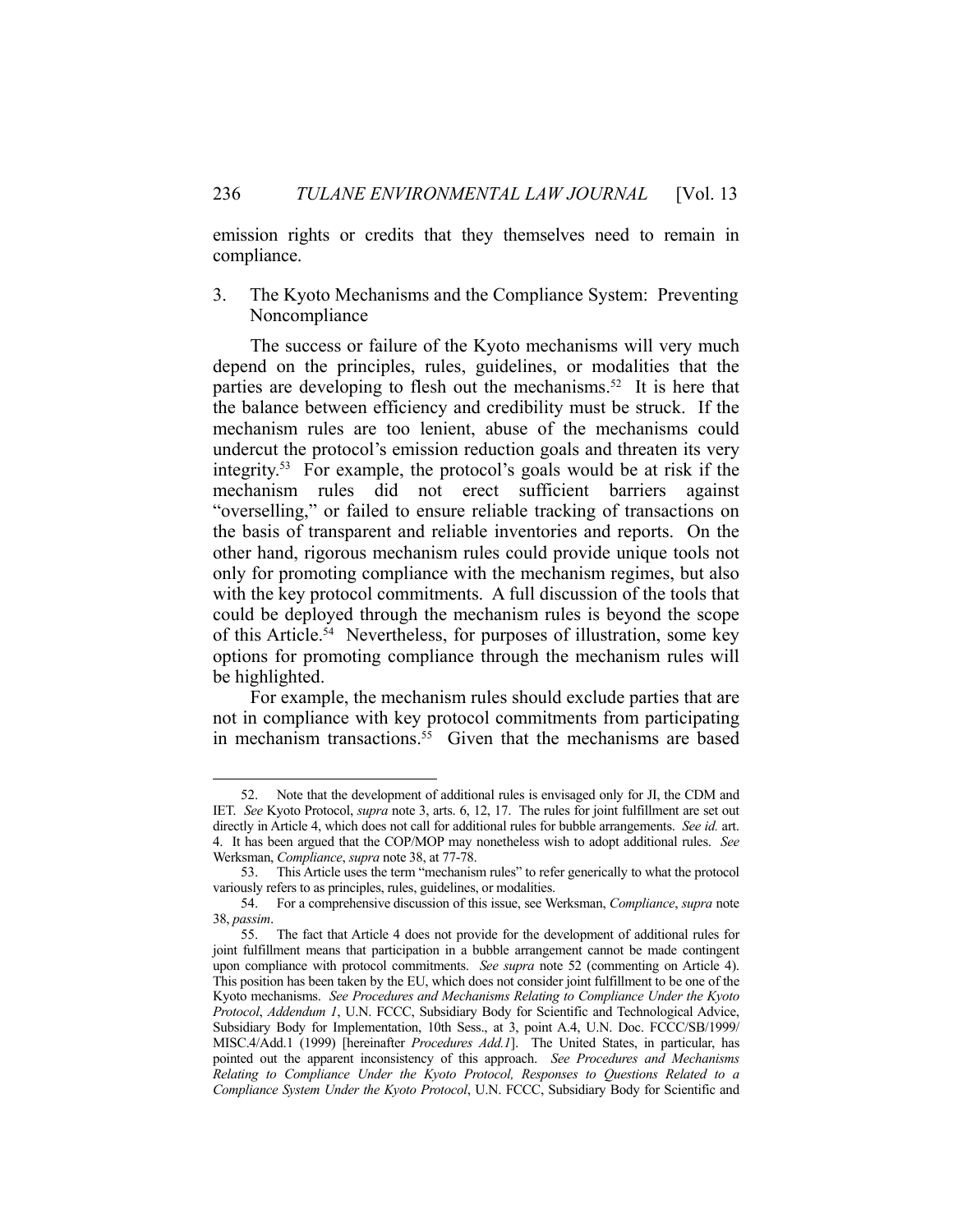emission rights or credits that they themselves need to remain in compliance.

### 3. The Kyoto Mechanisms and the Compliance System: Preventing Noncompliance

The success or failure of the Kyoto mechanisms will very much depend on the principles, rules, guidelines, or modalities that the parties are developing to flesh out the mechanisms.[52] It is here that the balance between efficiency and credibility must be struck. If the mechanism rules are too lenient, abuse of the mechanisms could undercut the protocol's emission reduction goals and threaten its very integrity.[53] For example, the protocol's goals would be at risk if the mechanism rules did not erect sufficient barriers against "overselling," or failed to ensure reliable tracking of transactions on the basis of transparent and reliable inventories and reports. On the other hand, rigorous mechanism rules could provide unique tools not only for promoting compliance with the mechanism regimes, but also with the key protocol commitments. A full discussion of the tools that could be deployed through the mechanism rules is beyond the scope of this Article.[54] Nevertheless, for purposes of illustration, some key options for promoting compliance through the mechanism rules will be highlighted.

For example, the mechanism rules should exclude parties that are not in compliance with key protocol commitments from participating in mechanism transactions.[55] Given that the mechanisms are based

---

52. Note that the development of additional rules is envisaged only for JI, the CDM and IET. *See* Kyoto Protocol, *supra* note 3, arts. 6, 12, 17. The rules for joint fulfillment are set out directly in Article 4, which does not call for additional rules for bubble arrangements. *See id.* art. 4. It has been argued that the COP/MOP may nonetheless wish to adopt additional rules. *See* Werksman, *Compliance*, *supra* note 38, at 77-78.

53. This Article uses the term "mechanism rules" to refer generically to what the protocol variously refers to as principles, rules, guidelines, or modalities.

54. For a comprehensive discussion of this issue, see Werksman, *Compliance*, *supra* note 38, *passim*.

55. The fact that Article 4 does not provide for the development of additional rules for joint fulfillment means that participation in a bubble arrangement cannot be made contingent upon compliance with protocol commitments. *See supra* note 52 (commenting on Article 4). This position has been taken by the EU, which does not consider joint fulfillment to be one of the Kyoto mechanisms. *See Procedures and Mechanisms Relating to Compliance Under the Kyoto Protocol*, *Addendum 1*, U.N. FCCC, Subsidiary Body for Scientific and Technological Advice, Subsidiary Body for Implementation, 10th Sess., at 3, point A.4, U.N. Doc. FCCC/SB/1999/MISC.4/Add.1 (1999) [hereinafter *Procedures Add.1*]. The United States, in particular, has pointed out the apparent inconsistency of this approach. *See Procedures and Mechanisms Relating to Compliance Under the Kyoto Protocol, Responses to Questions Related to a Compliance System Under the Kyoto Protocol*, U.N. FCCC, Subsidiary Body for Scientific and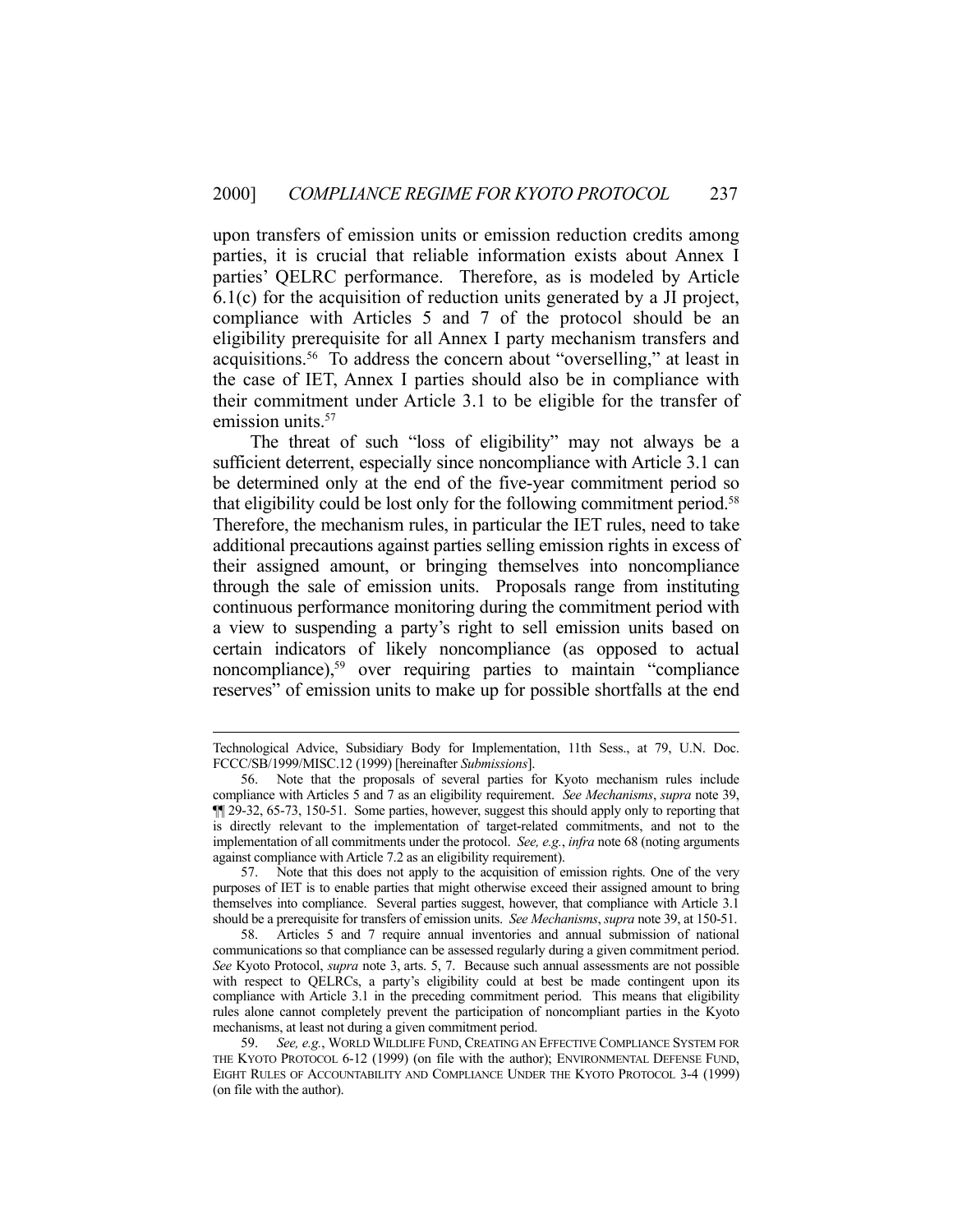upon transfers of emission units or emission reduction credits among parties, it is crucial that reliable information exists about Annex I parties' QELRC performance. Therefore, as is modeled by Article 6.1(c) for the acquisition of reduction units generated by a JI project, compliance with Articles 5 and 7 of the protocol should be an eligibility prerequisite for all Annex I party mechanism transfers and acquisitions.[56] To address the concern about "overselling," at least in the case of IET, Annex I parties should also be in compliance with their commitment under Article 3.1 to be eligible for the transfer of emission units.[57]

The threat of such "loss of eligibility" may not always be a sufficient deterrent, especially since noncompliance with Article 3.1 can be determined only at the end of the five-year commitment period so that eligibility could be lost only for the following commitment period.[58] Therefore, the mechanism rules, in particular the IET rules, need to take additional precautions against parties selling emission rights in excess of their assigned amount, or bringing themselves into noncompliance through the sale of emission units. Proposals range from instituting continuous performance monitoring during the commitment period with a view to suspending a party's right to sell emission units based on certain indicators of likely noncompliance (as opposed to actual noncompliance),[59] over requiring parties to maintain "compliance reserves" of emission units to make up for possible shortfalls at the end

---

Technological Advice, Subsidiary Body for Implementation, 11th Sess., at 79, U.N. Doc. FCCC/SB/1999/MISC.12 (1999) [hereinafter *Submissions*].

56. Note that the proposals of several parties for Kyoto mechanism rules include compliance with Articles 5 and 7 as an eligibility requirement. *See Mechanisms*, *supra* note 39, ¶¶ 29-32, 65-73, 150-51. Some parties, however, suggest this should apply only to reporting that is directly relevant to the implementation of target-related commitments, and not to the implementation of all commitments under the protocol. *See, e.g.*, *infra* note 68 (noting arguments against compliance with Article 7.2 as an eligibility requirement).

57. Note that this does not apply to the acquisition of emission rights. One of the very purposes of IET is to enable parties that might otherwise exceed their assigned amount to bring themselves into compliance. Several parties suggest, however, that compliance with Article 3.1 should be a prerequisite for transfers of emission units. *See Mechanisms*, *supra* note 39, at 150-51.

58. Articles 5 and 7 require annual inventories and annual submission of national communications so that compliance can be assessed regularly during a given commitment period. *See* Kyoto Protocol, *supra* note 3, arts. 5, 7. Because such annual assessments are not possible with respect to QELRCs, a party's eligibility could at best be made contingent upon its compliance with Article 3.1 in the preceding commitment period. This means that eligibility rules alone cannot completely prevent the participation of noncompliant parties in the Kyoto mechanisms, at least not during a given commitment period.

59. *See, e.g.*, WORLD WILDLIFE FUND, CREATING AN EFFECTIVE COMPLIANCE SYSTEM FOR THE KYOTO PROTOCOL 6-12 (1999) (on file with the author); ENVIRONMENTAL DEFENSE FUND, EIGHT RULES OF ACCOUNTABILITY AND COMPLIANCE UNDER THE KYOTO PROTOCOL 3-4 (1999) (on file with the author).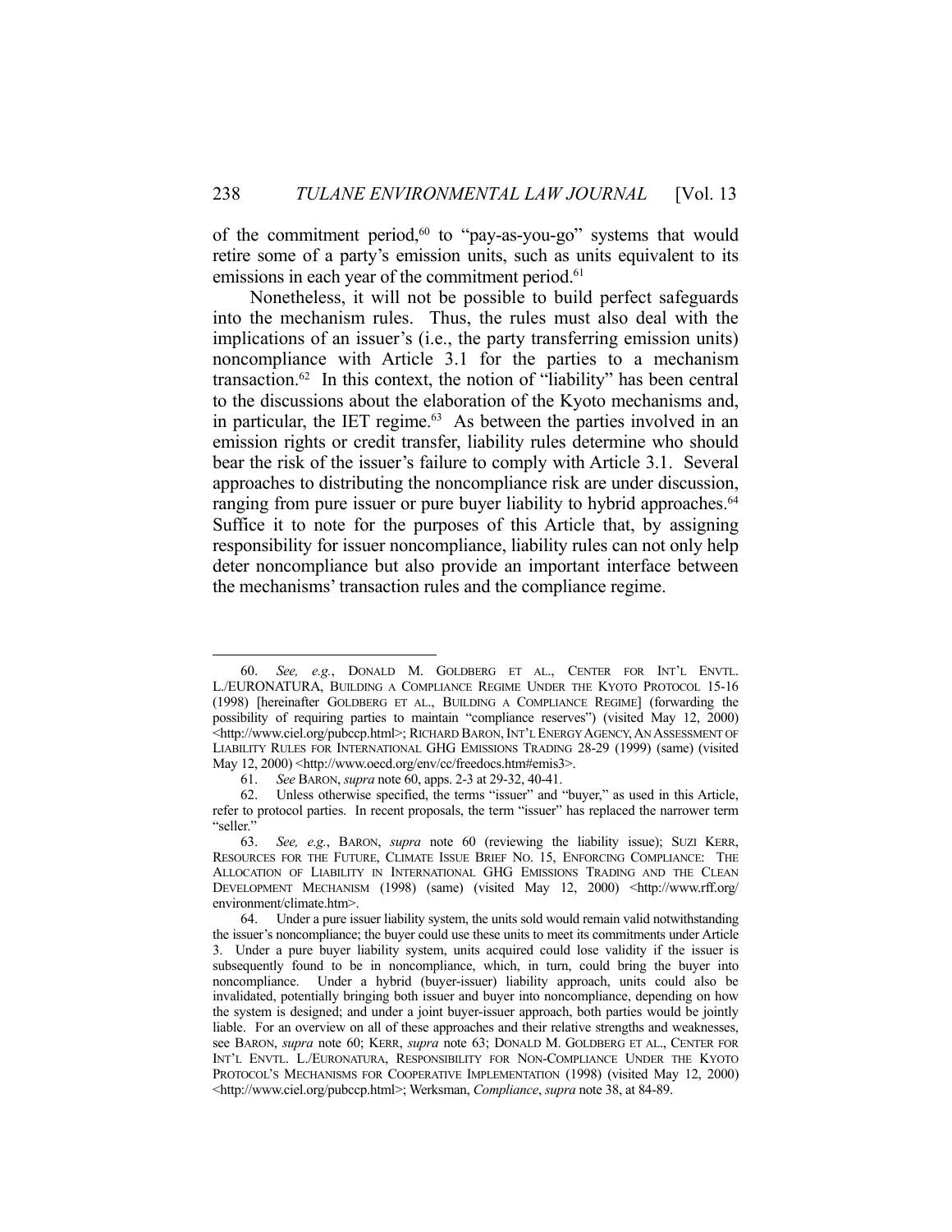of the commitment period,[60] to "pay-as-you-go" systems that would retire some of a party's emission units, such as units equivalent to its emissions in each year of the commitment period.[61]

Nonetheless, it will not be possible to build perfect safeguards into the mechanism rules. Thus, the rules must also deal with the implications of an issuer's (i.e., the party transferring emission units) noncompliance with Article 3.1 for the parties to a mechanism transaction.[62] In this context, the notion of "liability" has been central to the discussions about the elaboration of the Kyoto mechanisms and, in particular, the IET regime.[63] As between the parties involved in an emission rights or credit transfer, liability rules determine who should bear the risk of the issuer's failure to comply with Article 3.1. Several approaches to distributing the noncompliance risk are under discussion, ranging from pure issuer or pure buyer liability to hybrid approaches.[64] Suffice it to note for the purposes of this Article that, by assigning responsibility for issuer noncompliance, liability rules can not only help deter noncompliance but also provide an important interface between the mechanisms' transaction rules and the compliance regime.

---

60. *See, e.g.*, DONALD M. GOLDBERG ET AL., CENTER FOR INT'L ENVTL. L./EURONATURA, BUILDING A COMPLIANCE REGIME UNDER THE KYOTO PROTOCOL 15-16 (1998) [hereinafter GOLDBERG ET AL., BUILDING A COMPLIANCE REGIME] (forwarding the possibility of requiring parties to maintain "compliance reserves") (visited May 12, 2000) <http://www.ciel.org/pubccp.html>; RICHARD BARON, INT'L ENERGY AGENCY, AN ASSESSMENT OF LIABILITY RULES FOR INTERNATIONAL GHG EMISSIONS TRADING 28-29 (1999) (same) (visited May 12, 2000) <http://www.oecd.org/env/cc/freedocs.htm#emis3>.

61. *See* BARON, *supra* note 60, apps. 2-3 at 29-32, 40-41.

62. Unless otherwise specified, the terms "issuer" and "buyer," as used in this Article, refer to protocol parties. In recent proposals, the term "issuer" has replaced the narrower term "seller."

63. *See, e.g.*, BARON, *supra* note 60 (reviewing the liability issue); SUZI KERR, RESOURCES FOR THE FUTURE, CLIMATE ISSUE BRIEF NO. 15, ENFORCING COMPLIANCE: THE ALLOCATION OF LIABILITY IN INTERNATIONAL GHG EMISSIONS TRADING AND THE CLEAN DEVELOPMENT MECHANISM (1998) (same) (visited May 12, 2000) <http://www.rff.org/environment/climate.htm>.

64. Under a pure issuer liability system, the units sold would remain valid notwithstanding the issuer's noncompliance; the buyer could use these units to meet its commitments under Article 3. Under a pure buyer liability system, units acquired could lose validity if the issuer is subsequently found to be in noncompliance, which, in turn, could bring the buyer into noncompliance. Under a hybrid (buyer-issuer) liability approach, units could also be invalidated, potentially bringing both issuer and buyer into noncompliance, depending on how the system is designed; and under a joint buyer-issuer approach, both parties would be jointly liable. For an overview on all of these approaches and their relative strengths and weaknesses, see BARON, *supra* note 60; KERR, *supra* note 63; DONALD M. GOLDBERG ET AL., CENTER FOR INT'L ENVTL. L./EURONATURA, RESPONSIBILITY FOR NON-COMPLIANCE UNDER THE KYOTO PROTOCOL'S MECHANISMS FOR COOPERATIVE IMPLEMENTATION (1998) (visited May 12, 2000) <http://www.ciel.org/pubccp.html>; Werksman, *Compliance*, *supra* note 38, at 84-89.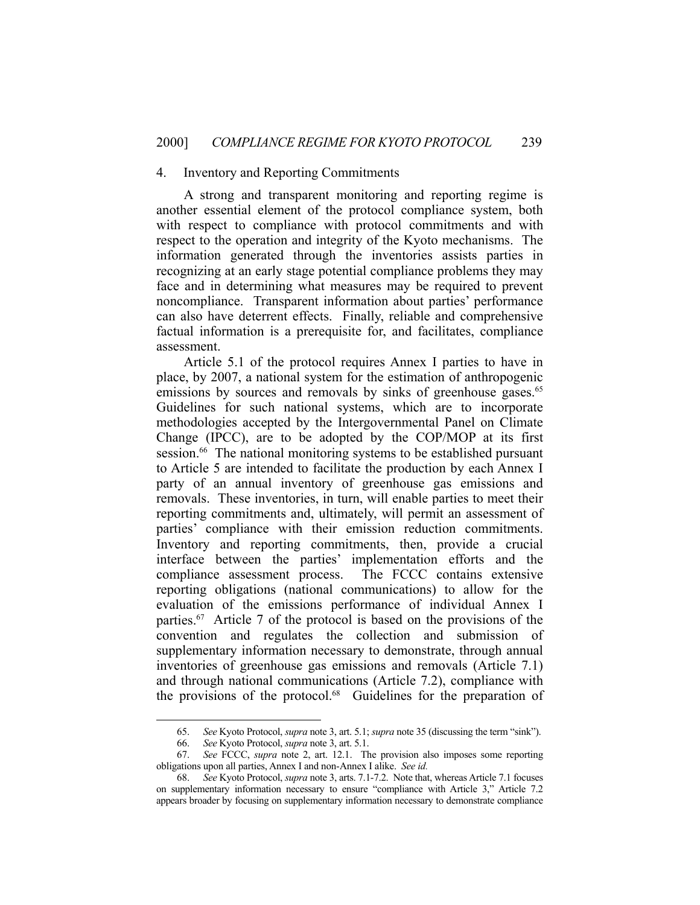### 4. Inventory and Reporting Commitments

A strong and transparent monitoring and reporting regime is another essential element of the protocol compliance system, both with respect to compliance with protocol commitments and with respect to the operation and integrity of the Kyoto mechanisms. The information generated through the inventories assists parties in recognizing at an early stage potential compliance problems they may face and in determining what measures may be required to prevent noncompliance. Transparent information about parties' performance can also have deterrent effects. Finally, reliable and comprehensive factual information is a prerequisite for, and facilitates, compliance assessment.

Article 5.1 of the protocol requires Annex I parties to have in place, by 2007, a national system for the estimation of anthropogenic emissions by sources and removals by sinks of greenhouse gases.[65] Guidelines for such national systems, which are to incorporate methodologies accepted by the Intergovernmental Panel on Climate Change (IPCC), are to be adopted by the COP/MOP at its first session.[66] The national monitoring systems to be established pursuant to Article 5 are intended to facilitate the production by each Annex I party of an annual inventory of greenhouse gas emissions and removals. These inventories, in turn, will enable parties to meet their reporting commitments and, ultimately, will permit an assessment of parties' compliance with their emission reduction commitments. Inventory and reporting commitments, then, provide a crucial interface between the parties' implementation efforts and the compliance assessment process. The FCCC contains extensive reporting obligations (national communications) to allow for the evaluation of the emissions performance of individual Annex I parties.[67] Article 7 of the protocol is based on the provisions of the convention and regulates the collection and submission of supplementary information necessary to demonstrate, through annual inventories of greenhouse gas emissions and removals (Article 7.1) and through national communications (Article 7.2), compliance with the provisions of the protocol.[68] Guidelines for the preparation of

---

65. *See* Kyoto Protocol, *supra* note 3, art. 5.1; *supra* note 35 (discussing the term "sink").

66. *See* Kyoto Protocol, *supra* note 3, art. 5.1.

67. *See* FCCC, *supra* note 2, art. 12.1. The provision also imposes some reporting obligations upon all parties, Annex I and non-Annex I alike. *See id.*

68. *See* Kyoto Protocol, *supra* note 3, arts. 7.1-7.2. Note that, whereas Article 7.1 focuses on supplementary information necessary to ensure "compliance with Article 3," Article 7.2 appears broader by focusing on supplementary information necessary to demonstrate compliance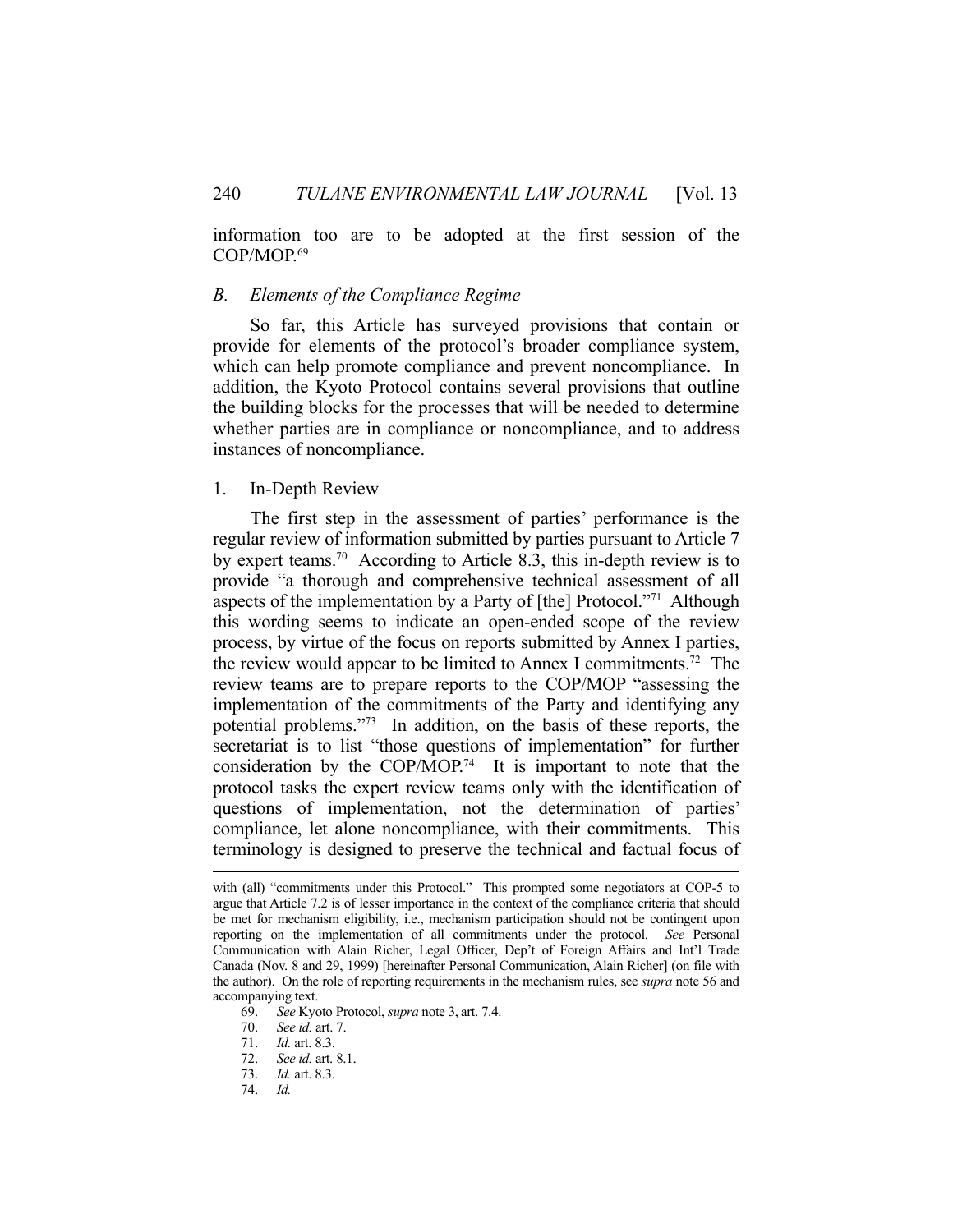information too are to be adopted at the first session of the COP/MOP.[69]

### *B. Elements of the Compliance Regime*

So far, this Article has surveyed provisions that contain or provide for elements of the protocol's broader compliance system, which can help promote compliance and prevent noncompliance. In addition, the Kyoto Protocol contains several provisions that outline the building blocks for the processes that will be needed to determine whether parties are in compliance or noncompliance, and to address instances of noncompliance.

#### 1. In-Depth Review

The first step in the assessment of parties' performance is the regular review of information submitted by parties pursuant to Article 7 by expert teams.[70] According to Article 8.3, this in-depth review is to provide "a thorough and comprehensive technical assessment of all aspects of the implementation by a Party of [the] Protocol."[71] Although this wording seems to indicate an open-ended scope of the review process, by virtue of the focus on reports submitted by Annex I parties, the review would appear to be limited to Annex I commitments.[72] The review teams are to prepare reports to the COP/MOP "assessing the implementation of the commitments of the Party and identifying any potential problems."[73] In addition, on the basis of these reports, the secretariat is to list "those questions of implementation" for further consideration by the COP/MOP.[74] It is important to note that the protocol tasks the expert review teams only with the identification of questions of implementation, not the determination of parties' compliance, let alone noncompliance, with their commitments. This terminology is designed to preserve the technical and factual focus of

---

with (all) "commitments under this Protocol." This prompted some negotiators at COP-5 to argue that Article 7.2 is of lesser importance in the context of the compliance criteria that should be met for mechanism eligibility, i.e., mechanism participation should not be contingent upon reporting on the implementation of all commitments under the protocol. *See* Personal Communication with Alain Richer, Legal Officer, Dep't of Foreign Affairs and Int'l Trade Canada (Nov. 8 and 29, 1999) [hereinafter Personal Communication, Alain Richer] (on file with the author). On the role of reporting requirements in the mechanism rules, see *supra* note 56 and accompanying text.

69. *See* Kyoto Protocol, *supra* note 3, art. 7.4.

70. *See id.* art. 7.

71. *Id.* art. 8.3.

72. *See id.* art. 8.1.

73. *Id.* art. 8.3.

74. *Id.*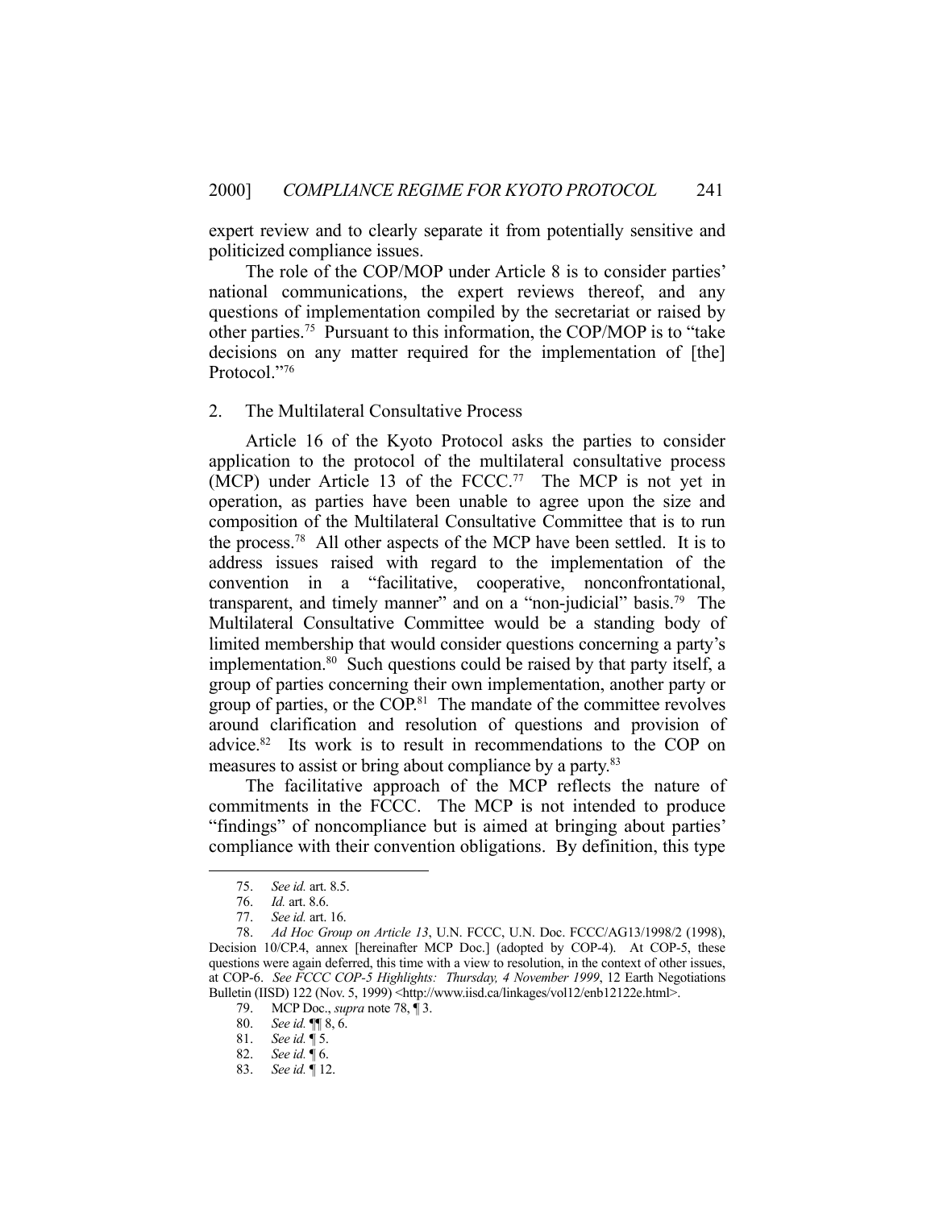expert review and to clearly separate it from potentially sensitive and politicized compliance issues.

The role of the COP/MOP under Article 8 is to consider parties' national communications, the expert reviews thereof, and any questions of implementation compiled by the secretariat or raised by other parties.[75] Pursuant to this information, the COP/MOP is to "take decisions on any matter required for the implementation of [the] Protocol."[76]

### 2. The Multilateral Consultative Process

Article 16 of the Kyoto Protocol asks the parties to consider application to the protocol of the multilateral consultative process (MCP) under Article 13 of the FCCC.[77] The MCP is not yet in operation, as parties have been unable to agree upon the size and composition of the Multilateral Consultative Committee that is to run the process.[78] All other aspects of the MCP have been settled. It is to address issues raised with regard to the implementation of the convention in a "facilitative, cooperative, nonconfrontational, transparent, and timely manner" and on a "non-judicial" basis.[79] The Multilateral Consultative Committee would be a standing body of limited membership that would consider questions concerning a party's implementation.[80] Such questions could be raised by that party itself, a group of parties concerning their own implementation, another party or group of parties, or the COP.[81] The mandate of the committee revolves around clarification and resolution of questions and provision of advice.[82] Its work is to result in recommendations to the COP on measures to assist or bring about compliance by a party.[83]

The facilitative approach of the MCP reflects the nature of commitments in the FCCC. The MCP is not intended to produce "findings" of noncompliance but is aimed at bringing about parties' compliance with their convention obligations. By definition, this type

---

75. *See id.* art. 8.5.
76. *Id.* art. 8.6.
77. *See id.* art. 16.
78. *Ad Hoc Group on Article 13*, U.N. FCCC, U.N. Doc. FCCC/AG13/1998/2 (1998), Decision 10/CP.4, annex [hereinafter MCP Doc.] (adopted by COP-4). At COP-5, these questions were again deferred, this time with a view to resolution, in the context of other issues, at COP-6. *See FCCC COP-5 Highlights: Thursday, 4 November 1999*, 12 Earth Negotiations Bulletin (IISD) 122 (Nov. 5, 1999) <http://www.iisd.ca/linkages/vol12/enb12122e.html>.
79. MCP Doc., *supra* note 78, ¶ 3.
80. *See id.* ¶¶ 8, 6.
81. *See id.* ¶ 5.
82. *See id.* ¶ 6.
83. *See id.* ¶ 12.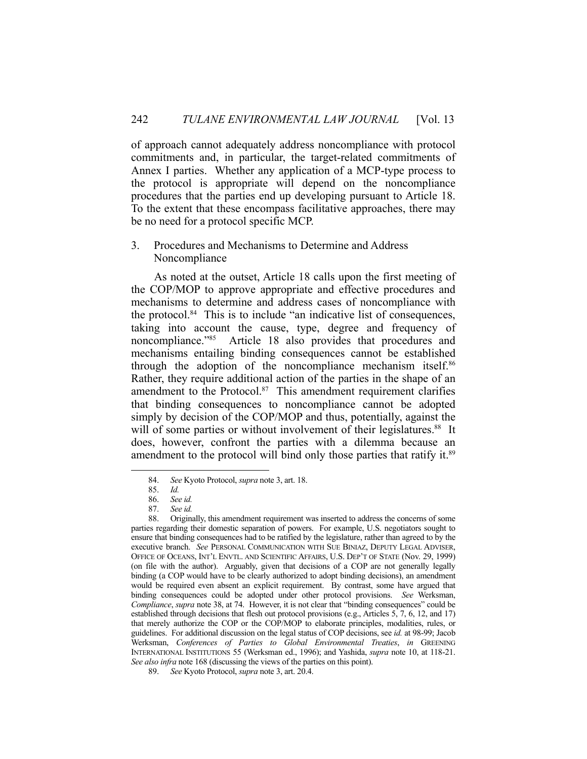of approach cannot adequately address noncompliance with protocol commitments and, in particular, the target-related commitments of Annex I parties. Whether any application of a MCP-type process to the protocol is appropriate will depend on the noncompliance procedures that the parties end up developing pursuant to Article 18. To the extent that these encompass facilitative approaches, there may be no need for a protocol specific MCP.

### 3. Procedures and Mechanisms to Determine and Address Noncompliance

As noted at the outset, Article 18 calls upon the first meeting of the COP/MOP to approve appropriate and effective procedures and mechanisms to determine and address cases of noncompliance with the protocol.[84] This is to include "an indicative list of consequences, taking into account the cause, type, degree and frequency of noncompliance."[85] Article 18 also provides that procedures and mechanisms entailing binding consequences cannot be established through the adoption of the noncompliance mechanism itself.[86] Rather, they require additional action of the parties in the shape of an amendment to the Protocol.[87] This amendment requirement clarifies that binding consequences to noncompliance cannot be adopted simply by decision of the COP/MOP and thus, potentially, against the will of some parties or without involvement of their legislatures.[88] It does, however, confront the parties with a dilemma because an amendment to the protocol will bind only those parties that ratify it.[89]

---

84. *See* Kyoto Protocol, *supra* note 3, art. 18.

85. *Id.*

86. *See id.*

87. *See id.*

88. Originally, this amendment requirement was inserted to address the concerns of some parties regarding their domestic separation of powers. For example, U.S. negotiators sought to ensure that binding consequences had to be ratified by the legislature, rather than agreed to by the executive branch. *See* PERSONAL COMMUNICATION WITH SUE BINIAZ, DEPUTY LEGAL ADVISER, OFFICE OF OCEANS, INT'L ENVTL. AND SCIENTIFIC AFFAIRS, U.S. DEP'T OF STATE (Nov. 29, 1999) (on file with the author). Arguably, given that decisions of a COP are not generally legally binding (a COP would have to be clearly authorized to adopt binding decisions), an amendment would be required even absent an explicit requirement. By contrast, some have argued that binding consequences could be adopted under other protocol provisions. *See* Werksman, *Compliance*, *supra* note 38, at 74. However, it is not clear that "binding consequences" could be established through decisions that flesh out protocol provisions (e.g., Articles 5, 7, 6, 12, and 17) that merely authorize the COP or the COP/MOP to elaborate principles, modalities, rules, or guidelines. For additional discussion on the legal status of COP decisions, see *id.* at 98-99; Jacob Werksman, *Conferences of Parties to Global Environmental Treaties*, *in* GREENING INTERNATIONAL INSTITUTIONS 55 (Werksman ed., 1996); and Yashida, *supra* note 10, at 118-21. *See also infra* note 168 (discussing the views of the parties on this point).

89. *See* Kyoto Protocol, *supra* note 3, art. 20.4.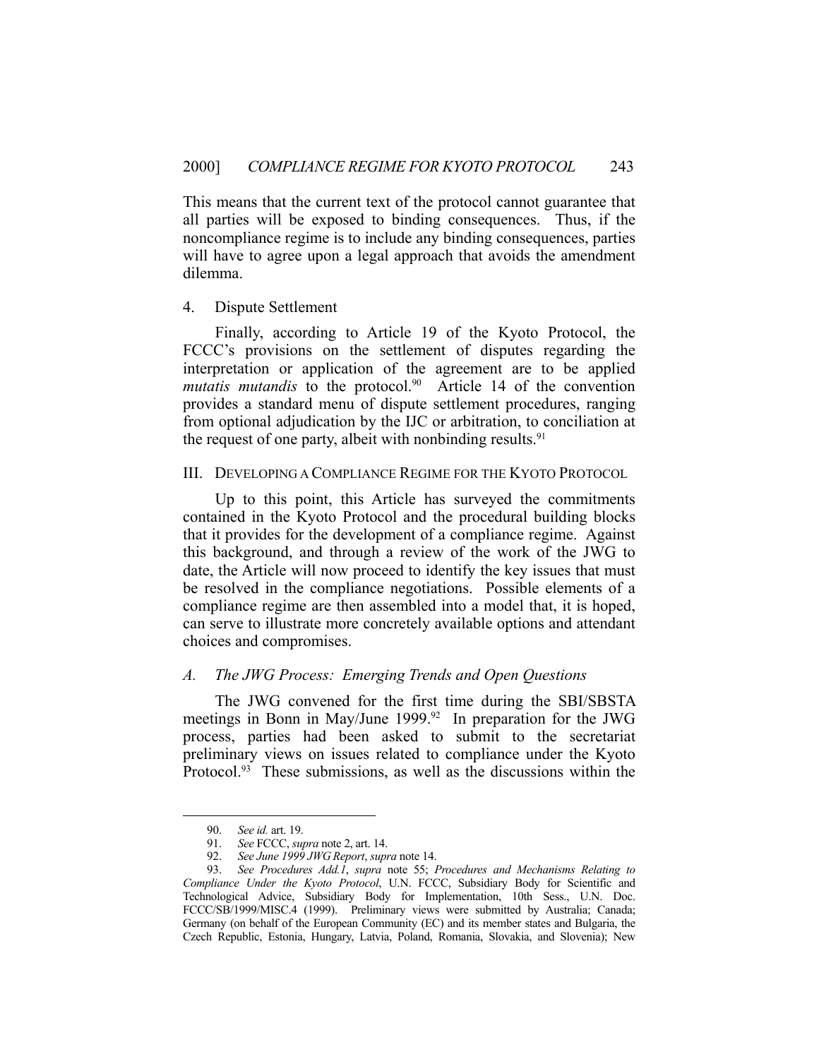This means that the current text of the protocol cannot guarantee that all parties will be exposed to binding consequences. Thus, if the noncompliance regime is to include any binding consequences, parties will have to agree upon a legal approach that avoids the amendment dilemma.

#### 4. Dispute Settlement

Finally, according to Article 19 of the Kyoto Protocol, the FCCC's provisions on the settlement of disputes regarding the interpretation or application of the agreement are to be applied *mutatis mutandis* to the protocol.[90] Article 14 of the convention provides a standard menu of dispute settlement procedures, ranging from optional adjudication by the IJC or arbitration, to conciliation at the request of one party, albeit with nonbinding results.[91]

## III. Developing a Compliance Regime for the Kyoto Protocol

Up to this point, this Article has surveyed the commitments contained in the Kyoto Protocol and the procedural building blocks that it provides for the development of a compliance regime. Against this background, and through a review of the work of the JWG to date, the Article will now proceed to identify the key issues that must be resolved in the compliance negotiations. Possible elements of a compliance regime are then assembled into a model that, it is hoped, can serve to illustrate more concretely available options and attendant choices and compromises.

### *A. The JWG Process: Emerging Trends and Open Questions*

The JWG convened for the first time during the SBI/SBSTA meetings in Bonn in May/June 1999.[92] In preparation for the JWG process, parties had been asked to submit to the secretariat preliminary views on issues related to compliance under the Kyoto Protocol.[93] These submissions, as well as the discussions within the

---

90. *See id.* art. 19.

91. *See* FCCC, *supra* note 2, art. 14.

92. *See June 1999 JWG Report*, *supra* note 14.

93. *See Procedures Add.1*, *supra* note 55; *Procedures and Mechanisms Relating to Compliance Under the Kyoto Protocol*, U.N. FCCC, Subsidiary Body for Scientific and Technological Advice, Subsidiary Body for Implementation, 10th Sess., U.N. Doc. FCCC/SB/1999/MISC.4 (1999). Preliminary views were submitted by Australia; Canada; Germany (on behalf of the European Community (EC) and its member states and Bulgaria, the Czech Republic, Estonia, Hungary, Latvia, Poland, Romania, Slovakia, and Slovenia); New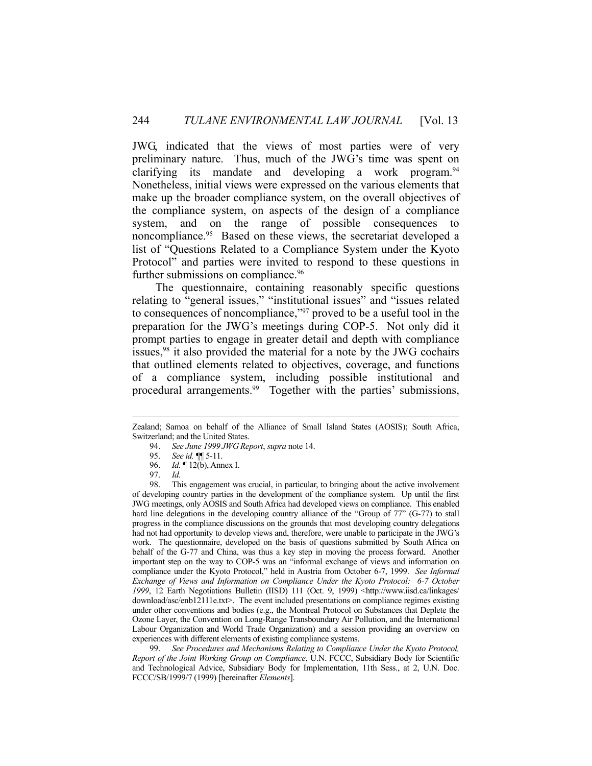JWG, indicated that the views of most parties were of very preliminary nature. Thus, much of the JWG's time was spent on clarifying its mandate and developing a work program.[94] Nonetheless, initial views were expressed on the various elements that make up the broader compliance system, on the overall objectives of the compliance system, on aspects of the design of a compliance system, and on the range of possible consequences to noncompliance.[95] Based on these views, the secretariat developed a list of "Questions Related to a Compliance System under the Kyoto Protocol" and parties were invited to respond to these questions in further submissions on compliance.[96]

The questionnaire, containing reasonably specific questions relating to "general issues," "institutional issues" and "issues related to consequences of noncompliance,"[97] proved to be a useful tool in the preparation for the JWG's meetings during COP-5. Not only did it prompt parties to engage in greater detail and depth with compliance issues,[98] it also provided the material for a note by the JWG cochairs that outlined elements related to objectives, coverage, and functions of a compliance system, including possible institutional and procedural arrangements.[99] Together with the parties' submissions,

---

Zealand; Samoa on behalf of the Alliance of Small Island States (AOSIS); South Africa, Switzerland; and the United States.

94. *See June 1999 JWG Report*, *supra* note 14.

95. *See id.* ¶¶ 5-11.

96. *Id.* ¶ 12(b), Annex I.

97. *Id.*

98. This engagement was crucial, in particular, to bringing about the active involvement of developing country parties in the development of the compliance system. Up until the first JWG meetings, only AOSIS and South Africa had developed views on compliance. This enabled hard line delegations in the developing country alliance of the "Group of 77" (G-77) to stall progress in the compliance discussions on the grounds that most developing country delegations had not had opportunity to develop views and, therefore, were unable to participate in the JWG's work. The questionnaire, developed on the basis of questions submitted by South Africa on behalf of the G-77 and China, was thus a key step in moving the process forward. Another important step on the way to COP-5 was an "informal exchange of views and information on compliance under the Kyoto Protocol," held in Austria from October 6-7, 1999. *See Informal Exchange of Views and Information on Compliance Under the Kyoto Protocol: 6-7 October 1999*, 12 Earth Negotiations Bulletin (IISD) 111 (Oct. 9, 1999) <http://www.iisd.ca/linkages/download/asc/enb12111e.txt>. The event included presentations on compliance regimes existing under other conventions and bodies (e.g., the Montreal Protocol on Substances that Deplete the Ozone Layer, the Convention on Long-Range Transboundary Air Pollution, and the International Labour Organization and World Trade Organization) and a session providing an overview on experiences with different elements of existing compliance systems.

99. *See Procedures and Mechanisms Relating to Compliance Under the Kyoto Protocol, Report of the Joint Working Group on Compliance*, U.N. FCCC, Subsidiary Body for Scientific and Technological Advice, Subsidiary Body for Implementation, 11th Sess., at 2, U.N. Doc. FCCC/SB/1999/7 (1999) [hereinafter *Elements*].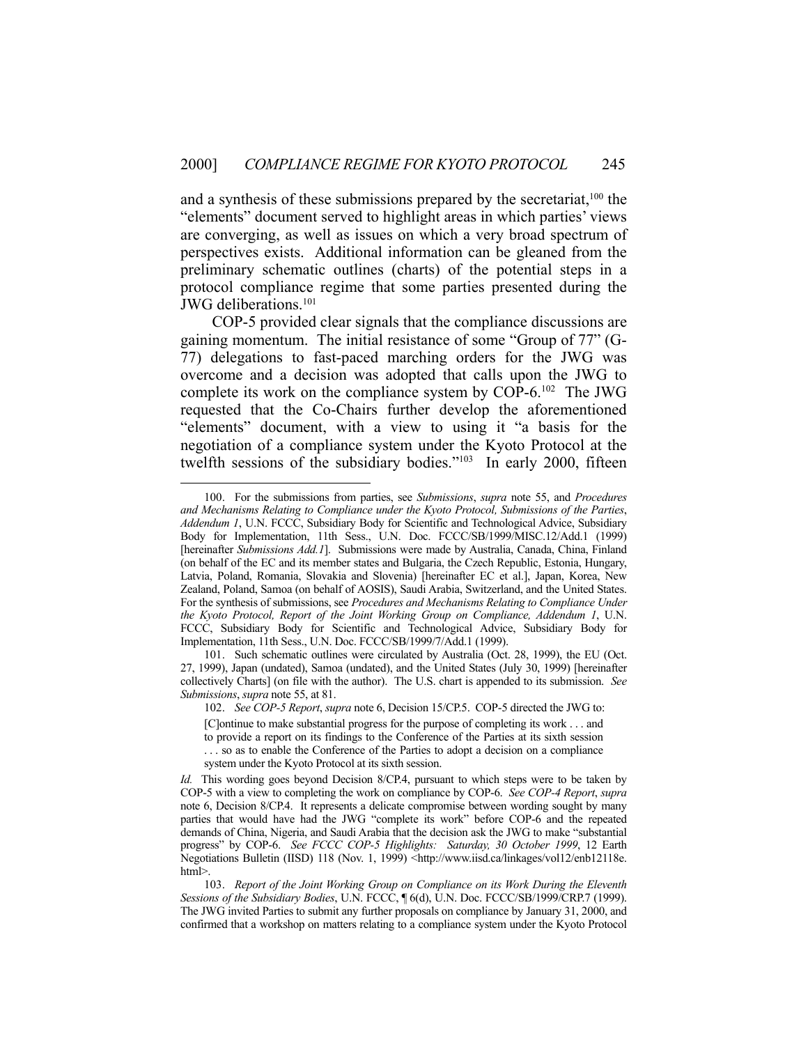and a synthesis of these submissions prepared by the secretariat,[100] the "elements" document served to highlight areas in which parties' views are converging, as well as issues on which a very broad spectrum of perspectives exists. Additional information can be gleaned from the preliminary schematic outlines (charts) of the potential steps in a protocol compliance regime that some parties presented during the JWG deliberations.[101]

COP-5 provided clear signals that the compliance discussions are gaining momentum. The initial resistance of some "Group of 77" (G-77) delegations to fast-paced marching orders for the JWG was overcome and a decision was adopted that calls upon the JWG to complete its work on the compliance system by COP-6.[102] The JWG requested that the Co-Chairs further develop the aforementioned "elements" document, with a view to using it "a basis for the negotiation of a compliance system under the Kyoto Protocol at the twelfth sessions of the subsidiary bodies."[103] In early 2000, fifteen

---

100. For the submissions from parties, see *Submissions*, *supra* note 55, and *Procedures and Mechanisms Relating to Compliance under the Kyoto Protocol, Submissions of the Parties, Addendum 1*, U.N. FCCC, Subsidiary Body for Scientific and Technological Advice, Subsidiary Body for Implementation, 11th Sess., U.N. Doc. FCCC/SB/1999/MISC.12/Add.1 (1999) [hereinafter *Submissions Add.1*]. Submissions were made by Australia, Canada, China, Finland (on behalf of the EC and its member states and Bulgaria, the Czech Republic, Estonia, Hungary, Latvia, Poland, Romania, Slovakia and Slovenia) [hereinafter EC et al.], Japan, Korea, New Zealand, Poland, Samoa (on behalf of AOSIS), Saudi Arabia, Switzerland, and the United States. For the synthesis of submissions, see *Procedures and Mechanisms Relating to Compliance Under the Kyoto Protocol, Report of the Joint Working Group on Compliance, Addendum 1*, U.N. FCCC, Subsidiary Body for Scientific and Technological Advice, Subsidiary Body for Implementation, 11th Sess., U.N. Doc. FCCC/SB/1999/7/Add.1 (1999).

101. Such schematic outlines were circulated by Australia (Oct. 28, 1999), the EU (Oct. 27, 1999), Japan (undated), Samoa (undated), and the United States (July 30, 1999) [hereinafter collectively Charts] (on file with the author). The U.S. chart is appended to its submission. *See Submissions*, *supra* note 55, at 81.

102. *See COP-5 Report*, *supra* note 6, Decision 15/CP.5. COP-5 directed the JWG to:

> [C]ontinue to make substantial progress for the purpose of completing its work . . . and to provide a report on its findings to the Conference of the Parties at its sixth session . . . so as to enable the Conference of the Parties to adopt a decision on a compliance system under the Kyoto Protocol at its sixth session.

*Id.* This wording goes beyond Decision 8/CP.4, pursuant to which steps were to be taken by COP-5 with a view to completing the work on compliance by COP-6. *See COP-4 Report*, *supra* note 6, Decision 8/CP.4. It represents a delicate compromise between wording sought by many parties that would have had the JWG "complete its work" before COP-6 and the repeated demands of China, Nigeria, and Saudi Arabia that the decision ask the JWG to make "substantial progress" by COP-6. *See FCCC COP-5 Highlights: Saturday, 30 October 1999*, 12 Earth Negotiations Bulletin (IISD) 118 (Nov. 1, 1999) <http://www.iisd.ca/linkages/vol12/enb12118e.html>.

103. *Report of the Joint Working Group on Compliance on its Work During the Eleventh Sessions of the Subsidiary Bodies*, U.N. FCCC, ¶ 6(d), U.N. Doc. FCCC/SB/1999/CRP.7 (1999). The JWG invited Parties to submit any further proposals on compliance by January 31, 2000, and confirmed that a workshop on matters relating to a compliance system under the Kyoto Protocol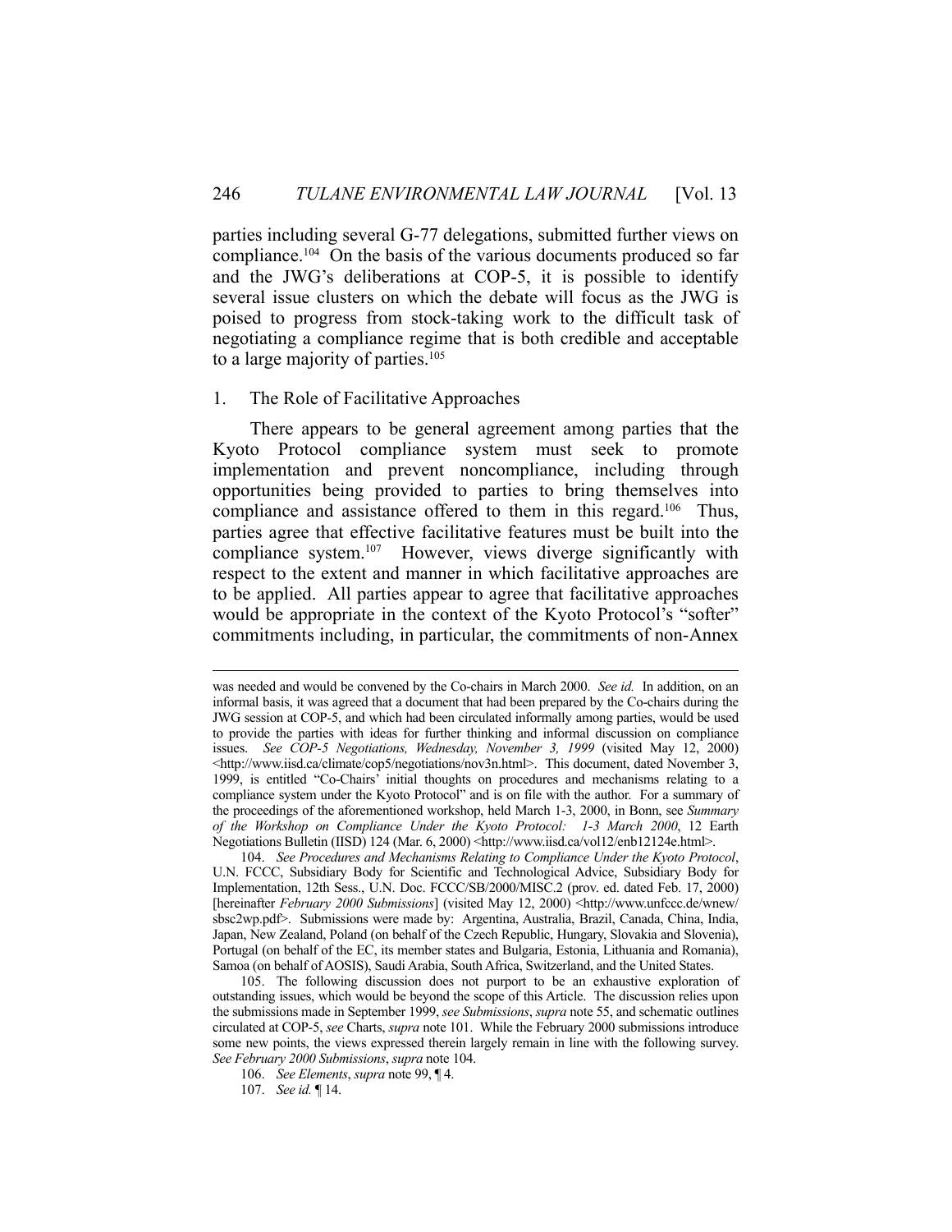parties including several G-77 delegations, submitted further views on compliance.[104] On the basis of the various documents produced so far and the JWG's deliberations at COP-5, it is possible to identify several issue clusters on which the debate will focus as the JWG is poised to progress from stock-taking work to the difficult task of negotiating a compliance regime that is both credible and acceptable to a large majority of parties.[105]

### 1. The Role of Facilitative Approaches

There appears to be general agreement among parties that the Kyoto Protocol compliance system must seek to promote implementation and prevent noncompliance, including through opportunities being provided to parties to bring themselves into compliance and assistance offered to them in this regard.[106] Thus, parties agree that effective facilitative features must be built into the compliance system.[107] However, views diverge significantly with respect to the extent and manner in which facilitative approaches are to be applied. All parties appear to agree that facilitative approaches would be appropriate in the context of the Kyoto Protocol's "softer" commitments including, in particular, the commitments of non-Annex

---

was needed and would be convened by the Co-chairs in March 2000. *See id.* In addition, on an informal basis, it was agreed that a document that had been prepared by the Co-chairs during the JWG session at COP-5, and which had been circulated informally among parties, would be used to provide the parties with ideas for further thinking and informal discussion on compliance issues. *See COP-5 Negotiations, Wednesday, November 3, 1999* (visited May 12, 2000) <http://www.iisd.ca/climate/cop5/negotiations/nov3n.html>. This document, dated November 3, 1999, is entitled "Co-Chairs' initial thoughts on procedures and mechanisms relating to a compliance system under the Kyoto Protocol" and is on file with the author. For a summary of the proceedings of the aforementioned workshop, held March 1-3, 2000, in Bonn, see *Summary of the Workshop on Compliance Under the Kyoto Protocol: 1-3 March 2000*, 12 Earth Negotiations Bulletin (IISD) 124 (Mar. 6, 2000) <http://www.iisd.ca/vol12/enb12124e.html>.

104. *See Procedures and Mechanisms Relating to Compliance Under the Kyoto Protocol*, U.N. FCCC, Subsidiary Body for Scientific and Technological Advice, Subsidiary Body for Implementation, 12th Sess., U.N. Doc. FCCC/SB/2000/MISC.2 (prov. ed. dated Feb. 17, 2000) [hereinafter *February 2000 Submissions*] (visited May 12, 2000) <http://www.unfccc.de/wnew/sbsc2wp.pdf>. Submissions were made by: Argentina, Australia, Brazil, Canada, China, India, Japan, New Zealand, Poland (on behalf of the Czech Republic, Hungary, Slovakia and Slovenia), Portugal (on behalf of the EC, its member states and Bulgaria, Estonia, Lithuania and Romania), Samoa (on behalf of AOSIS), Saudi Arabia, South Africa, Switzerland, and the United States.

105. The following discussion does not purport to be an exhaustive exploration of outstanding issues, which would be beyond the scope of this Article. The discussion relies upon the submissions made in September 1999, *see Submissions*, *supra* note 55, and schematic outlines circulated at COP-5, *see* Charts, *supra* note 101. While the February 2000 submissions introduce some new points, the views expressed therein largely remain in line with the following survey. *See February 2000 Submissions*, *supra* note 104.

106. *See Elements*, *supra* note 99, ¶ 4.

107. *See id.* ¶ 14.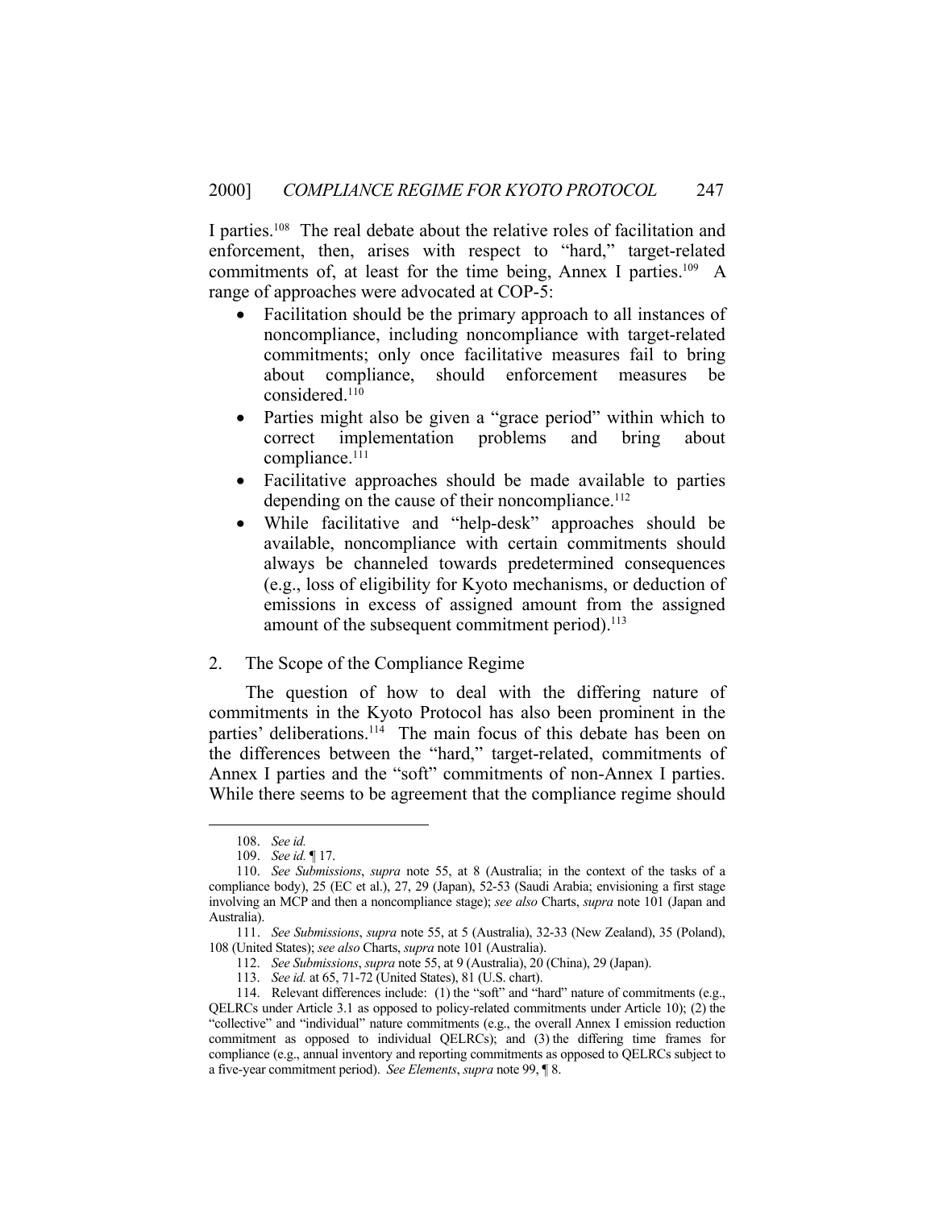I parties.[108] The real debate about the relative roles of facilitation and enforcement, then, arises with respect to "hard," target-related commitments of, at least for the time being, Annex I parties.[109] A range of approaches were advocated at COP-5:

- Facilitation should be the primary approach to all instances of noncompliance, including noncompliance with target-related commitments; only once facilitative measures fail to bring about compliance, should enforcement measures be considered.[110]
- Parties might also be given a "grace period" within which to correct implementation problems and bring about compliance.[111]
- Facilitative approaches should be made available to parties depending on the cause of their noncompliance.[112]
- While facilitative and "help-desk" approaches should be available, noncompliance with certain commitments should always be channeled towards predetermined consequences (e.g., loss of eligibility for Kyoto mechanisms, or deduction of emissions in excess of assigned amount from the assigned amount of the subsequent commitment period).[113]

2. The Scope of the Compliance Regime

The question of how to deal with the differing nature of commitments in the Kyoto Protocol has also been prominent in the parties' deliberations.[114] The main focus of this debate has been on the differences between the "hard," target-related, commitments of Annex I parties and the "soft" commitments of non-Annex I parties. While there seems to be agreement that the compliance regime should

---

108. *See id.*

109. *See id.* ¶ 17.

110. *See Submissions*, *supra* note 55, at 8 (Australia; in the context of the tasks of a compliance body), 25 (EC et al.), 27, 29 (Japan), 52-53 (Saudi Arabia; envisioning a first stage involving an MCP and then a noncompliance stage); *see also* Charts, *supra* note 101 (Japan and Australia).

111. *See Submissions*, *supra* note 55, at 5 (Australia), 32-33 (New Zealand), 35 (Poland), 108 (United States); *see also* Charts, *supra* note 101 (Australia).

112. *See Submissions*, *supra* note 55, at 9 (Australia), 20 (China), 29 (Japan).

113. *See id.* at 65, 71-72 (United States), 81 (U.S. chart).

114. Relevant differences include: (1) the "soft" and "hard" nature of commitments (e.g., QELRCs under Article 3.1 as opposed to policy-related commitments under Article 10); (2) the "collective" and "individual" nature commitments (e.g., the overall Annex I emission reduction commitment as opposed to individual QELRCs); and (3) the differing time frames for compliance (e.g., annual inventory and reporting commitments as opposed to QELRCs subject to a five-year commitment period). *See Elements*, *supra* note 99, ¶ 8.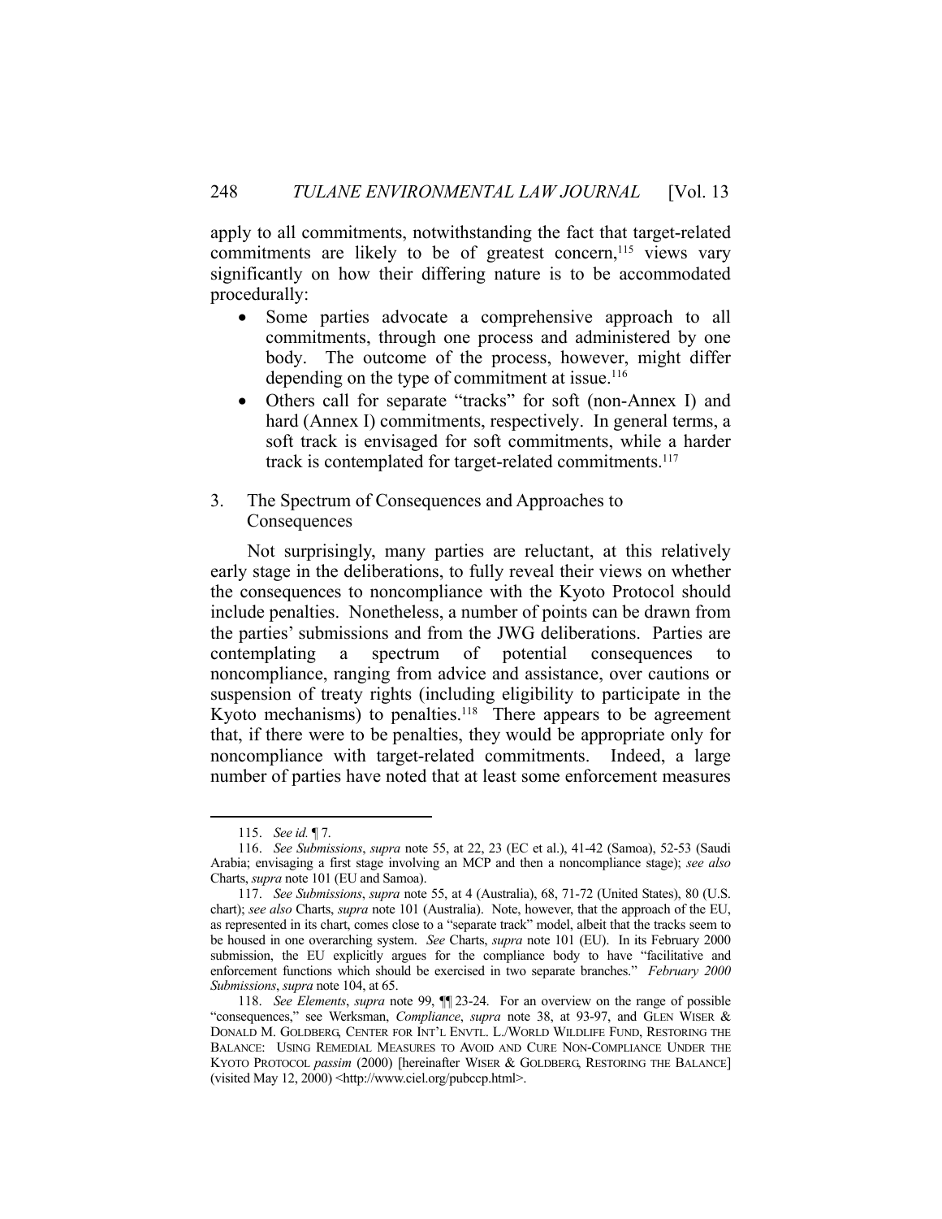apply to all commitments, notwithstanding the fact that target-related commitments are likely to be of greatest concern,[115] views vary significantly on how their differing nature is to be accommodated procedurally:

- Some parties advocate a comprehensive approach to all commitments, through one process and administered by one body. The outcome of the process, however, might differ depending on the type of commitment at issue.[116]
- Others call for separate "tracks" for soft (non-Annex I) and hard (Annex I) commitments, respectively. In general terms, a soft track is envisaged for soft commitments, while a harder track is contemplated for target-related commitments.[117]

### 3. The Spectrum of Consequences and Approaches to Consequences

Not surprisingly, many parties are reluctant, at this relatively early stage in the deliberations, to fully reveal their views on whether the consequences to noncompliance with the Kyoto Protocol should include penalties. Nonetheless, a number of points can be drawn from the parties' submissions and from the JWG deliberations. Parties are contemplating a spectrum of potential consequences to noncompliance, ranging from advice and assistance, over cautions or suspension of treaty rights (including eligibility to participate in the Kyoto mechanisms) to penalties.[118] There appears to be agreement that, if there were to be penalties, they would be appropriate only for noncompliance with target-related commitments. Indeed, a large number of parties have noted that at least some enforcement measures

---

115. *See id.* ¶ 7.

116. *See Submissions*, *supra* note 55, at 22, 23 (EC et al.), 41-42 (Samoa), 52-53 (Saudi Arabia; envisaging a first stage involving an MCP and then a noncompliance stage); *see also* Charts, *supra* note 101 (EU and Samoa).

117. *See Submissions*, *supra* note 55, at 4 (Australia), 68, 71-72 (United States), 80 (U.S. chart); *see also* Charts, *supra* note 101 (Australia). Note, however, that the approach of the EU, as represented in its chart, comes close to a "separate track" model, albeit that the tracks seem to be housed in one overarching system. *See* Charts, *supra* note 101 (EU). In its February 2000 submission, the EU explicitly argues for the compliance body to have "facilitative and enforcement functions which should be exercised in two separate branches." *February 2000 Submissions*, *supra* note 104, at 65.

118. *See Elements*, *supra* note 99, ¶¶ 23-24. For an overview on the range of possible "consequences," see Werksman, *Compliance*, *supra* note 38, at 93-97, and GLEN WISER & DONALD M. GOLDBERG, CENTER FOR INT'L ENVTL. L./WORLD WILDLIFE FUND, RESTORING THE BALANCE: USING REMEDIAL MEASURES TO AVOID AND CURE NON-COMPLIANCE UNDER THE KYOTO PROTOCOL *passim* (2000) [hereinafter WISER & GOLDBERG, RESTORING THE BALANCE] (visited May 12, 2000) <http://www.ciel.org/pubccp.html>.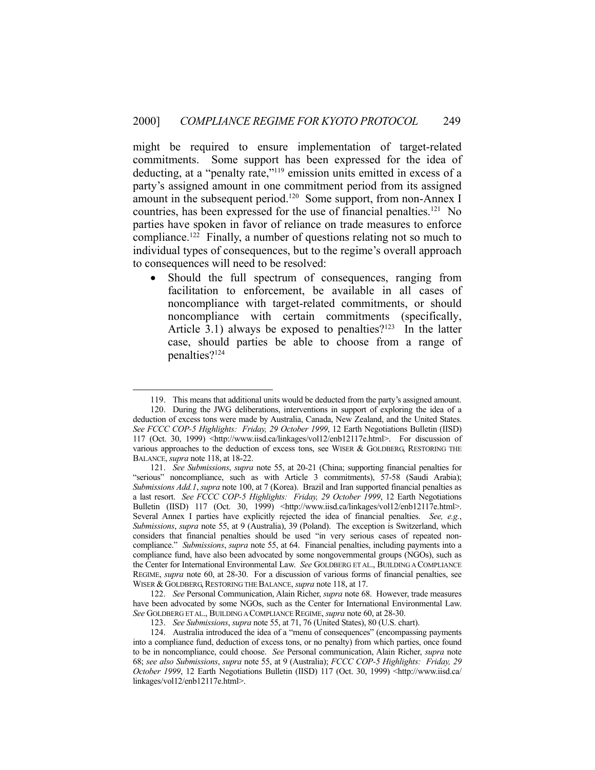might be required to ensure implementation of target-related commitments. Some support has been expressed for the idea of deducting, at a "penalty rate,"[119] emission units emitted in excess of a party's assigned amount in one commitment period from its assigned amount in the subsequent period.[120] Some support, from non-Annex I countries, has been expressed for the use of financial penalties.[121] No parties have spoken in favor of reliance on trade measures to enforce compliance.[122] Finally, a number of questions relating not so much to individual types of consequences, but to the regime's overall approach to consequences will need to be resolved:

- Should the full spectrum of consequences, ranging from facilitation to enforcement, be available in all cases of noncompliance with target-related commitments, or should noncompliance with certain commitments (specifically, Article 3.1) always be exposed to penalties?[123] In the latter case, should parties be able to choose from a range of penalties?[124]

---

119. This means that additional units would be deducted from the party's assigned amount.

120. During the JWG deliberations, interventions in support of exploring the idea of a deduction of excess tons were made by Australia, Canada, New Zealand, and the United States. *See FCCC COP-5 Highlights: Friday, 29 October 1999*, 12 Earth Negotiations Bulletin (IISD) 117 (Oct. 30, 1999) <http://www.iisd.ca/linkages/vol12/enb12117e.html>. For discussion of various approaches to the deduction of excess tons, see WISER & GOLDBERG, RESTORING THE BALANCE, *supra* note 118, at 18-22.

121. *See Submissions*, *supra* note 55, at 20-21 (China; supporting financial penalties for "serious" noncompliance, such as with Article 3 commitments), 57-58 (Saudi Arabia); *Submissions Add.1*, *supra* note 100, at 7 (Korea). Brazil and Iran supported financial penalties as a last resort. *See FCCC COP-5 Highlights: Friday, 29 October 1999*, 12 Earth Negotiations Bulletin (IISD) 117 (Oct. 30, 1999) <http://www.iisd.ca/linkages/vol12/enb12117e.html>. Several Annex I parties have explicitly rejected the idea of financial penalties. *See, e.g.*, *Submissions*, *supra* note 55, at 9 (Australia), 39 (Poland). The exception is Switzerland, which considers that financial penalties should be used "in very serious cases of repeated non-compliance." *Submissions*, *supra* note 55, at 64. Financial penalties, including payments into a compliance fund, have also been advocated by some nongovernmental groups (NGOs), such as the Center for International Environmental Law. *See* GOLDBERG ET AL., BUILDING A COMPLIANCE REGIME, *supra* note 60, at 28-30. For a discussion of various forms of financial penalties, see WISER & GOLDBERG, RESTORING THE BALANCE, *supra* note 118, at 17.

122. *See* Personal Communication, Alain Richer, *supra* note 68. However, trade measures have been advocated by some NGOs, such as the Center for International Environmental Law. *See* GOLDBERG ET AL., BUILDING A COMPLIANCE REGIME, *supra* note 60, at 28-30.

123. *See Submissions*, *supra* note 55, at 71, 76 (United States), 80 (U.S. chart).

124. Australia introduced the idea of a "menu of consequences" (encompassing payments into a compliance fund, deduction of excess tons, or no penalty) from which parties, once found to be in noncompliance, could choose. *See* Personal communication, Alain Richer, *supra* note 68; *see also Submissions*, *supra* note 55, at 9 (Australia); *FCCC COP-5 Highlights: Friday, 29 October 1999*, 12 Earth Negotiations Bulletin (IISD) 117 (Oct. 30, 1999) <http://www.iisd.ca/linkages/vol12/enb12117e.html>.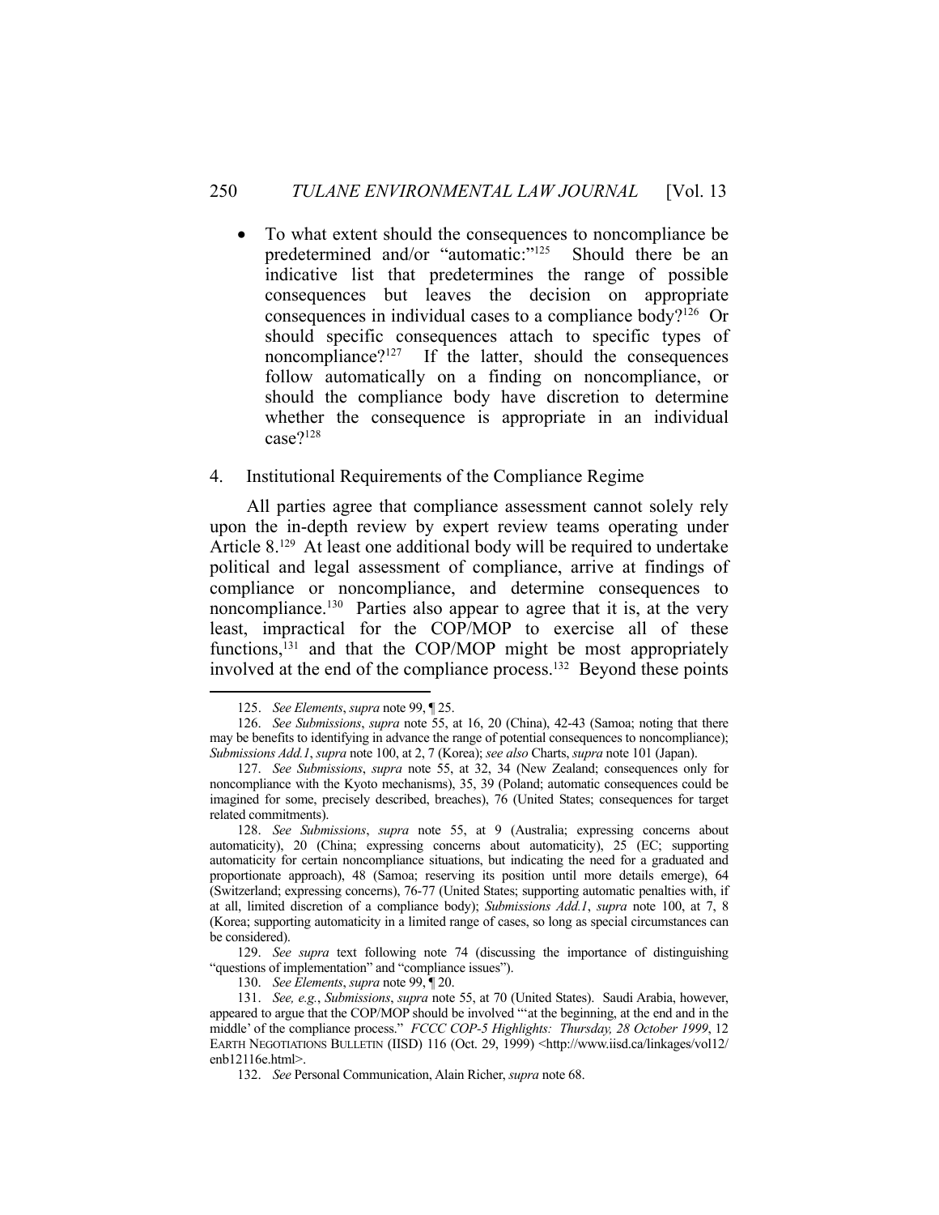- To what extent should the consequences to noncompliance be predetermined and/or "automatic:"[125] Should there be an indicative list that predetermines the range of possible consequences but leaves the decision on appropriate consequences in individual cases to a compliance body?[126] Or should specific consequences attach to specific types of noncompliance?[127] If the latter, should the consequences follow automatically on a finding on noncompliance, or should the compliance body have discretion to determine whether the consequence is appropriate in an individual case?[128]

## 4. Institutional Requirements of the Compliance Regime

All parties agree that compliance assessment cannot solely rely upon the in-depth review by expert review teams operating under Article 8.[129] At least one additional body will be required to undertake political and legal assessment of compliance, arrive at findings of compliance or noncompliance, and determine consequences to noncompliance.[130] Parties also appear to agree that it is, at the very least, impractical for the COP/MOP to exercise all of these functions,[131] and that the COP/MOP might be most appropriately involved at the end of the compliance process.[132] Beyond these points

---

125. *See Elements*, *supra* note 99, ¶ 25.

126. *See Submissions*, *supra* note 55, at 16, 20 (China), 42-43 (Samoa; noting that there may be benefits to identifying in advance the range of potential consequences to noncompliance); *Submissions Add.1*, *supra* note 100, at 2, 7 (Korea); *see also* Charts, *supra* note 101 (Japan).

127. *See Submissions*, *supra* note 55, at 32, 34 (New Zealand; consequences only for noncompliance with the Kyoto mechanisms), 35, 39 (Poland; automatic consequences could be imagined for some, precisely described, breaches), 76 (United States; consequences for target related commitments).

128. *See Submissions*, *supra* note 55, at 9 (Australia; expressing concerns about automaticity), 20 (China; expressing concerns about automaticity), 25 (EC; supporting automaticity for certain noncompliance situations, but indicating the need for a graduated and proportionate approach), 48 (Samoa; reserving its position until more details emerge), 64 (Switzerland; expressing concerns), 76-77 (United States; supporting automatic penalties with, if at all, limited discretion of a compliance body); *Submissions Add.1*, *supra* note 100, at 7, 8 (Korea; supporting automaticity in a limited range of cases, so long as special circumstances can be considered).

129. *See supra* text following note 74 (discussing the importance of distinguishing "questions of implementation" and "compliance issues").

130. *See Elements*, *supra* note 99, ¶ 20.

131. *See, e.g.*, *Submissions*, *supra* note 55, at 70 (United States). Saudi Arabia, however, appeared to argue that the COP/MOP should be involved "'at the beginning, at the end and in the middle' of the compliance process." *FCCC COP-5 Highlights: Thursday, 28 October 1999*, 12 EARTH NEGOTIATIONS BULLETIN (IISD) 116 (Oct. 29, 1999) <http://www.iisd.ca/linkages/vol12/enb12116e.html>.

132. *See* Personal Communication, Alain Richer, *supra* note 68.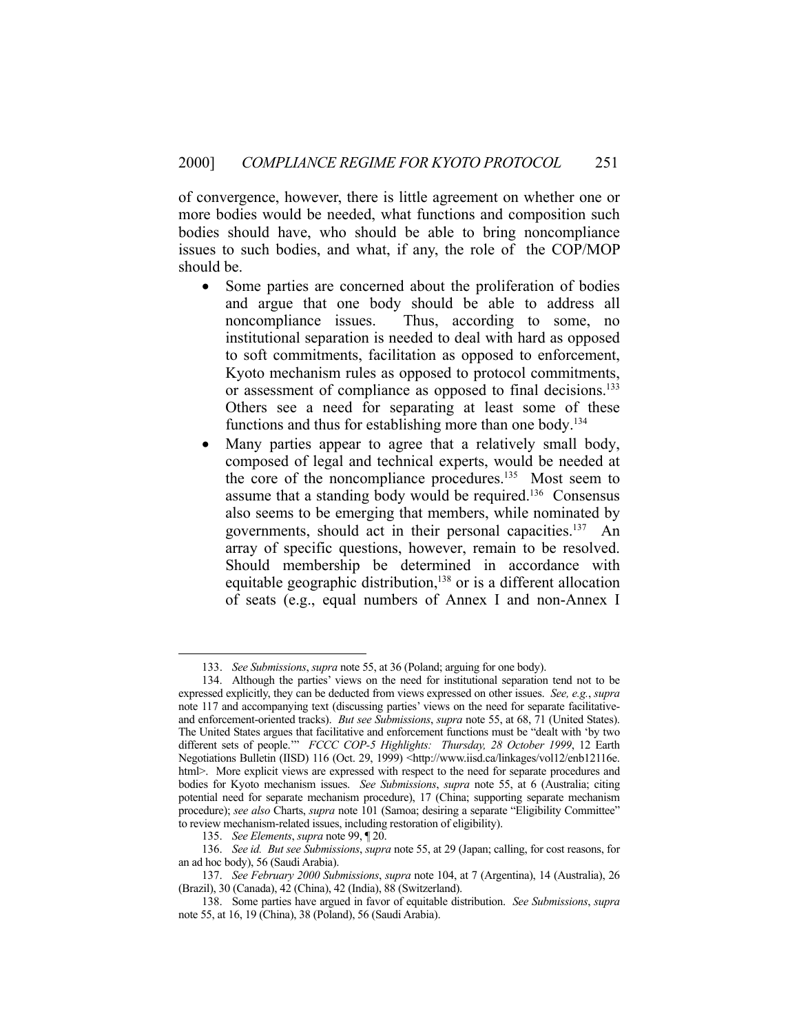of convergence, however, there is little agreement on whether one or more bodies would be needed, what functions and composition such bodies should have, who should be able to bring noncompliance issues to such bodies, and what, if any, the role of the COP/MOP should be.

- Some parties are concerned about the proliferation of bodies and argue that one body should be able to address all noncompliance issues. Thus, according to some, no institutional separation is needed to deal with hard as opposed to soft commitments, facilitation as opposed to enforcement, Kyoto mechanism rules as opposed to protocol commitments, or assessment of compliance as opposed to final decisions.[133] Others see a need for separating at least some of these functions and thus for establishing more than one body.[134]
- Many parties appear to agree that a relatively small body, composed of legal and technical experts, would be needed at the core of the noncompliance procedures.[135] Most seem to assume that a standing body would be required.[136] Consensus also seems to be emerging that members, while nominated by governments, should act in their personal capacities.[137] An array of specific questions, however, remain to be resolved. Should membership be determined in accordance with equitable geographic distribution,[138] or is a different allocation of seats (e.g., equal numbers of Annex I and non-Annex I

---

133. *See Submissions*, *supra* note 55, at 36 (Poland; arguing for one body).

134. Although the parties' views on the need for institutional separation tend not to be expressed explicitly, they can be deducted from views expressed on other issues. *See, e.g.*, *supra* note 117 and accompanying text (discussing parties' views on the need for separate facilitative- and enforcement-oriented tracks). *But see Submissions*, *supra* note 55, at 68, 71 (United States). The United States argues that facilitative and enforcement functions must be "dealt with 'by two different sets of people.'" *FCCC COP-5 Highlights: Thursday, 28 October 1999*, 12 Earth Negotiations Bulletin (IISD) 116 (Oct. 29, 1999) <http://www.iisd.ca/linkages/vol12/enb12116e.html>. More explicit views are expressed with respect to the need for separate procedures and bodies for Kyoto mechanism issues. *See Submissions*, *supra* note 55, at 6 (Australia; citing potential need for separate mechanism procedure), 17 (China; supporting separate mechanism procedure); *see also* Charts, *supra* note 101 (Samoa; desiring a separate "Eligibility Committee" to review mechanism-related issues, including restoration of eligibility).

135. *See Elements*, *supra* note 99, ¶ 20.

136. *See id. But see Submissions*, *supra* note 55, at 29 (Japan; calling, for cost reasons, for an ad hoc body), 56 (Saudi Arabia).

137. *See February 2000 Submissions*, *supra* note 104, at 7 (Argentina), 14 (Australia), 26 (Brazil), 30 (Canada), 42 (China), 42 (India), 88 (Switzerland).

138. Some parties have argued in favor of equitable distribution. *See Submissions*, *supra* note 55, at 16, 19 (China), 38 (Poland), 56 (Saudi Arabia).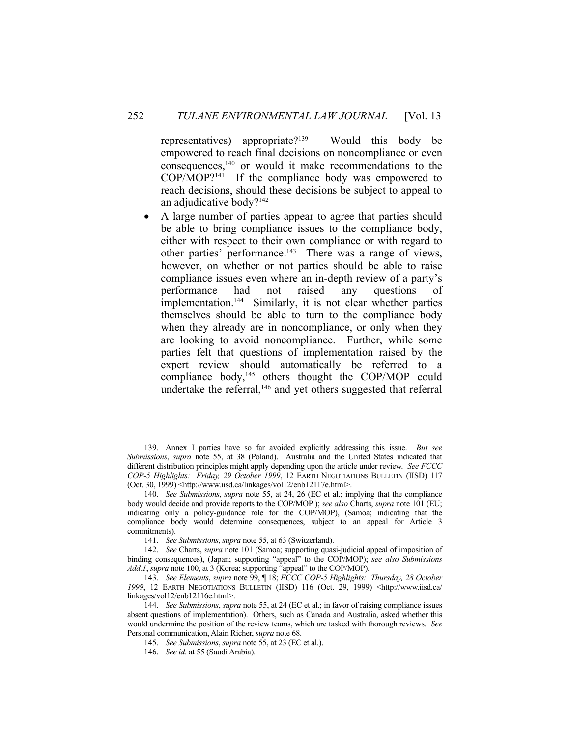representatives) appropriate?[139] Would this body be empowered to reach final decisions on noncompliance or even consequences,[140] or would it make recommendations to the COP/MOP?[141] If the compliance body was empowered to reach decisions, should these decisions be subject to appeal to an adjudicative body?[142]

- A large number of parties appear to agree that parties should be able to bring compliance issues to the compliance body, either with respect to their own compliance or with regard to other parties' performance.[143] There was a range of views, however, on whether or not parties should be able to raise compliance issues even where an in-depth review of a party's performance had not raised any questions of implementation.[144] Similarly, it is not clear whether parties themselves should be able to turn to the compliance body when they already are in noncompliance, or only when they are looking to avoid noncompliance. Further, while some parties felt that questions of implementation raised by the expert review should automatically be referred to a compliance body,[145] others thought the COP/MOP could undertake the referral,[146] and yet others suggested that referral

---

139. Annex I parties have so far avoided explicitly addressing this issue. *But see Submissions*, *supra* note 55, at 38 (Poland). Australia and the United States indicated that different distribution principles might apply depending upon the article under review. *See FCCC COP-5 Highlights: Friday, 29 October 1999*, 12 EARTH NEGOTIATIONS BULLETIN (IISD) 117 (Oct. 30, 1999) <http://www.iisd.ca/linkages/vol12/enb12117e.html>.

140. *See Submissions*, *supra* note 55, at 24, 26 (EC et al.; implying that the compliance body would decide and provide reports to the COP/MOP ); *see also* Charts, *supra* note 101 (EU; indicating only a policy-guidance role for the COP/MOP), (Samoa; indicating that the compliance body would determine consequences, subject to an appeal for Article 3 commitments).

141. *See Submissions*, *supra* note 55, at 63 (Switzerland).

142. *See* Charts, *supra* note 101 (Samoa; supporting quasi-judicial appeal of imposition of binding consequences), (Japan; supporting "appeal" to the COP/MOP); *see also Submissions Add.1*, *supra* note 100, at 3 (Korea; supporting "appeal" to the COP/MOP).

143. *See Elements*, *supra* note 99, ¶ 18; *FCCC COP-5 Highlights: Thursday, 28 October 1999*, 12 EARTH NEGOTIATIONS BULLETIN (IISD) 116 (Oct. 29, 1999) <http://www.iisd.ca/linkages/vol12/enb12116e.html>.

144. *See Submissions*, *supra* note 55, at 24 (EC et al.; in favor of raising compliance issues absent questions of implementation). Others, such as Canada and Australia, asked whether this would undermine the position of the review teams, which are tasked with thorough reviews. *See* Personal communication, Alain Richer, *supra* note 68.

145. *See Submissions*, *supra* note 55, at 23 (EC et al.).

146. *See id.* at 55 (Saudi Arabia).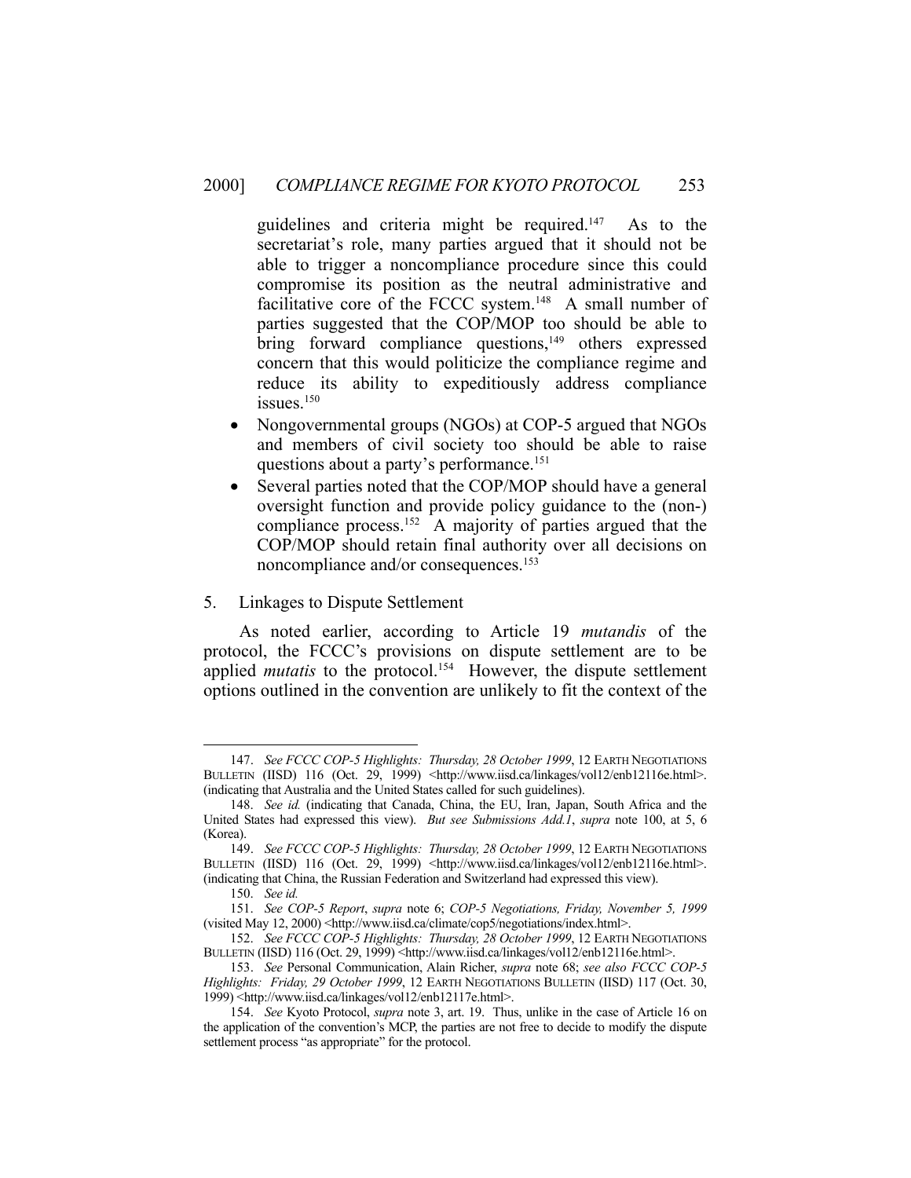guidelines and criteria might be required.[147] As to the secretariat's role, many parties argued that it should not be able to trigger a noncompliance procedure since this could compromise its position as the neutral administrative and facilitative core of the FCCC system.[148] A small number of parties suggested that the COP/MOP too should be able to bring forward compliance questions,[149] others expressed concern that this would politicize the compliance regime and reduce its ability to expeditiously address compliance issues.[150]

- Nongovernmental groups (NGOs) at COP-5 argued that NGOs and members of civil society too should be able to raise questions about a party's performance.[151]
- Several parties noted that the COP/MOP should have a general oversight function and provide policy guidance to the (non-) compliance process.[152] A majority of parties argued that the COP/MOP should retain final authority over all decisions on noncompliance and/or consequences.[153]

5. Linkages to Dispute Settlement

As noted earlier, according to Article 19 *mutandis* of the protocol, the FCCC's provisions on dispute settlement are to be applied *mutatis* to the protocol.[154] However, the dispute settlement options outlined in the convention are unlikely to fit the context of the

---

147. *See FCCC COP-5 Highlights: Thursday, 28 October 1999*, 12 EARTH NEGOTIATIONS BULLETIN (IISD) 116 (Oct. 29, 1999) <http://www.iisd.ca/linkages/vol12/enb12116e.html>. (indicating that Australia and the United States called for such guidelines).

148. *See id.* (indicating that Canada, China, the EU, Iran, Japan, South Africa and the United States had expressed this view). *But see Submissions Add.1*, *supra* note 100, at 5, 6 (Korea).

149. *See FCCC COP-5 Highlights: Thursday, 28 October 1999*, 12 EARTH NEGOTIATIONS BULLETIN (IISD) 116 (Oct. 29, 1999) <http://www.iisd.ca/linkages/vol12/enb12116e.html>. (indicating that China, the Russian Federation and Switzerland had expressed this view).

150. *See id.*

151. *See COP-5 Report*, *supra* note 6; *COP-5 Negotiations, Friday, November 5, 1999* (visited May 12, 2000) <http://www.iisd.ca/climate/cop5/negotiations/index.html>.

152. *See FCCC COP-5 Highlights: Thursday, 28 October 1999*, 12 EARTH NEGOTIATIONS BULLETIN (IISD) 116 (Oct. 29, 1999) <http://www.iisd.ca/linkages/vol12/enb12116e.html>.

153. *See* Personal Communication, Alain Richer, *supra* note 68; *see also FCCC COP-5 Highlights: Friday, 29 October 1999*, 12 EARTH NEGOTIATIONS BULLETIN (IISD) 117 (Oct. 30, 1999) <http://www.iisd.ca/linkages/vol12/enb12117e.html>.

154. *See* Kyoto Protocol, *supra* note 3, art. 19. Thus, unlike in the case of Article 16 on the application of the convention's MCP, the parties are not free to decide to modify the dispute settlement process "as appropriate" for the protocol.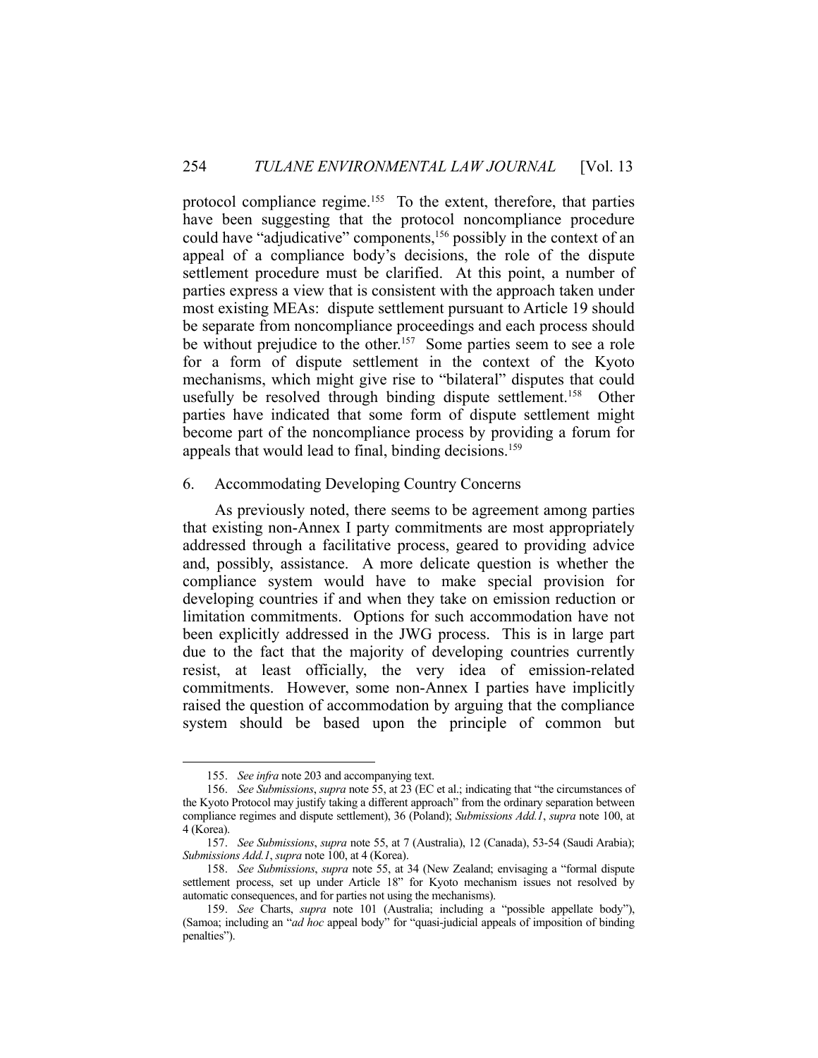protocol compliance regime.[155] To the extent, therefore, that parties have been suggesting that the protocol noncompliance procedure could have "adjudicative" components,[156] possibly in the context of an appeal of a compliance body's decisions, the role of the dispute settlement procedure must be clarified. At this point, a number of parties express a view that is consistent with the approach taken under most existing MEAs: dispute settlement pursuant to Article 19 should be separate from noncompliance proceedings and each process should be without prejudice to the other.[157] Some parties seem to see a role for a form of dispute settlement in the context of the Kyoto mechanisms, which might give rise to "bilateral" disputes that could usefully be resolved through binding dispute settlement.[158] Other parties have indicated that some form of dispute settlement might become part of the noncompliance process by providing a forum for appeals that would lead to final, binding decisions.[159]

### 6. Accommodating Developing Country Concerns

As previously noted, there seems to be agreement among parties that existing non-Annex I party commitments are most appropriately addressed through a facilitative process, geared to providing advice and, possibly, assistance. A more delicate question is whether the compliance system would have to make special provision for developing countries if and when they take on emission reduction or limitation commitments. Options for such accommodation have not been explicitly addressed in the JWG process. This is in large part due to the fact that the majority of developing countries currently resist, at least officially, the very idea of emission-related commitments. However, some non-Annex I parties have implicitly raised the question of accommodation by arguing that the compliance system should be based upon the principle of common but

---

155. *See infra* note 203 and accompanying text.

156. *See Submissions*, *supra* note 55, at 23 (EC et al.; indicating that "the circumstances of the Kyoto Protocol may justify taking a different approach" from the ordinary separation between compliance regimes and dispute settlement), 36 (Poland); *Submissions Add.1*, *supra* note 100, at 4 (Korea).

157. *See Submissions*, *supra* note 55, at 7 (Australia), 12 (Canada), 53-54 (Saudi Arabia); *Submissions Add.1*, *supra* note 100, at 4 (Korea).

158. *See Submissions*, *supra* note 55, at 34 (New Zealand; envisaging a "formal dispute settlement process, set up under Article 18" for Kyoto mechanism issues not resolved by automatic consequences, and for parties not using the mechanisms).

159. *See* Charts, *supra* note 101 (Australia; including a "possible appellate body"), (Samoa; including an "*ad hoc* appeal body" for "quasi-judicial appeals of imposition of binding penalties").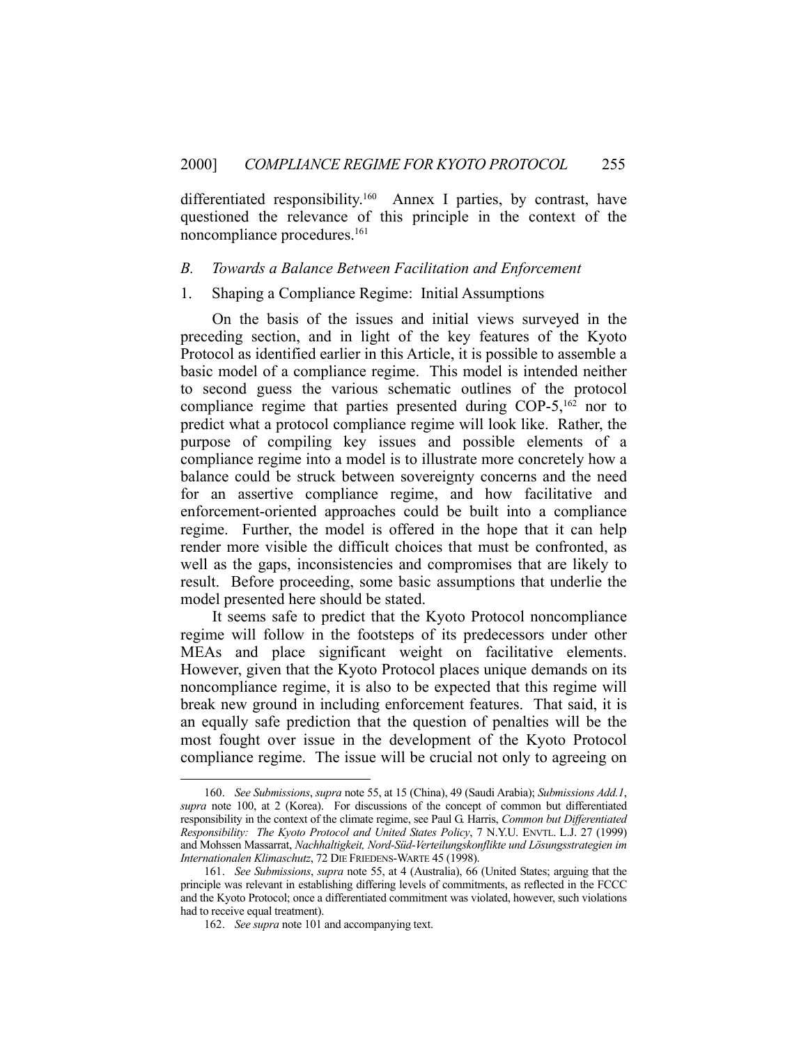differentiated responsibility.[160] Annex I parties, by contrast, have questioned the relevance of this principle in the context of the noncompliance procedures.[161]

### *B. Towards a Balance Between Facilitation and Enforcement*

#### 1. Shaping a Compliance Regime: Initial Assumptions

On the basis of the issues and initial views surveyed in the preceding section, and in light of the key features of the Kyoto Protocol as identified earlier in this Article, it is possible to assemble a basic model of a compliance regime. This model is intended neither to second guess the various schematic outlines of the protocol compliance regime that parties presented during COP-5,[162] nor to predict what a protocol compliance regime will look like. Rather, the purpose of compiling key issues and possible elements of a compliance regime into a model is to illustrate more concretely how a balance could be struck between sovereignty concerns and the need for an assertive compliance regime, and how facilitative and enforcement-oriented approaches could be built into a compliance regime. Further, the model is offered in the hope that it can help render more visible the difficult choices that must be confronted, as well as the gaps, inconsistencies and compromises that are likely to result. Before proceeding, some basic assumptions that underlie the model presented here should be stated.

It seems safe to predict that the Kyoto Protocol noncompliance regime will follow in the footsteps of its predecessors under other MEAs and place significant weight on facilitative elements. However, given that the Kyoto Protocol places unique demands on its noncompliance regime, it is also to be expected that this regime will break new ground in including enforcement features. That said, it is an equally safe prediction that the question of penalties will be the most fought over issue in the development of the Kyoto Protocol compliance regime. The issue will be crucial not only to agreeing on

---

160. *See Submissions*, *supra* note 55, at 15 (China), 49 (Saudi Arabia); *Submissions Add.1*, *supra* note 100, at 2 (Korea). For discussions of the concept of common but differentiated responsibility in the context of the climate regime, see Paul G. Harris, *Common but Differentiated Responsibility: The Kyoto Protocol and United States Policy*, 7 N.Y.U. ENVTL. L.J. 27 (1999) and Mohssen Massarrat, *Nachhaltigkeit, Nord-Süd-Verteilungskonflikte und Lösungsstrategien im Internationalen Klimaschutz*, 72 DIE FRIEDENS-WARTE 45 (1998).

161. *See Submissions*, *supra* note 55, at 4 (Australia), 66 (United States; arguing that the principle was relevant in establishing differing levels of commitments, as reflected in the FCCC and the Kyoto Protocol; once a differentiated commitment was violated, however, such violations had to receive equal treatment).

162. *See supra* note 101 and accompanying text.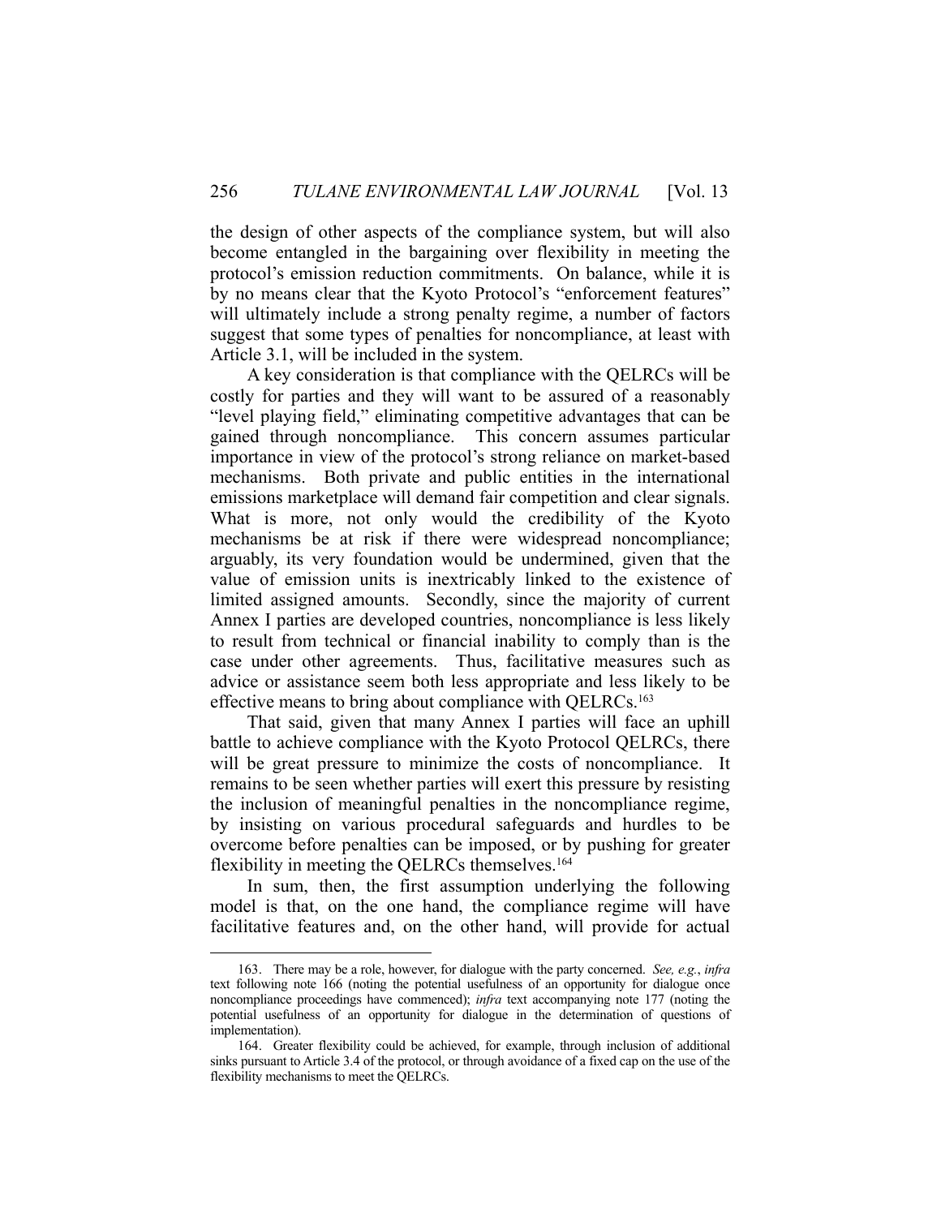the design of other aspects of the compliance system, but will also become entangled in the bargaining over flexibility in meeting the protocol's emission reduction commitments. On balance, while it is by no means clear that the Kyoto Protocol's "enforcement features" will ultimately include a strong penalty regime, a number of factors suggest that some types of penalties for noncompliance, at least with Article 3.1, will be included in the system.

A key consideration is that compliance with the QELRCs will be costly for parties and they will want to be assured of a reasonably "level playing field," eliminating competitive advantages that can be gained through noncompliance. This concern assumes particular importance in view of the protocol's strong reliance on market-based mechanisms. Both private and public entities in the international emissions marketplace will demand fair competition and clear signals. What is more, not only would the credibility of the Kyoto mechanisms be at risk if there were widespread noncompliance; arguably, its very foundation would be undermined, given that the value of emission units is inextricably linked to the existence of limited assigned amounts. Secondly, since the majority of current Annex I parties are developed countries, noncompliance is less likely to result from technical or financial inability to comply than is the case under other agreements. Thus, facilitative measures such as advice or assistance seem both less appropriate and less likely to be effective means to bring about compliance with QELRCs.[163]

That said, given that many Annex I parties will face an uphill battle to achieve compliance with the Kyoto Protocol QELRCs, there will be great pressure to minimize the costs of noncompliance. It remains to be seen whether parties will exert this pressure by resisting the inclusion of meaningful penalties in the noncompliance regime, by insisting on various procedural safeguards and hurdles to be overcome before penalties can be imposed, or by pushing for greater flexibility in meeting the QELRCs themselves.[164]

In sum, then, the first assumption underlying the following model is that, on the one hand, the compliance regime will have facilitative features and, on the other hand, will provide for actual

---

163. There may be a role, however, for dialogue with the party concerned. *See, e.g.*, *infra* text following note 166 (noting the potential usefulness of an opportunity for dialogue once noncompliance proceedings have commenced); *infra* text accompanying note 177 (noting the potential usefulness of an opportunity for dialogue in the determination of questions of implementation).

164. Greater flexibility could be achieved, for example, through inclusion of additional sinks pursuant to Article 3.4 of the protocol, or through avoidance of a fixed cap on the use of the flexibility mechanisms to meet the QELRCs.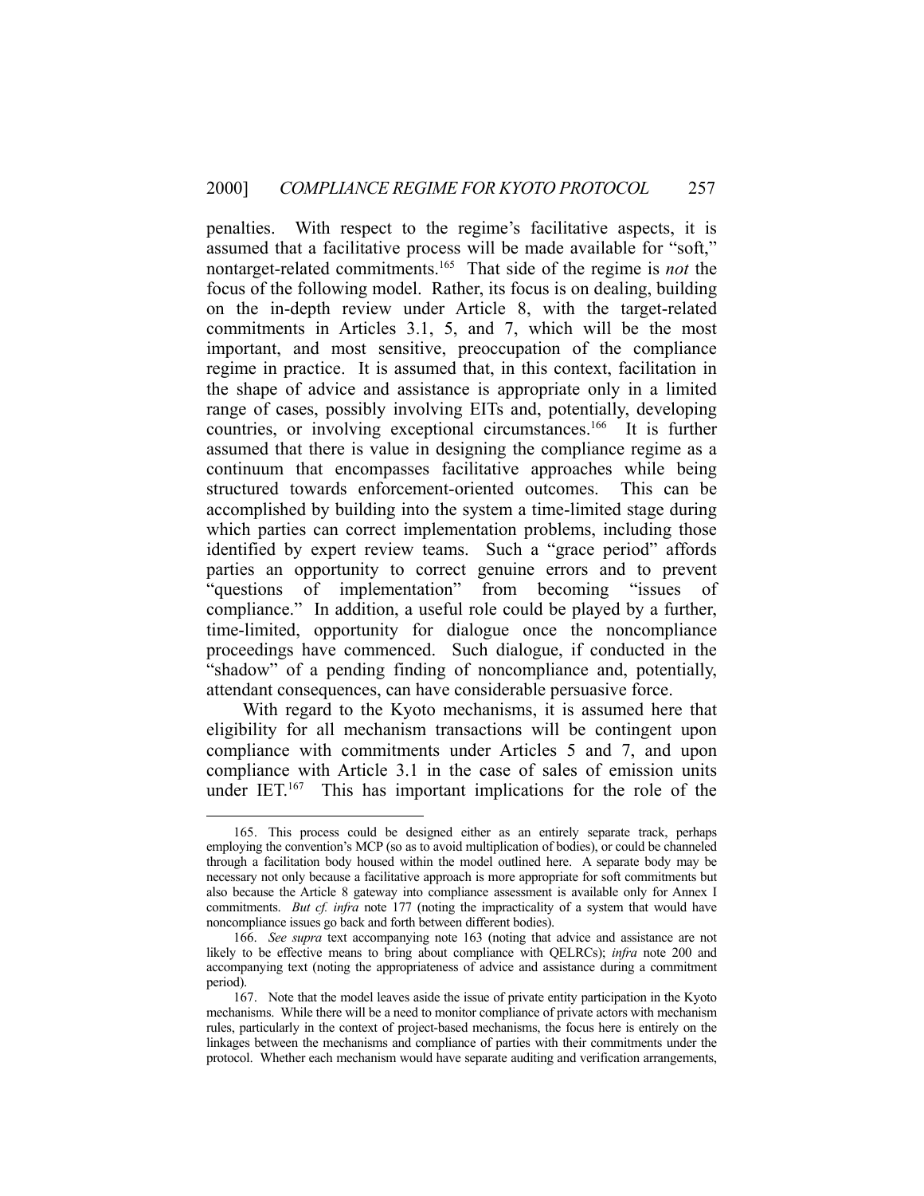penalties. With respect to the regime's facilitative aspects, it is assumed that a facilitative process will be made available for "soft," nontarget-related commitments.[165] That side of the regime is *not* the focus of the following model. Rather, its focus is on dealing, building on the in-depth review under Article 8, with the target-related commitments in Articles 3.1, 5, and 7, which will be the most important, and most sensitive, preoccupation of the compliance regime in practice. It is assumed that, in this context, facilitation in the shape of advice and assistance is appropriate only in a limited range of cases, possibly involving EITs and, potentially, developing countries, or involving exceptional circumstances.[166] It is further assumed that there is value in designing the compliance regime as a continuum that encompasses facilitative approaches while being structured towards enforcement-oriented outcomes. This can be accomplished by building into the system a time-limited stage during which parties can correct implementation problems, including those identified by expert review teams. Such a "grace period" affords parties an opportunity to correct genuine errors and to prevent "questions of implementation" from becoming "issues of compliance." In addition, a useful role could be played by a further, time-limited, opportunity for dialogue once the noncompliance proceedings have commenced. Such dialogue, if conducted in the "shadow" of a pending finding of noncompliance and, potentially, attendant consequences, can have considerable persuasive force.

With regard to the Kyoto mechanisms, it is assumed here that eligibility for all mechanism transactions will be contingent upon compliance with commitments under Articles 5 and 7, and upon compliance with Article 3.1 in the case of sales of emission units under IET.[167] This has important implications for the role of the

---

165. This process could be designed either as an entirely separate track, perhaps employing the convention's MCP (so as to avoid multiplication of bodies), or could be channeled through a facilitation body housed within the model outlined here. A separate body may be necessary not only because a facilitative approach is more appropriate for soft commitments but also because the Article 8 gateway into compliance assessment is available only for Annex I commitments. *But cf. infra* note 177 (noting the impracticality of a system that would have noncompliance issues go back and forth between different bodies).

166. *See supra* text accompanying note 163 (noting that advice and assistance are not likely to be effective means to bring about compliance with QELRCs); *infra* note 200 and accompanying text (noting the appropriateness of advice and assistance during a commitment period).

167. Note that the model leaves aside the issue of private entity participation in the Kyoto mechanisms. While there will be a need to monitor compliance of private actors with mechanism rules, particularly in the context of project-based mechanisms, the focus here is entirely on the linkages between the mechanisms and compliance of parties with their commitments under the protocol. Whether each mechanism would have separate auditing and verification arrangements,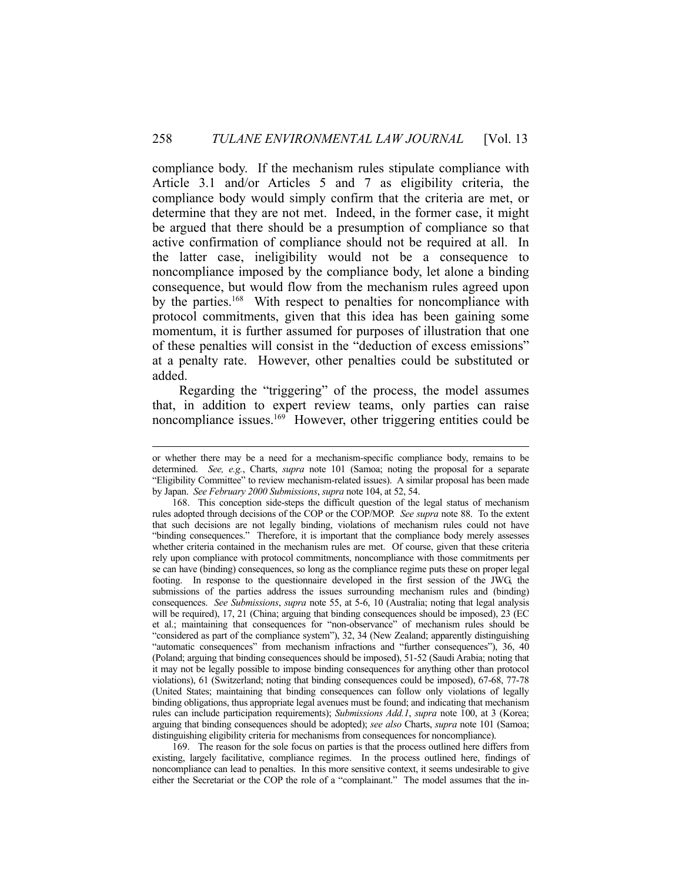compliance body. If the mechanism rules stipulate compliance with Article 3.1 and/or Articles 5 and 7 as eligibility criteria, the compliance body would simply confirm that the criteria are met, or determine that they are not met. Indeed, in the former case, it might be argued that there should be a presumption of compliance so that active confirmation of compliance should not be required at all. In the latter case, ineligibility would not be a consequence to noncompliance imposed by the compliance body, let alone a binding consequence, but would flow from the mechanism rules agreed upon by the parties.[168] With respect to penalties for noncompliance with protocol commitments, given that this idea has been gaining some momentum, it is further assumed for purposes of illustration that one of these penalties will consist in the "deduction of excess emissions" at a penalty rate. However, other penalties could be substituted or added.

Regarding the "triggering" of the process, the model assumes that, in addition to expert review teams, only parties can raise noncompliance issues.[169] However, other triggering entities could be

---

or whether there may be a need for a mechanism-specific compliance body, remains to be determined. *See, e.g.*, Charts, *supra* note 101 (Samoa; noting the proposal for a separate "Eligibility Committee" to review mechanism-related issues). A similar proposal has been made by Japan. *See February 2000 Submissions*, *supra* note 104, at 52, 54.

168. This conception side-steps the difficult question of the legal status of mechanism rules adopted through decisions of the COP or the COP/MOP. *See supra* note 88. To the extent that such decisions are not legally binding, violations of mechanism rules could not have "binding consequences." Therefore, it is important that the compliance body merely assesses whether criteria contained in the mechanism rules are met. Of course, given that these criteria rely upon compliance with protocol commitments, noncompliance with those commitments per se can have (binding) consequences, so long as the compliance regime puts these on proper legal footing. In response to the questionnaire developed in the first session of the JWG, the submissions of the parties address the issues surrounding mechanism rules and (binding) consequences. *See Submissions*, *supra* note 55, at 5-6, 10 (Australia; noting that legal analysis will be required), 17, 21 (China; arguing that binding consequences should be imposed), 23 (EC et al.; maintaining that consequences for "non-observance" of mechanism rules should be "considered as part of the compliance system"), 32, 34 (New Zealand; apparently distinguishing "automatic consequences" from mechanism infractions and "further consequences"), 36, 40 (Poland; arguing that binding consequences should be imposed), 51-52 (Saudi Arabia; noting that it may not be legally possible to impose binding consequences for anything other than protocol violations), 61 (Switzerland; noting that binding consequences could be imposed), 67-68, 77-78 (United States; maintaining that binding consequences can follow only violations of legally binding obligations, thus appropriate legal avenues must be found; and indicating that mechanism rules can include participation requirements); *Submissions Add.1*, *supra* note 100, at 3 (Korea; arguing that binding consequences should be adopted); *see also* Charts, *supra* note 101 (Samoa; distinguishing eligibility criteria for mechanisms from consequences for noncompliance).

169. The reason for the sole focus on parties is that the process outlined here differs from existing, largely facilitative, compliance regimes. In the process outlined here, findings of noncompliance can lead to penalties. In this more sensitive context, it seems undesirable to give either the Secretariat or the COP the role of a "complainant." The model assumes that the in-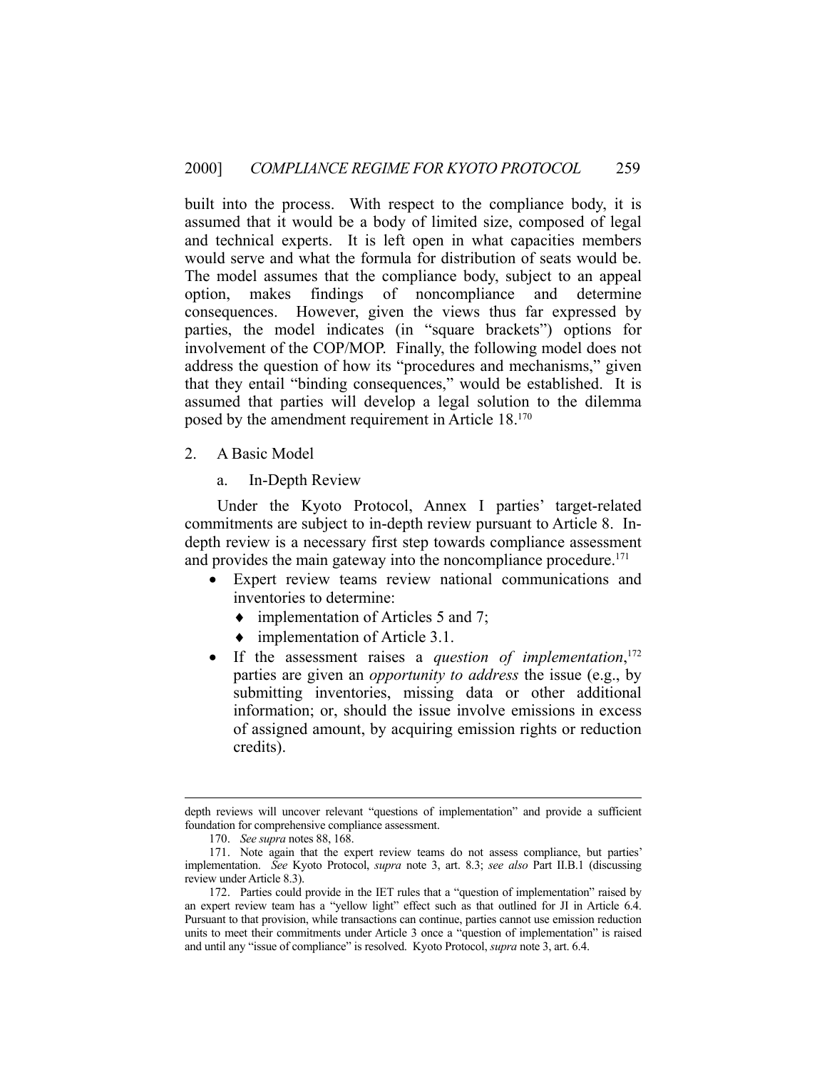built into the process. With respect to the compliance body, it is assumed that it would be a body of limited size, composed of legal and technical experts. It is left open in what capacities members would serve and what the formula for distribution of seats would be. The model assumes that the compliance body, subject to an appeal option, makes findings of noncompliance and determine consequences. However, given the views thus far expressed by parties, the model indicates (in "square brackets") options for involvement of the COP/MOP. Finally, the following model does not address the question of how its "procedures and mechanisms," given that they entail "binding consequences," would be established. It is assumed that parties will develop a legal solution to the dilemma posed by the amendment requirement in Article 18.[170]

2. A Basic Model

a. In-Depth Review

Under the Kyoto Protocol, Annex I parties' target-related commitments are subject to in-depth review pursuant to Article 8. In-depth review is a necessary first step towards compliance assessment and provides the main gateway into the noncompliance procedure.[171]

- Expert review teams review national communications and inventories to determine:
  - implementation of Articles 5 and 7;
  - implementation of Article 3.1.
- If the assessment raises a *question of implementation*,[172] parties are given an *opportunity to address* the issue (e.g., by submitting inventories, missing data or other additional information; or, should the issue involve emissions in excess of assigned amount, by acquiring emission rights or reduction credits).

---

depth reviews will uncover relevant "questions of implementation" and provide a sufficient foundation for comprehensive compliance assessment.

170. *See supra* notes 88, 168.

171. Note again that the expert review teams do not assess compliance, but parties' implementation. *See* Kyoto Protocol, *supra* note 3, art. 8.3; *see also* Part II.B.1 (discussing review under Article 8.3).

172. Parties could provide in the IET rules that a "question of implementation" raised by an expert review team has a "yellow light" effect such as that outlined for JI in Article 6.4. Pursuant to that provision, while transactions can continue, parties cannot use emission reduction units to meet their commitments under Article 3 once a "question of implementation" is raised and until any "issue of compliance" is resolved. Kyoto Protocol, *supra* note 3, art. 6.4.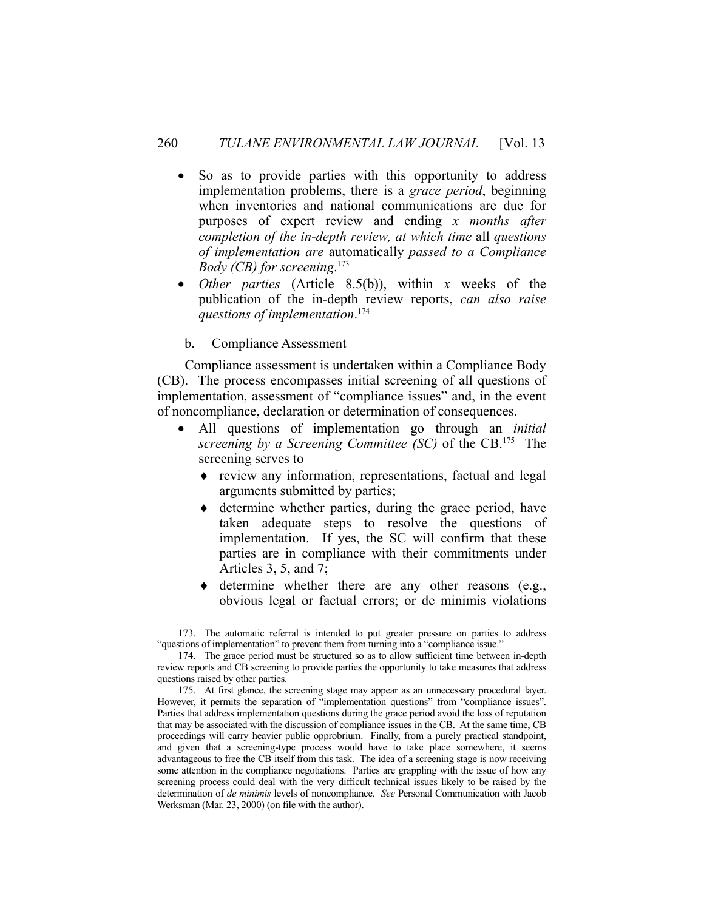- So as to provide parties with this opportunity to address implementation problems, there is a *grace period*, beginning when inventories and national communications are due for purposes of expert review and ending *x months after completion of the in-depth review, at which time* all *questions of implementation are* automatically *passed to a Compliance Body (CB) for screening*.[173]
- *Other parties* (Article 8.5(b)), within *x* weeks of the publication of the in-depth review reports, *can also raise questions of implementation*.[174]

b. Compliance Assessment

Compliance assessment is undertaken within a Compliance Body (CB). The process encompasses initial screening of all questions of implementation, assessment of "compliance issues" and, in the event of noncompliance, declaration or determination of consequences.

- All questions of implementation go through an *initial screening by a Screening Committee (SC)* of the CB.[175] The screening serves to
  - review any information, representations, factual and legal arguments submitted by parties;
  - determine whether parties, during the grace period, have taken adequate steps to resolve the questions of implementation. If yes, the SC will confirm that these parties are in compliance with their commitments under Articles 3, 5, and 7;
  - determine whether there are any other reasons (e.g., obvious legal or factual errors; or de minimis violations

---

173. The automatic referral is intended to put greater pressure on parties to address "questions of implementation" to prevent them from turning into a "compliance issue."

174. The grace period must be structured so as to allow sufficient time between in-depth review reports and CB screening to provide parties the opportunity to take measures that address questions raised by other parties.

175. At first glance, the screening stage may appear as an unnecessary procedural layer. However, it permits the separation of "implementation questions" from "compliance issues". Parties that address implementation questions during the grace period avoid the loss of reputation that may be associated with the discussion of compliance issues in the CB. At the same time, CB proceedings will carry heavier public opprobrium. Finally, from a purely practical standpoint, and given that a screening-type process would have to take place somewhere, it seems advantageous to free the CB itself from this task. The idea of a screening stage is now receiving some attention in the compliance negotiations. Parties are grappling with the issue of how any screening process could deal with the very difficult technical issues likely to be raised by the determination of *de minimis* levels of noncompliance. *See* Personal Communication with Jacob Werksman (Mar. 23, 2000) (on file with the author).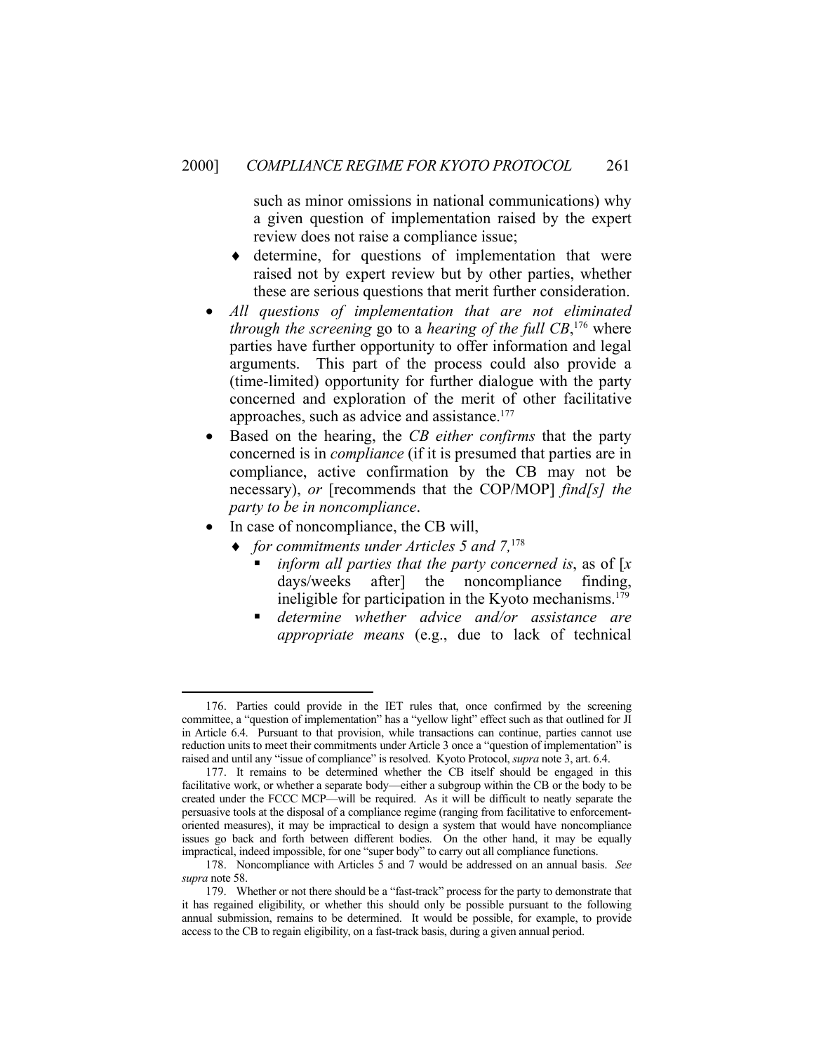such as minor omissions in national communications) why a given question of implementation raised by the expert review does not raise a compliance issue;

  - determine, for questions of implementation that were raised not by expert review but by other parties, whether these are serious questions that merit further consideration.

- *All questions of implementation that are not eliminated through the screening* go to a *hearing of the full CB*,[176] where parties have further opportunity to offer information and legal arguments. This part of the process could also provide a (time-limited) opportunity for further dialogue with the party concerned and exploration of the merit of other facilitative approaches, such as advice and assistance.[177]
- Based on the hearing, the *CB either confirms* that the party concerned is in *compliance* (if it is presumed that parties are in compliance, active confirmation by the CB may not be necessary), *or* [recommends that the COP/MOP] *find[s] the party to be in noncompliance*.
- In case of noncompliance, the CB will,
  - *for commitments under Articles 5 and 7,*[178]
    - *inform all parties that the party concerned is*, as of [*x* days/weeks after] the noncompliance finding, ineligible for participation in the Kyoto mechanisms.[179]
    - *determine whether advice and/or assistance are appropriate means* (e.g., due to lack of technical

---

176. Parties could provide in the IET rules that, once confirmed by the screening committee, a "question of implementation" has a "yellow light" effect such as that outlined for JI in Article 6.4. Pursuant to that provision, while transactions can continue, parties cannot use reduction units to meet their commitments under Article 3 once a "question of implementation" is raised and until any "issue of compliance" is resolved. Kyoto Protocol, *supra* note 3, art. 6.4.

177. It remains to be determined whether the CB itself should be engaged in this facilitative work, or whether a separate body—either a subgroup within the CB or the body to be created under the FCCC MCP—will be required. As it will be difficult to neatly separate the persuasive tools at the disposal of a compliance regime (ranging from facilitative to enforcement-oriented measures), it may be impractical to design a system that would have noncompliance issues go back and forth between different bodies. On the other hand, it may be equally impractical, indeed impossible, for one "super body" to carry out all compliance functions.

178. Noncompliance with Articles 5 and 7 would be addressed on an annual basis. *See supra* note 58.

179. Whether or not there should be a "fast-track" process for the party to demonstrate that it has regained eligibility, or whether this should only be possible pursuant to the following annual submission, remains to be determined. It would be possible, for example, to provide access to the CB to regain eligibility, on a fast-track basis, during a given annual period.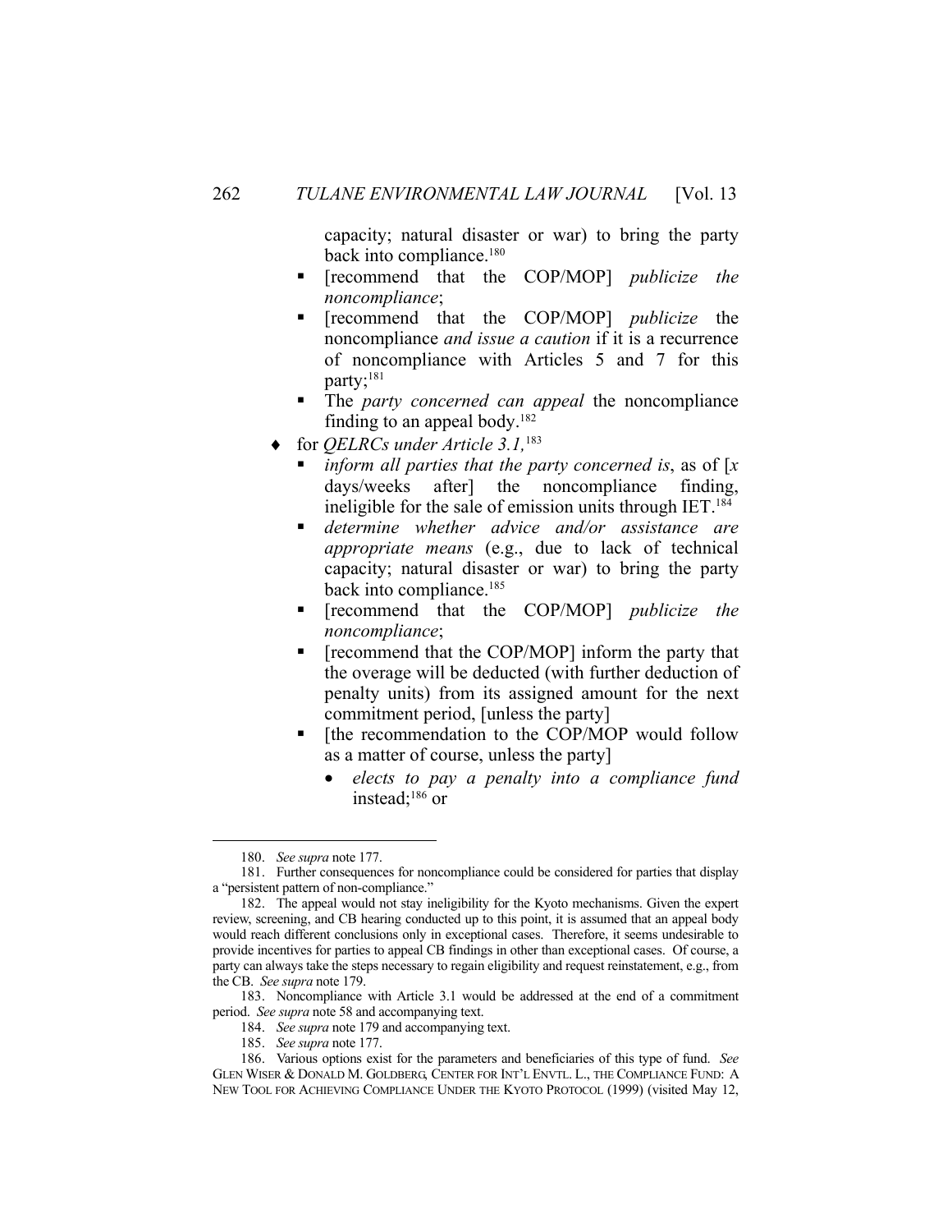capacity; natural disaster or war) to bring the party back into compliance.[180]

- [recommend that the COP/MOP] *publicize the noncompliance*;
- [recommend that the COP/MOP] *publicize* the noncompliance *and issue a caution* if it is a recurrence of noncompliance with Articles 5 and 7 for this party;[181]
- The *party concerned can appeal* the noncompliance finding to an appeal body.[182]

♦ for *QELRCs under Article 3.1,*[183]

- *inform all parties that the party concerned is*, as of [*x* days/weeks after] the noncompliance finding, ineligible for the sale of emission units through IET.[184]
- *determine whether advice and/or assistance are appropriate means* (e.g., due to lack of technical capacity; natural disaster or war) to bring the party back into compliance.[185]
- [recommend that the COP/MOP] *publicize the noncompliance*;
- [recommend that the COP/MOP] inform the party that the overage will be deducted (with further deduction of penalty units) from its assigned amount for the next commitment period, [unless the party]
- [the recommendation to the COP/MOP would follow as a matter of course, unless the party]
  - *elects to pay a penalty into a compliance fund* instead;[186] or

---

180. *See supra* note 177.

181. Further consequences for noncompliance could be considered for parties that display a "persistent pattern of non-compliance."

182. The appeal would not stay ineligibility for the Kyoto mechanisms. Given the expert review, screening, and CB hearing conducted up to this point, it is assumed that an appeal body would reach different conclusions only in exceptional cases. Therefore, it seems undesirable to provide incentives for parties to appeal CB findings in other than exceptional cases. Of course, a party can always take the steps necessary to regain eligibility and request reinstatement, e.g., from the CB. *See supra* note 179.

183. Noncompliance with Article 3.1 would be addressed at the end of a commitment period. *See supra* note 58 and accompanying text.

184. *See supra* note 179 and accompanying text.

185. *See supra* note 177.

186. Various options exist for the parameters and beneficiaries of this type of fund. *See* GLEN WISER & DONALD M. GOLDBERG, CENTER FOR INT'L ENVTL. L., THE COMPLIANCE FUND: A NEW TOOL FOR ACHIEVING COMPLIANCE UNDER THE KYOTO PROTOCOL (1999) (visited May 12,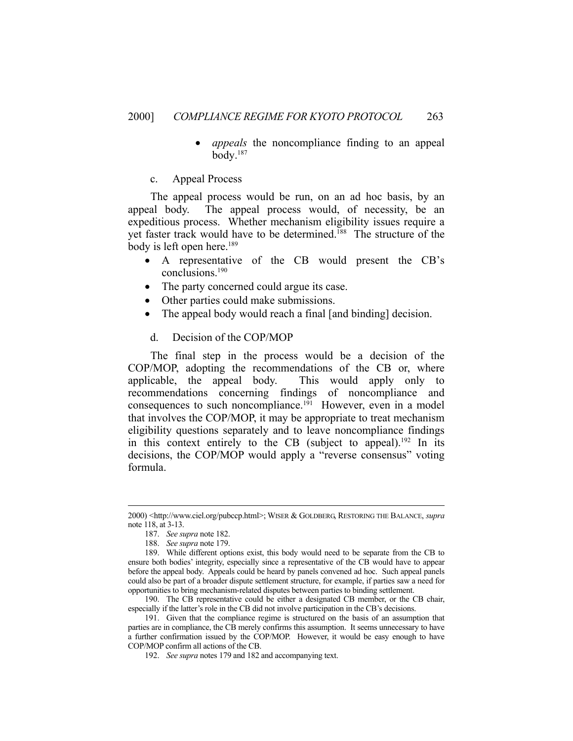- *appeals* the noncompliance finding to an appeal body.[187]

c. Appeal Process

The appeal process would be run, on an ad hoc basis, by an appeal body. The appeal process would, of necessity, be an expeditious process. Whether mechanism eligibility issues require a yet faster track would have to be determined.[188] The structure of the body is left open here.[189]

- A representative of the CB would present the CB's conclusions.[190]
- The party concerned could argue its case.
- Other parties could make submissions.
- The appeal body would reach a final [and binding] decision.

d. Decision of the COP/MOP

The final step in the process would be a decision of the COP/MOP, adopting the recommendations of the CB or, where applicable, the appeal body. This would apply only to recommendations concerning findings of noncompliance and consequences to such noncompliance.[191] However, even in a model that involves the COP/MOP, it may be appropriate to treat mechanism eligibility questions separately and to leave noncompliance findings in this context entirely to the CB (subject to appeal).[192] In its decisions, the COP/MOP would apply a "reverse consensus" voting formula.

---

2000) <http://www.ciel.org/pubccp.html>; WISER & GOLDBERG, RESTORING THE BALANCE, *supra* note 118, at 3-13.

187. *See supra* note 182.

188. *See supra* note 179.

189. While different options exist, this body would need to be separate from the CB to ensure both bodies' integrity, especially since a representative of the CB would have to appear before the appeal body. Appeals could be heard by panels convened ad hoc. Such appeal panels could also be part of a broader dispute settlement structure, for example, if parties saw a need for opportunities to bring mechanism-related disputes between parties to binding settlement.

190. The CB representative could be either a designated CB member, or the CB chair, especially if the latter's role in the CB did not involve participation in the CB's decisions.

191. Given that the compliance regime is structured on the basis of an assumption that parties are in compliance, the CB merely confirms this assumption. It seems unnecessary to have a further confirmation issued by the COP/MOP. However, it would be easy enough to have COP/MOP confirm all actions of the CB.

192. *See supra* notes 179 and 182 and accompanying text.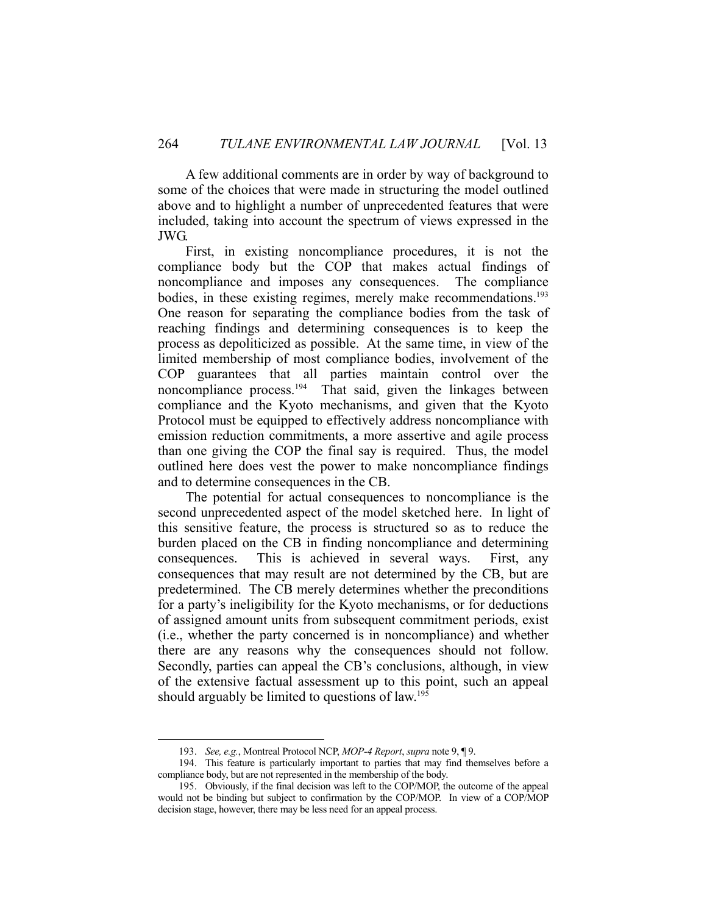A few additional comments are in order by way of background to some of the choices that were made in structuring the model outlined above and to highlight a number of unprecedented features that were included, taking into account the spectrum of views expressed in the JWG.

First, in existing noncompliance procedures, it is not the compliance body but the COP that makes actual findings of noncompliance and imposes any consequences. The compliance bodies, in these existing regimes, merely make recommendations.[193] One reason for separating the compliance bodies from the task of reaching findings and determining consequences is to keep the process as depoliticized as possible. At the same time, in view of the limited membership of most compliance bodies, involvement of the COP guarantees that all parties maintain control over the noncompliance process.[194] That said, given the linkages between compliance and the Kyoto mechanisms, and given that the Kyoto Protocol must be equipped to effectively address noncompliance with emission reduction commitments, a more assertive and agile process than one giving the COP the final say is required. Thus, the model outlined here does vest the power to make noncompliance findings and to determine consequences in the CB.

The potential for actual consequences to noncompliance is the second unprecedented aspect of the model sketched here. In light of this sensitive feature, the process is structured so as to reduce the burden placed on the CB in finding noncompliance and determining consequences. This is achieved in several ways. First, any consequences that may result are not determined by the CB, but are predetermined. The CB merely determines whether the preconditions for a party's ineligibility for the Kyoto mechanisms, or for deductions of assigned amount units from subsequent commitment periods, exist (i.e., whether the party concerned is in noncompliance) and whether there are any reasons why the consequences should not follow. Secondly, parties can appeal the CB's conclusions, although, in view of the extensive factual assessment up to this point, such an appeal should arguably be limited to questions of law.[195]

---

193. *See, e.g.*, Montreal Protocol NCP, *MOP-4 Report*, *supra* note 9, ¶ 9.

194. This feature is particularly important to parties that may find themselves before a compliance body, but are not represented in the membership of the body.

195. Obviously, if the final decision was left to the COP/MOP, the outcome of the appeal would not be binding but subject to confirmation by the COP/MOP. In view of a COP/MOP decision stage, however, there may be less need for an appeal process.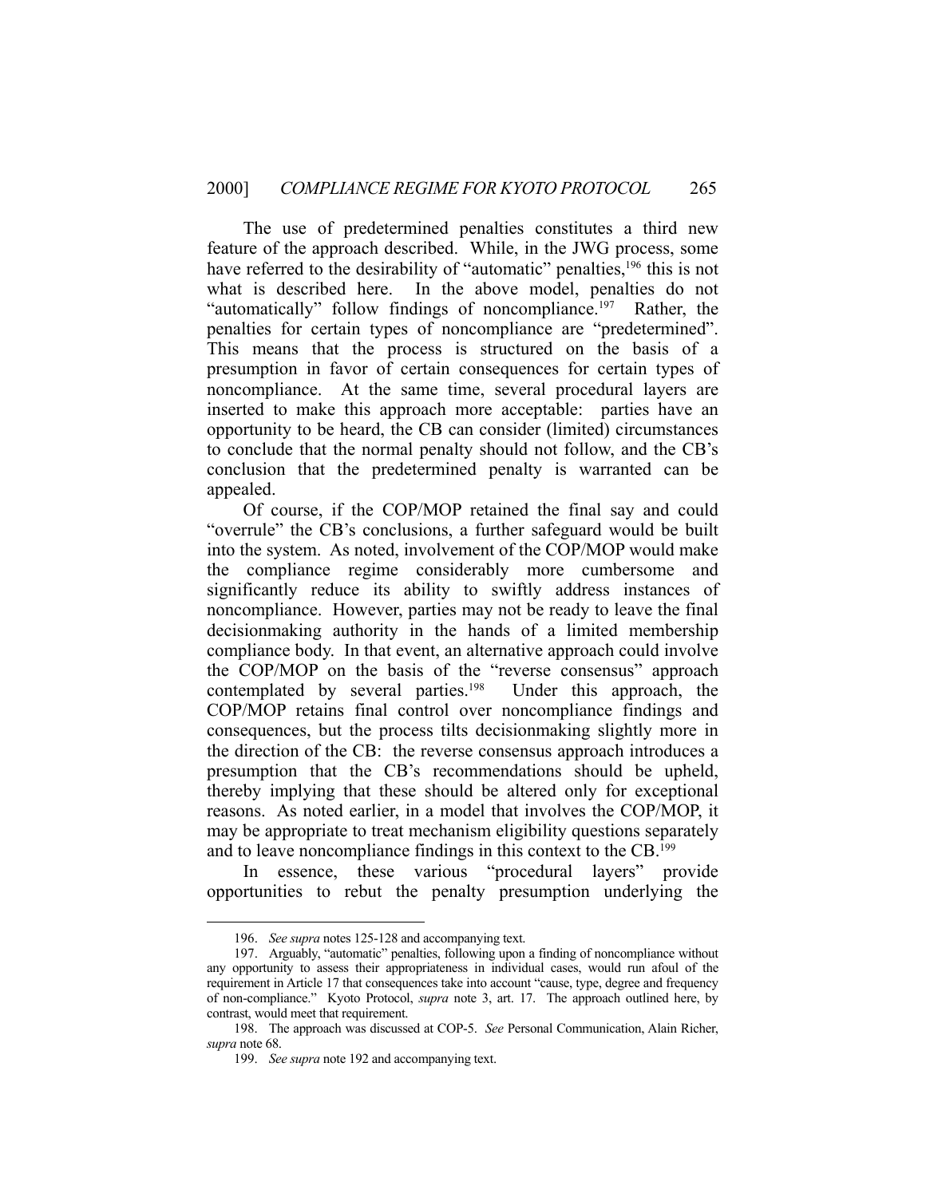The use of predetermined penalties constitutes a third new feature of the approach described. While, in the JWG process, some have referred to the desirability of "automatic" penalties,[196] this is not what is described here. In the above model, penalties do not "automatically" follow findings of noncompliance.[197] Rather, the penalties for certain types of noncompliance are "predetermined". This means that the process is structured on the basis of a presumption in favor of certain consequences for certain types of noncompliance. At the same time, several procedural layers are inserted to make this approach more acceptable: parties have an opportunity to be heard, the CB can consider (limited) circumstances to conclude that the normal penalty should not follow, and the CB's conclusion that the predetermined penalty is warranted can be appealed.

Of course, if the COP/MOP retained the final say and could "overrule" the CB's conclusions, a further safeguard would be built into the system. As noted, involvement of the COP/MOP would make the compliance regime considerably more cumbersome and significantly reduce its ability to swiftly address instances of noncompliance. However, parties may not be ready to leave the final decisionmaking authority in the hands of a limited membership compliance body. In that event, an alternative approach could involve the COP/MOP on the basis of the "reverse consensus" approach contemplated by several parties.[198] Under this approach, the COP/MOP retains final control over noncompliance findings and consequences, but the process tilts decisionmaking slightly more in the direction of the CB: the reverse consensus approach introduces a presumption that the CB's recommendations should be upheld, thereby implying that these should be altered only for exceptional reasons. As noted earlier, in a model that involves the COP/MOP, it may be appropriate to treat mechanism eligibility questions separately and to leave noncompliance findings in this context to the CB.[199]

In essence, these various "procedural layers" provide opportunities to rebut the penalty presumption underlying the

---

196. *See supra* notes 125-128 and accompanying text.

197. Arguably, "automatic" penalties, following upon a finding of noncompliance without any opportunity to assess their appropriateness in individual cases, would run afoul of the requirement in Article 17 that consequences take into account "cause, type, degree and frequency of non-compliance." Kyoto Protocol, *supra* note 3, art. 17. The approach outlined here, by contrast, would meet that requirement.

198. The approach was discussed at COP-5. *See* Personal Communication, Alain Richer, *supra* note 68.

199. *See supra* note 192 and accompanying text.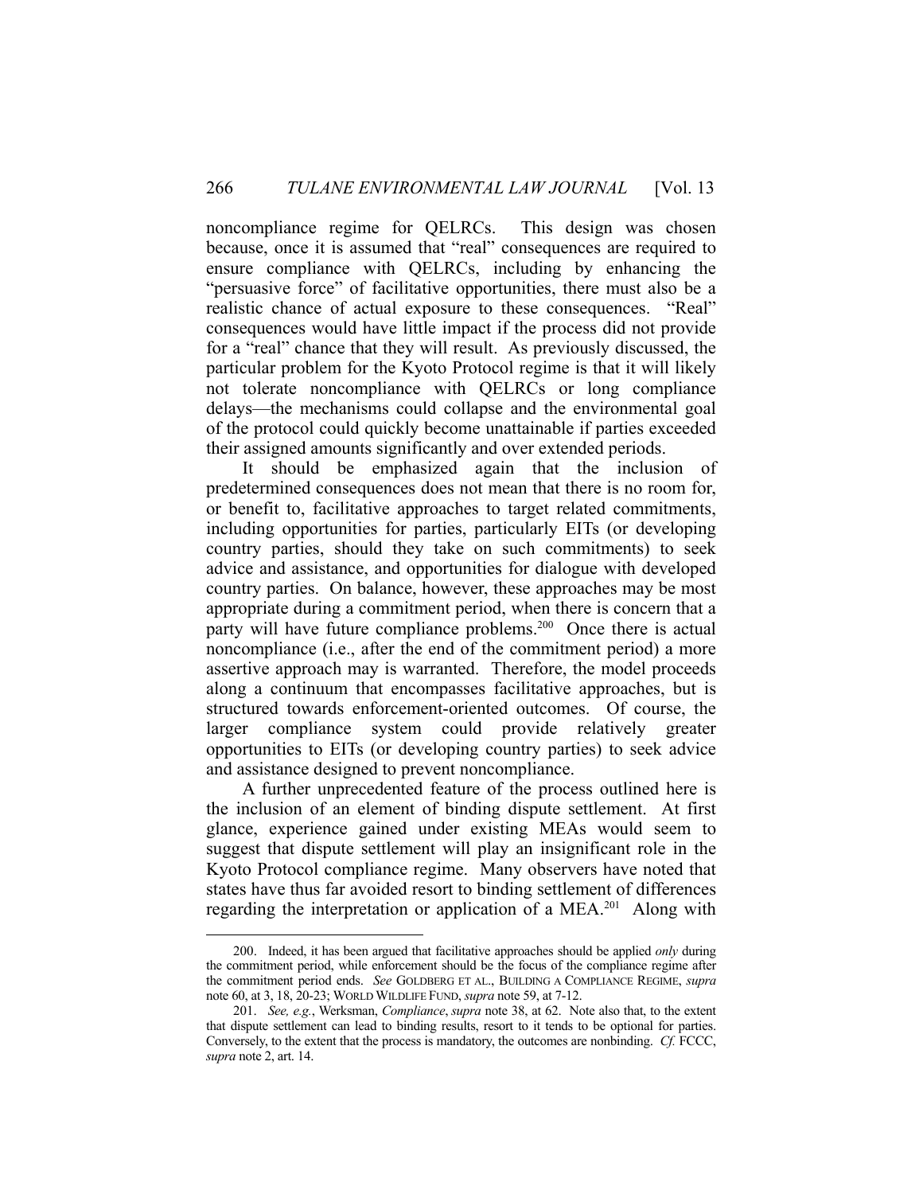noncompliance regime for QELRCs. This design was chosen because, once it is assumed that "real" consequences are required to ensure compliance with QELRCs, including by enhancing the "persuasive force" of facilitative opportunities, there must also be a realistic chance of actual exposure to these consequences. "Real" consequences would have little impact if the process did not provide for a "real" chance that they will result. As previously discussed, the particular problem for the Kyoto Protocol regime is that it will likely not tolerate noncompliance with QELRCs or long compliance delays—the mechanisms could collapse and the environmental goal of the protocol could quickly become unattainable if parties exceeded their assigned amounts significantly and over extended periods.

It should be emphasized again that the inclusion of predetermined consequences does not mean that there is no room for, or benefit to, facilitative approaches to target related commitments, including opportunities for parties, particularly EITs (or developing country parties, should they take on such commitments) to seek advice and assistance, and opportunities for dialogue with developed country parties. On balance, however, these approaches may be most appropriate during a commitment period, when there is concern that a party will have future compliance problems.[200] Once there is actual noncompliance (i.e., after the end of the commitment period) a more assertive approach may is warranted. Therefore, the model proceeds along a continuum that encompasses facilitative approaches, but is structured towards enforcement-oriented outcomes. Of course, the larger compliance system could provide relatively greater opportunities to EITs (or developing country parties) to seek advice and assistance designed to prevent noncompliance.

A further unprecedented feature of the process outlined here is the inclusion of an element of binding dispute settlement. At first glance, experience gained under existing MEAs would seem to suggest that dispute settlement will play an insignificant role in the Kyoto Protocol compliance regime. Many observers have noted that states have thus far avoided resort to binding settlement of differences regarding the interpretation or application of a MEA.[201] Along with

---

200. Indeed, it has been argued that facilitative approaches should be applied *only* during the commitment period, while enforcement should be the focus of the compliance regime after the commitment period ends. *See* GOLDBERG ET AL., BUILDING A COMPLIANCE REGIME, *supra* note 60, at 3, 18, 20-23; WORLD WILDLIFE FUND, *supra* note 59, at 7-12.

201. *See, e.g.*, Werksman, *Compliance*, *supra* note 38, at 62. Note also that, to the extent that dispute settlement can lead to binding results, resort to it tends to be optional for parties. Conversely, to the extent that the process is mandatory, the outcomes are nonbinding. *Cf.* FCCC, *supra* note 2, art. 14.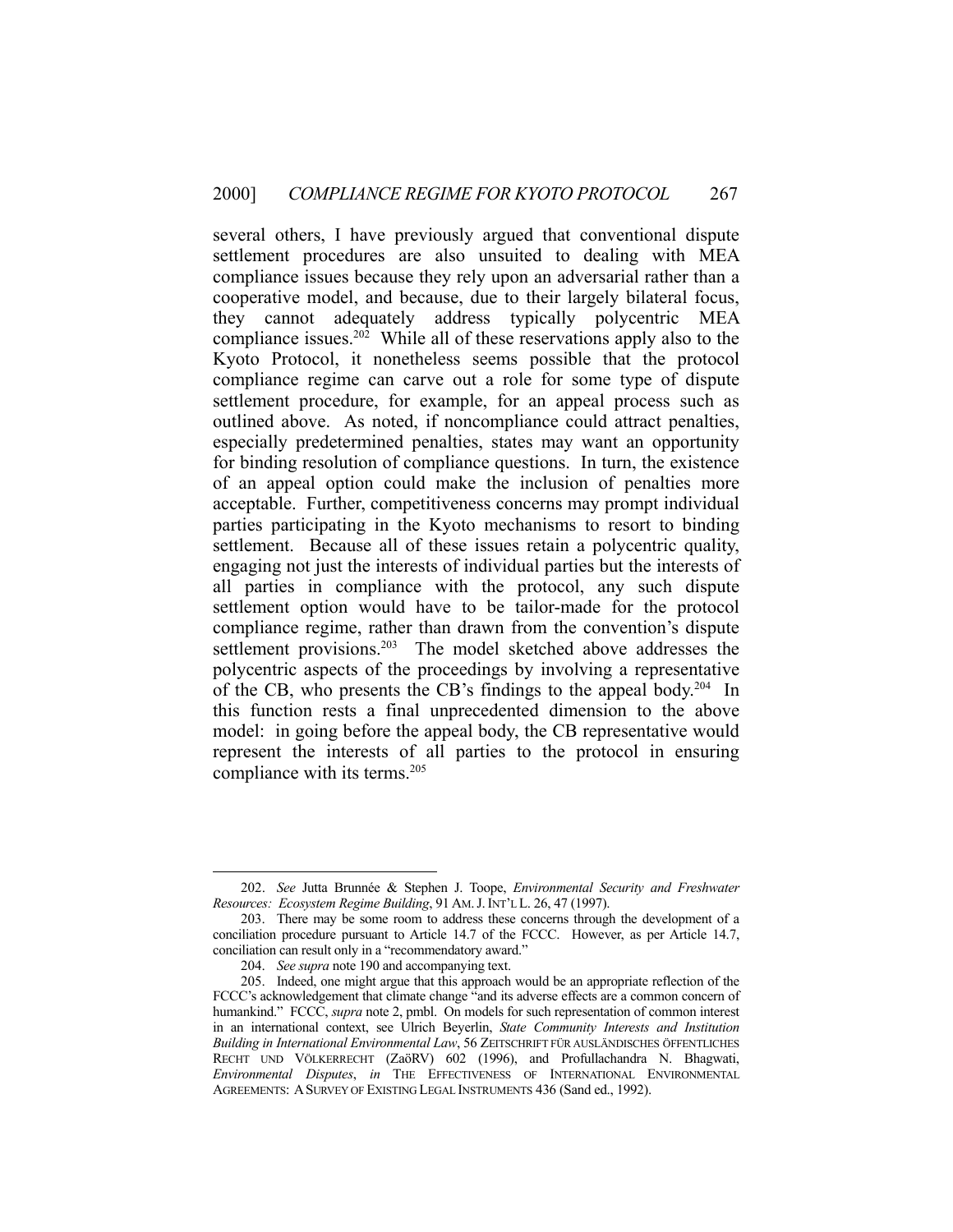several others, I have previously argued that conventional dispute settlement procedures are also unsuited to dealing with MEA compliance issues because they rely upon an adversarial rather than a cooperative model, and because, due to their largely bilateral focus, they cannot adequately address typically polycentric MEA compliance issues.[202] While all of these reservations apply also to the Kyoto Protocol, it nonetheless seems possible that the protocol compliance regime can carve out a role for some type of dispute settlement procedure, for example, for an appeal process such as outlined above. As noted, if noncompliance could attract penalties, especially predetermined penalties, states may want an opportunity for binding resolution of compliance questions. In turn, the existence of an appeal option could make the inclusion of penalties more acceptable. Further, competitiveness concerns may prompt individual parties participating in the Kyoto mechanisms to resort to binding settlement. Because all of these issues retain a polycentric quality, engaging not just the interests of individual parties but the interests of all parties in compliance with the protocol, any such dispute settlement option would have to be tailor-made for the protocol compliance regime, rather than drawn from the convention's dispute settlement provisions.[203] The model sketched above addresses the polycentric aspects of the proceedings by involving a representative of the CB, who presents the CB's findings to the appeal body.[204] In this function rests a final unprecedented dimension to the above model: in going before the appeal body, the CB representative would represent the interests of all parties to the protocol in ensuring compliance with its terms.[205]

---

202. *See* Jutta Brunnée & Stephen J. Toope, *Environmental Security and Freshwater Resources: Ecosystem Regime Building*, 91 AM. J. INT'L L. 26, 47 (1997).

203. There may be some room to address these concerns through the development of a conciliation procedure pursuant to Article 14.7 of the FCCC. However, as per Article 14.7, conciliation can result only in a "recommendatory award."

204. *See supra* note 190 and accompanying text.

205. Indeed, one might argue that this approach would be an appropriate reflection of the FCCC's acknowledgement that climate change "and its adverse effects are a common concern of humankind." FCCC, *supra* note 2, pmbl. On models for such representation of common interest in an international context, see Ulrich Beyerlin, *State Community Interests and Institution Building in International Environmental Law*, 56 ZEITSCHRIFT FÜR AUSLÄNDISCHES ÖFFENTLICHES RECHT UND VÖLKERRECHT (ZaöRV) 602 (1996), and Profullachandra N. Bhagwati, *Environmental Disputes*, *in* THE EFFECTIVENESS OF INTERNATIONAL ENVIRONMENTAL AGREEMENTS: A SURVEY OF EXISTING LEGAL INSTRUMENTS 436 (Sand ed., 1992).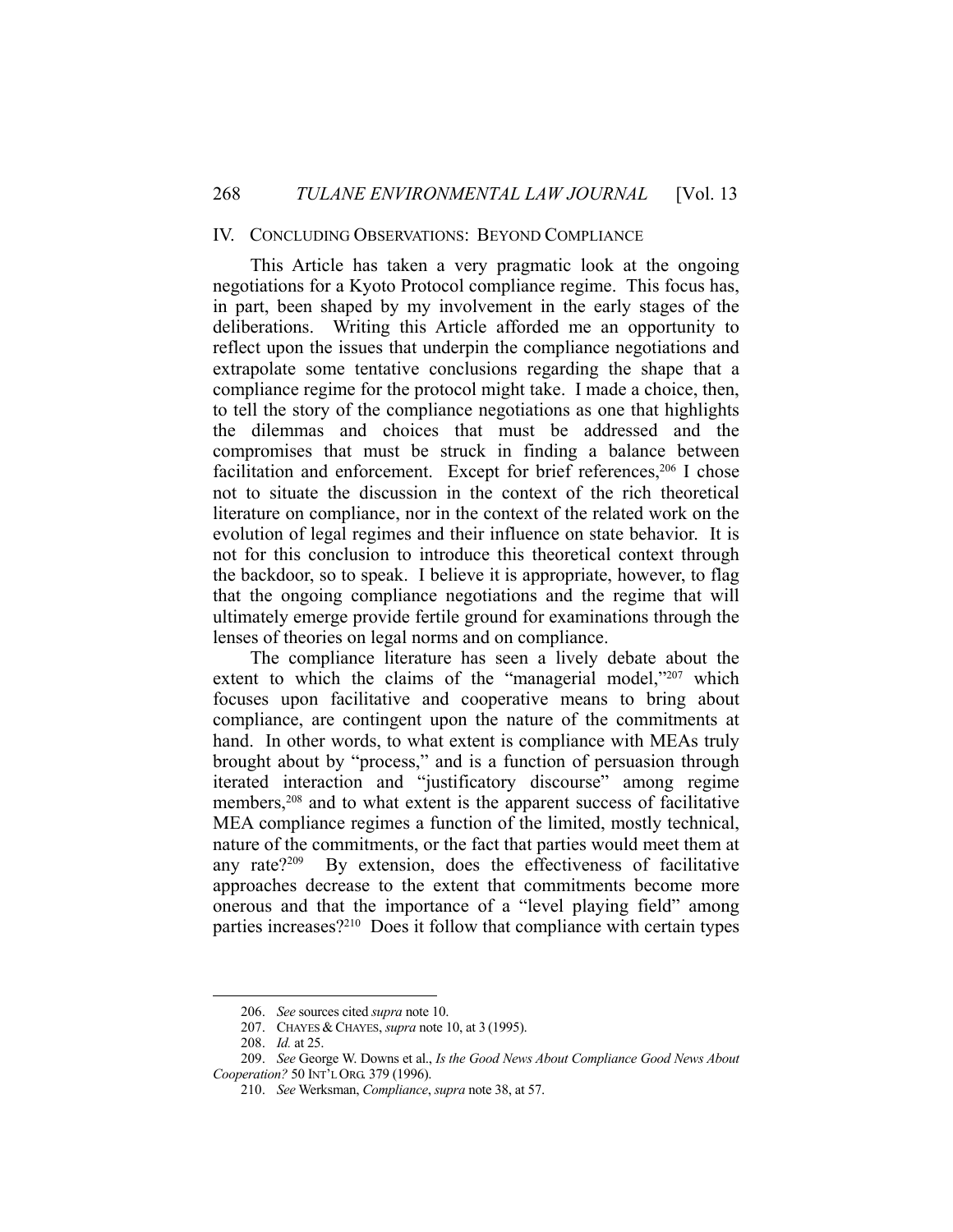## IV. CONCLUDING OBSERVATIONS: BEYOND COMPLIANCE

This Article has taken a very pragmatic look at the ongoing negotiations for a Kyoto Protocol compliance regime. This focus has, in part, been shaped by my involvement in the early stages of the deliberations. Writing this Article afforded me an opportunity to reflect upon the issues that underpin the compliance negotiations and extrapolate some tentative conclusions regarding the shape that a compliance regime for the protocol might take. I made a choice, then, to tell the story of the compliance negotiations as one that highlights the dilemmas and choices that must be addressed and the compromises that must be struck in finding a balance between facilitation and enforcement. Except for brief references,[206] I chose not to situate the discussion in the context of the rich theoretical literature on compliance, nor in the context of the related work on the evolution of legal regimes and their influence on state behavior. It is not for this conclusion to introduce this theoretical context through the backdoor, so to speak. I believe it is appropriate, however, to flag that the ongoing compliance negotiations and the regime that will ultimately emerge provide fertile ground for examinations through the lenses of theories on legal norms and on compliance.

The compliance literature has seen a lively debate about the extent to which the claims of the "managerial model,"[207] which focuses upon facilitative and cooperative means to bring about compliance, are contingent upon the nature of the commitments at hand. In other words, to what extent is compliance with MEAs truly brought about by "process," and is a function of persuasion through iterated interaction and "justificatory discourse" among regime members,[208] and to what extent is the apparent success of facilitative MEA compliance regimes a function of the limited, mostly technical, nature of the commitments, or the fact that parties would meet them at any rate?[209] By extension, does the effectiveness of facilitative approaches decrease to the extent that commitments become more onerous and that the importance of a "level playing field" among parties increases?[210] Does it follow that compliance with certain types

---

206. *See* sources cited *supra* note 10.

207. CHAYES & CHAYES, *supra* note 10, at 3 (1995).

208. *Id.* at 25.

209. *See* George W. Downs et al., *Is the Good News About Compliance Good News About Cooperation?* 50 INT'L ORG. 379 (1996).

210. *See* Werksman, *Compliance*, *supra* note 38, at 57.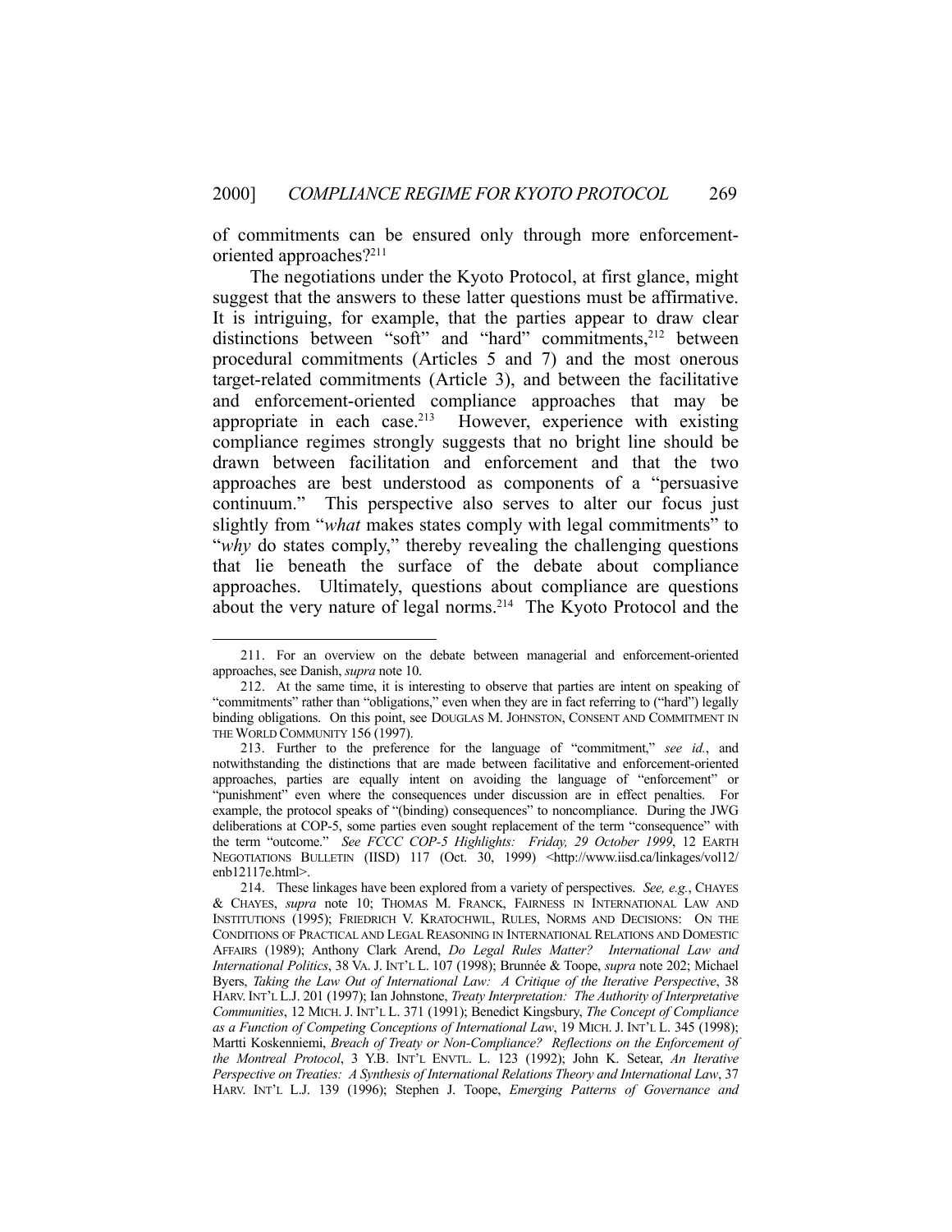of commitments can be ensured only through more enforcement-oriented approaches?[211]

The negotiations under the Kyoto Protocol, at first glance, might suggest that the answers to these latter questions must be affirmative. It is intriguing, for example, that the parties appear to draw clear distinctions between "soft" and "hard" commitments,[212] between procedural commitments (Articles 5 and 7) and the most onerous target-related commitments (Article 3), and between the facilitative and enforcement-oriented compliance approaches that may be appropriate in each case.[213] However, experience with existing compliance regimes strongly suggests that no bright line should be drawn between facilitation and enforcement and that the two approaches are best understood as components of a "persuasive continuum." This perspective also serves to alter our focus just slightly from "*what* makes states comply with legal commitments" to "*why* do states comply," thereby revealing the challenging questions that lie beneath the surface of the debate about compliance approaches. Ultimately, questions about compliance are questions about the very nature of legal norms.[214] The Kyoto Protocol and the

---

211. For an overview on the debate between managerial and enforcement-oriented approaches, see Danish, *supra* note 10.

212. At the same time, it is interesting to observe that parties are intent on speaking of "commitments" rather than "obligations," even when they are in fact referring to ("hard") legally binding obligations. On this point, see DOUGLAS M. JOHNSTON, CONSENT AND COMMITMENT IN THE WORLD COMMUNITY 156 (1997).

213. Further to the preference for the language of "commitment," *see id.*, and notwithstanding the distinctions that are made between facilitative and enforcement-oriented approaches, parties are equally intent on avoiding the language of "enforcement" or "punishment" even where the consequences under discussion are in effect penalties. For example, the protocol speaks of "(binding) consequences" to noncompliance. During the JWG deliberations at COP-5, some parties even sought replacement of the term "consequence" with the term "outcome." *See FCCC COP-5 Highlights: Friday, 29 October 1999*, 12 EARTH NEGOTIATIONS BULLETIN (IISD) 117 (Oct. 30, 1999) <http://www.iisd.ca/linkages/vol12/enb12117e.html>.

214. These linkages have been explored from a variety of perspectives. *See, e.g.*, CHAYES & CHAYES, *supra* note 10; THOMAS M. FRANCK, FAIRNESS IN INTERNATIONAL LAW AND INSTITUTIONS (1995); FRIEDRICH V. KRATOCHWIL, RULES, NORMS AND DECISIONS: ON THE CONDITIONS OF PRACTICAL AND LEGAL REASONING IN INTERNATIONAL RELATIONS AND DOMESTIC AFFAIRS (1989); Anthony Clark Arend, *Do Legal Rules Matter? International Law and International Politics*, 38 VA. J. INT'L L. 107 (1998); Brunnée & Toope, *supra* note 202; Michael Byers, *Taking the Law Out of International Law: A Critique of the Iterative Perspective*, 38 HARV. INT'L L.J. 201 (1997); Ian Johnstone, *Treaty Interpretation: The Authority of Interpretative Communities*, 12 MICH. J. INT'L L. 371 (1991); Benedict Kingsbury, *The Concept of Compliance as a Function of Competing Conceptions of International Law*, 19 MICH. J. INT'L L. 345 (1998); Martti Koskenniemi, *Breach of Treaty or Non-Compliance? Reflections on the Enforcement of the Montreal Protocol*, 3 Y.B. INT'L ENVTL. L. 123 (1992); John K. Setear, *An Iterative Perspective on Treaties: A Synthesis of International Relations Theory and International Law*, 37 HARV. INT'L L.J. 139 (1996); Stephen J. Toope, *Emerging Patterns of Governance and*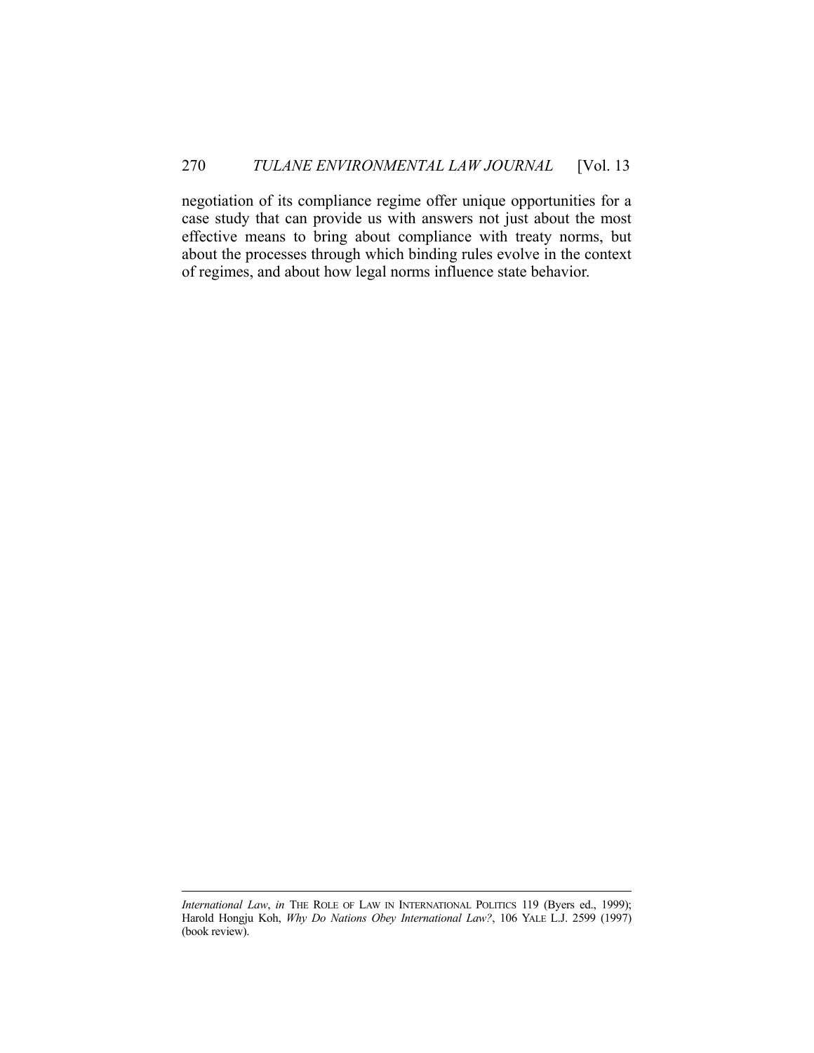negotiation of its compliance regime offer unique opportunities for a case study that can provide us with answers not just about the most effective means to bring about compliance with treaty norms, but about the processes through which binding rules evolve in the context of regimes, and about how legal norms influence state behavior.

---

*International Law*, *in* THE ROLE OF LAW IN INTERNATIONAL POLITICS 119 (Byers ed., 1999); Harold Hongju Koh, *Why Do Nations Obey International Law?*, 106 YALE L.J. 2599 (1997) (book review).